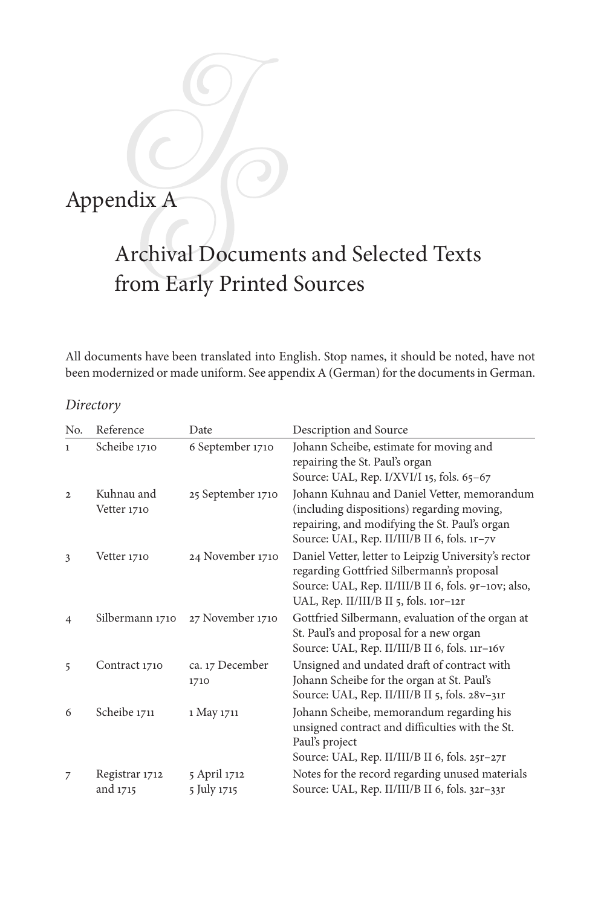# Appendix A

## Archival Documents and Selected Texts from Early Printed Sources

All documents have been translated into English. Stop names, it should be noted, have not been modernized or made uniform. See appendix A (German) for the documents in German.

### *Directory*

| No. | Reference | Date | Description and Source |
|---|---|---|---|
| 1 | Scheibe 1710 | 6 September 1710 | Johann Scheibe, estimate for moving and repairing the St. Paul's organ<br>Source: UAL, Rep. I/XVI/I 15, fols. 65–67 |
| 2 | Kuhnau and Vetter 1710 | 25 September 1710 | Johann Kuhnau and Daniel Vetter, memorandum (including dispositions) regarding moving, repairing, and modifying the St. Paul's organ<br>Source: UAL, Rep. II/III/B II 6, fols. 1r–7v |
| 3 | Vetter 1710 | 24 November 1710 | Daniel Vetter, letter to Leipzig University's rector regarding Gottfried Silbermann's proposal<br>Source: UAL, Rep. II/III/B II 6, fols. 9r–10v; also, UAL, Rep. II/III/B II 5, fols. 10r–12r |
| 4 | Silbermann 1710 | 27 November 1710 | Gottfried Silbermann, evaluation of the organ at St. Paul's and proposal for a new organ<br>Source: UAL, Rep. II/III/B II 6, fols. 11r–16v |
| 5 | Contract 1710 | ca. 17 December 1710 | Unsigned and undated draft of contract with Johann Scheibe for the organ at St. Paul's<br>Source: UAL, Rep. II/III/B II 5, fols. 28v–31r |
| 6 | Scheibe 1711 | 1 May 1711 | Johann Scheibe, memorandum regarding his unsigned contract and difficulties with the St. Paul's project<br>Source: UAL, Rep. II/III/B II 6, fols. 25r–27r |
| 7 | Registrar 1712 and 1715 | 5 April 1712<br>5 July 1715 | Notes for the record regarding unused materials<br>Source: UAL, Rep. II/III/B II 6, fols. 32r–33r |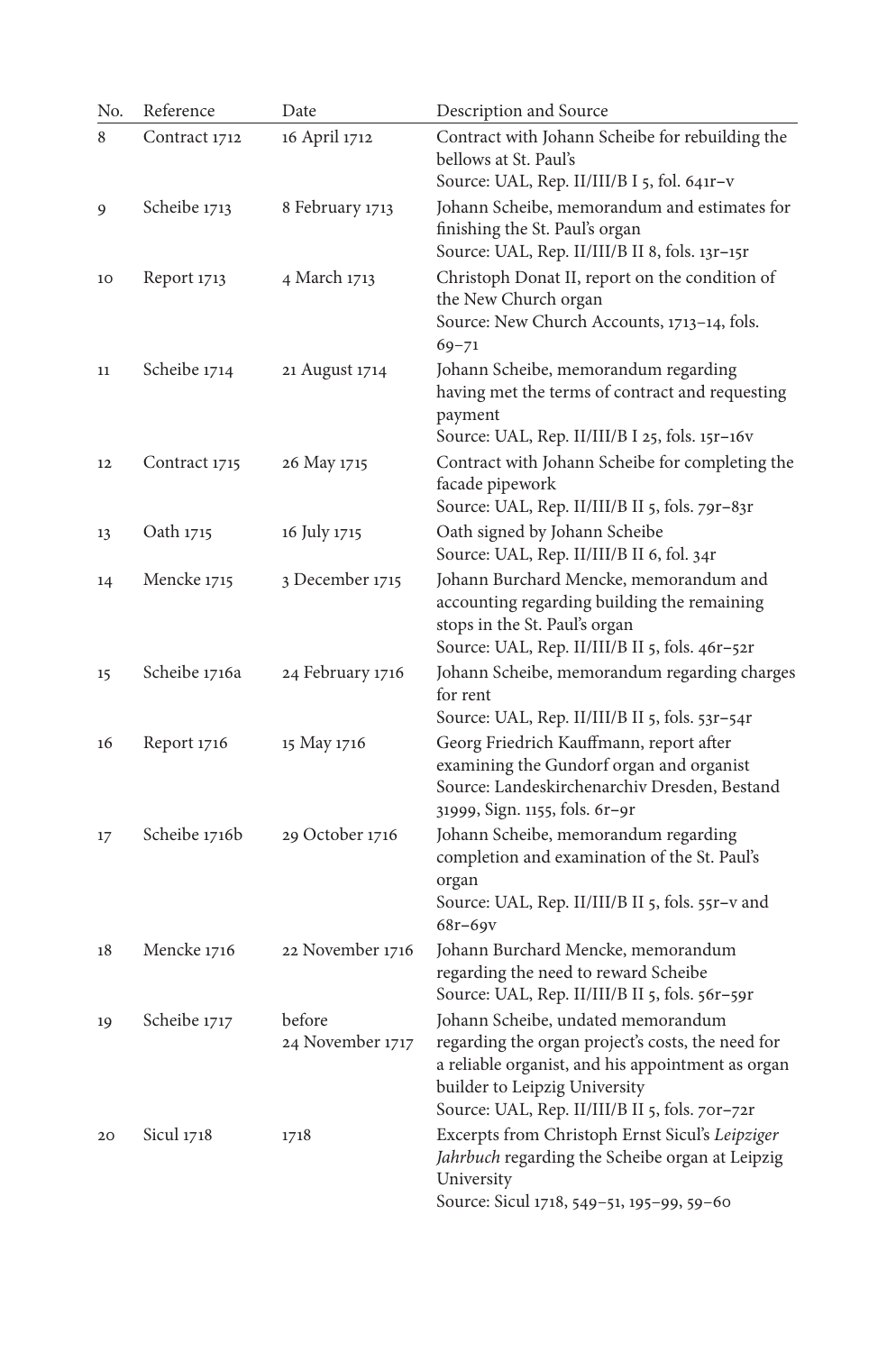| No. | Reference | Date | Description and Source |
|---|---|---|---|
| 8 | Contract 1712 | 16 April 1712 | Contract with Johann Scheibe for rebuilding the bellows at St. Paul's<br>Source: UAL, Rep. II/III/B I 5, fol. 641r–v |
| 9 | Scheibe 1713 | 8 February 1713 | Johann Scheibe, memorandum and estimates for finishing the St. Paul's organ<br>Source: UAL, Rep. II/III/B II 8, fols. 13r–15r |
| 10 | Report 1713 | 4 March 1713 | Christoph Donat II, report on the condition of the New Church organ<br>Source: New Church Accounts, 1713–14, fols. 69–71 |
| 11 | Scheibe 1714 | 21 August 1714 | Johann Scheibe, memorandum regarding having met the terms of contract and requesting payment<br>Source: UAL, Rep. II/III/B I 25, fols. 15r–16v |
| 12 | Contract 1715 | 26 May 1715 | Contract with Johann Scheibe for completing the facade pipework<br>Source: UAL, Rep. II/III/B II 5, fols. 79r–83r |
| 13 | Oath 1715 | 16 July 1715 | Oath signed by Johann Scheibe<br>Source: UAL, Rep. II/III/B II 6, fol. 34r |
| 14 | Mencke 1715 | 3 December 1715 | Johann Burchard Mencke, memorandum and accounting regarding building the remaining stops in the St. Paul's organ<br>Source: UAL, Rep. II/III/B II 5, fols. 46r–52r |
| 15 | Scheibe 1716a | 24 February 1716 | Johann Scheibe, memorandum regarding charges for rent<br>Source: UAL, Rep. II/III/B II 5, fols. 53r–54r |
| 16 | Report 1716 | 15 May 1716 | Georg Friedrich Kauffmann, report after examining the Gundorf organ and organist<br>Source: Landeskirchenarchiv Dresden, Bestand 31999, Sign. 1155, fols. 6r–9r |
| 17 | Scheibe 1716b | 29 October 1716 | Johann Scheibe, memorandum regarding completion and examination of the St. Paul's organ<br>Source: UAL, Rep. II/III/B II 5, fols. 55r–v and 68r–69v |
| 18 | Mencke 1716 | 22 November 1716 | Johann Burchard Mencke, memorandum regarding the need to reward Scheibe<br>Source: UAL, Rep. II/III/B II 5, fols. 56r–59r |
| 19 | Scheibe 1717 | before 24 November 1717 | Johann Scheibe, undated memorandum regarding the organ project's costs, the need for a reliable organist, and his appointment as organ builder to Leipzig University<br>Source: UAL, Rep. II/III/B II 5, fols. 70r–72r |
| 20 | Sicul 1718 | 1718 | Excerpts from Christoph Ernst Sicul's *Leipziger Jahrbuch* regarding the Scheibe organ at Leipzig University<br>Source: Sicul 1718, 549–51, 195–99, 59–60 |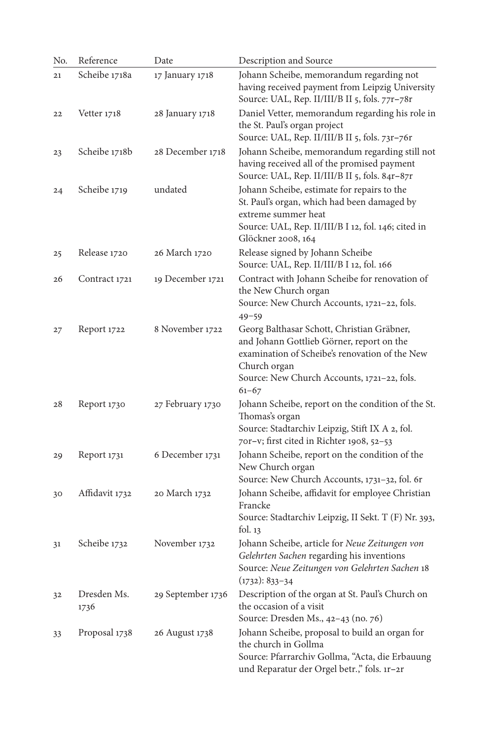| No. | Reference | Date | Description and Source |
| --- | --- | --- | --- |
| 21 | Scheibe 1718a | 17 January 1718 | Johann Scheibe, memorandum regarding not having received payment from Leipzig University<br>Source: UAL, Rep. II/III/B II 5, fols. 77r–78r |
| 22 | Vetter 1718 | 28 January 1718 | Daniel Vetter, memorandum regarding his role in the St. Paul's organ project<br>Source: UAL, Rep. II/III/B II 5, fols. 73r–76r |
| 23 | Scheibe 1718b | 28 December 1718 | Johann Scheibe, memorandum regarding still not having received all of the promised payment<br>Source: UAL, Rep. II/III/B II 5, fols. 84r–87r |
| 24 | Scheibe 1719 | undated | Johann Scheibe, estimate for repairs to the St. Paul's organ, which had been damaged by extreme summer heat<br>Source: UAL, Rep. II/III/B I 12, fol. 146; cited in Glöckner 2008, 164 |
| 25 | Release 1720 | 26 March 1720 | Release signed by Johann Scheibe<br>Source: UAL, Rep. II/III/B I 12, fol. 166 |
| 26 | Contract 1721 | 19 December 1721 | Contract with Johann Scheibe for renovation of the New Church organ<br>Source: New Church Accounts, 1721–22, fols. 49–59 |
| 27 | Report 1722 | 8 November 1722 | Georg Balthasar Schott, Christian Gräbner, and Johann Gottlieb Görner, report on the examination of Scheibe's renovation of the New Church organ<br>Source: New Church Accounts, 1721–22, fols. 61–67 |
| 28 | Report 1730 | 27 February 1730 | Johann Scheibe, report on the condition of the St. Thomas's organ<br>Source: Stadtarchiv Leipzig, Stift IX A 2, fol. 70r–v; first cited in Richter 1908, 52–53 |
| 29 | Report 1731 | 6 December 1731 | Johann Scheibe, report on the condition of the New Church organ<br>Source: New Church Accounts, 1731–32, fol. 6r |
| 30 | Affidavit 1732 | 20 March 1732 | Johann Scheibe, affidavit for employee Christian Francke<br>Source: Stadtarchiv Leipzig, II Sekt. T (F) Nr. 393, fol. 13 |
| 31 | Scheibe 1732 | November 1732 | Johann Scheibe, article for *Neue Zeitungen von Gelehrten Sachen* regarding his inventions<br>Source: *Neue Zeitungen von Gelehrten Sachen* 18 (1732): 833–34 |
| 32 | Dresden Ms. 1736 | 29 September 1736 | Description of the organ at St. Paul's Church on the occasion of a visit<br>Source: Dresden Ms., 42–43 (no. 76) |
| 33 | Proposal 1738 | 26 August 1738 | Johann Scheibe, proposal to build an organ for the church in Gollma<br>Source: Pfarrarchiv Gollma, "Acta, die Erbauung und Reparatur der Orgel betr.," fols. 1r–2r |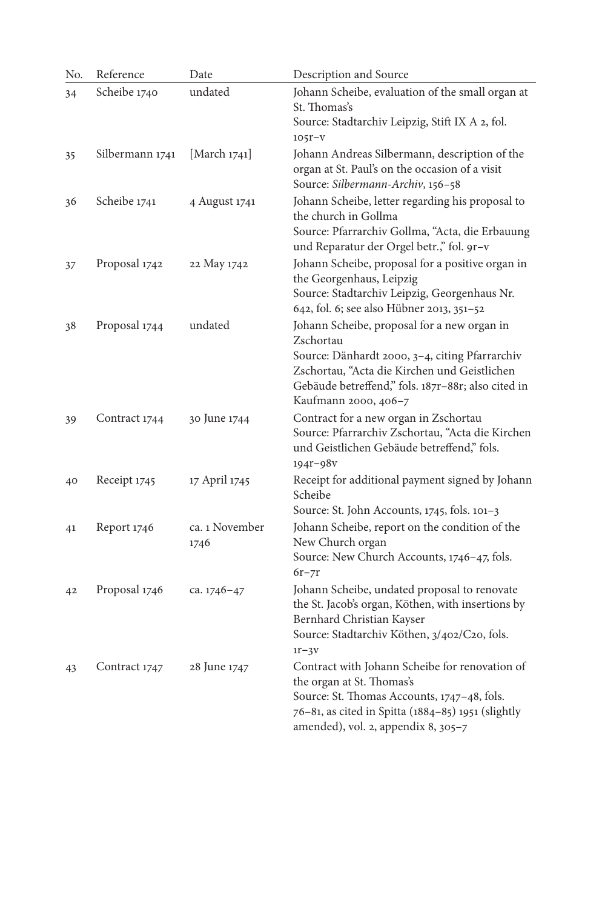| No. | Reference | Date | Description and Source |
|---|---|---|---|
| 34 | Scheibe 1740 | undated | Johann Scheibe, evaluation of the small organ at St. Thomas's<br>Source: Stadtarchiv Leipzig, Stift IX A 2, fol. 105r–v |
| 35 | Silbermann 1741 | [March 1741] | Johann Andreas Silbermann, description of the organ at St. Paul's on the occasion of a visit<br>Source: *Silbermann-Archiv*, 156–58 |
| 36 | Scheibe 1741 | 4 August 1741 | Johann Scheibe, letter regarding his proposal to the church in Gollma<br>Source: Pfarrarchiv Gollma, "Acta, die Erbauung und Reparatur der Orgel betr.," fol. 9r–v |
| 37 | Proposal 1742 | 22 May 1742 | Johann Scheibe, proposal for a positive organ in the Georgenhaus, Leipzig<br>Source: Stadtarchiv Leipzig, Georgenhaus Nr. 642, fol. 6; see also Hübner 2013, 351–52 |
| 38 | Proposal 1744 | undated | Johann Scheibe, proposal for a new organ in Zschortau<br>Source: Dänhardt 2000, 3–4, citing Pfarrarchiv Zschortau, "Acta die Kirchen und Geistlichen Gebäude betreffend," fols. 187r–88r; also cited in Kaufmann 2000, 406–7 |
| 39 | Contract 1744 | 30 June 1744 | Contract for a new organ in Zschortau<br>Source: Pfarrarchiv Zschortau, "Acta die Kirchen und Geistlichen Gebäude betreffend," fols. 194r–98v |
| 40 | Receipt 1745 | 17 April 1745 | Receipt for additional payment signed by Johann Scheibe<br>Source: St. John Accounts, 1745, fols. 101–3 |
| 41 | Report 1746 | ca. 1 November 1746 | Johann Scheibe, report on the condition of the New Church organ<br>Source: New Church Accounts, 1746–47, fols. 6r–7r |
| 42 | Proposal 1746 | ca. 1746–47 | Johann Scheibe, undated proposal to renovate the St. Jacob's organ, Köthen, with insertions by Bernhard Christian Kayser<br>Source: Stadtarchiv Köthen, 3/402/C20, fols. 1r–3v |
| 43 | Contract 1747 | 28 June 1747 | Contract with Johann Scheibe for renovation of the organ at St. Thomas's<br>Source: St. Thomas Accounts, 1747–48, fols. 76–81, as cited in Spitta (1884–85) 1951 (slightly amended), vol. 2, appendix 8, 305–7 |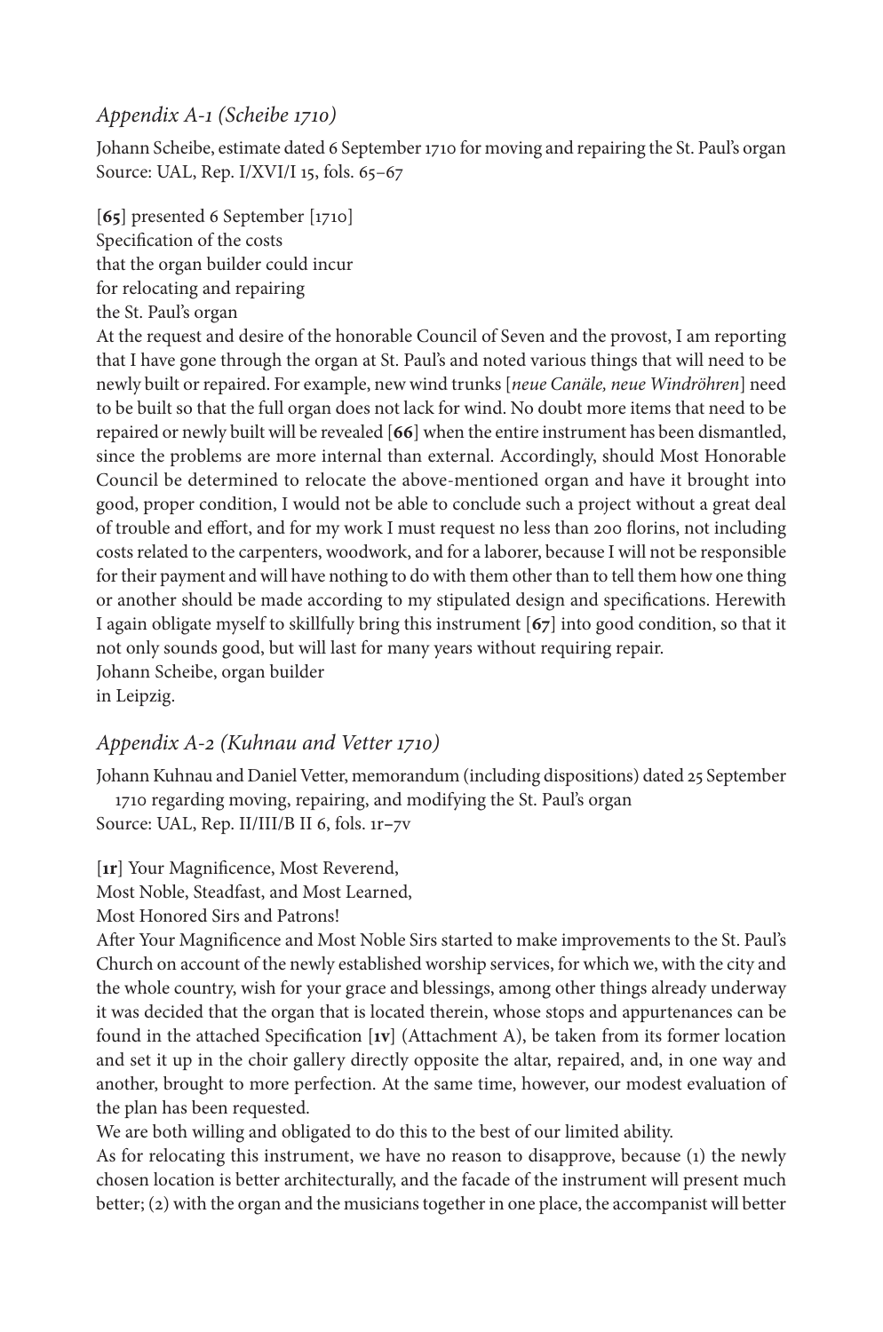## *Appendix A-1 (Scheibe 1710)*

Johann Scheibe, estimate dated 6 September 1710 for moving and repairing the St. Paul's organ
Source: UAL, Rep. I/XVI/I 15, fols. 65–67

[**65**] presented 6 September [1710]
Specification of the costs
that the organ builder could incur
for relocating and repairing
the St. Paul's organ

At the request and desire of the honorable Council of Seven and the provost, I am reporting that I have gone through the organ at St. Paul's and noted various things that will need to be newly built or repaired. For example, new wind trunks [*neue Canäle, neue Windröhren*] need to be built so that the full organ does not lack for wind. No doubt more items that need to be repaired or newly built will be revealed [**66**] when the entire instrument has been dismantled, since the problems are more internal than external. Accordingly, should Most Honorable Council be determined to relocate the above-mentioned organ and have it brought into good, proper condition, I would not be able to conclude such a project without a great deal of trouble and effort, and for my work I must request no less than 200 florins, not including costs related to the carpenters, woodwork, and for a laborer, because I will not be responsible for their payment and will have nothing to do with them other than to tell them how one thing or another should be made according to my stipulated design and specifications. Herewith I again obligate myself to skillfully bring this instrument [**67**] into good condition, so that it not only sounds good, but will last for many years without requiring repair.
Johann Scheibe, organ builder
in Leipzig.

## *Appendix A-2 (Kuhnau and Vetter 1710)*

Johann Kuhnau and Daniel Vetter, memorandum (including dispositions) dated 25 September 1710 regarding moving, repairing, and modifying the St. Paul's organ
Source: UAL, Rep. II/III/B II 6, fols. 1r–7v

[**1r**] Your Magnificence, Most Reverend,
Most Noble, Steadfast, and Most Learned,
Most Honored Sirs and Patrons!

After Your Magnificence and Most Noble Sirs started to make improvements to the St. Paul's Church on account of the newly established worship services, for which we, with the city and the whole country, wish for your grace and blessings, among other things already underway it was decided that the organ that is located therein, whose stops and appurtenances can be found in the attached Specification [**1v**] (Attachment A), be taken from its former location and set it up in the choir gallery directly opposite the altar, repaired, and, in one way and another, brought to more perfection. At the same time, however, our modest evaluation of the plan has been requested.

We are both willing and obligated to do this to the best of our limited ability.

As for relocating this instrument, we have no reason to disapprove, because (1) the newly chosen location is better architecturally, and the facade of the instrument will present much better; (2) with the organ and the musicians together in one place, the accompanist will better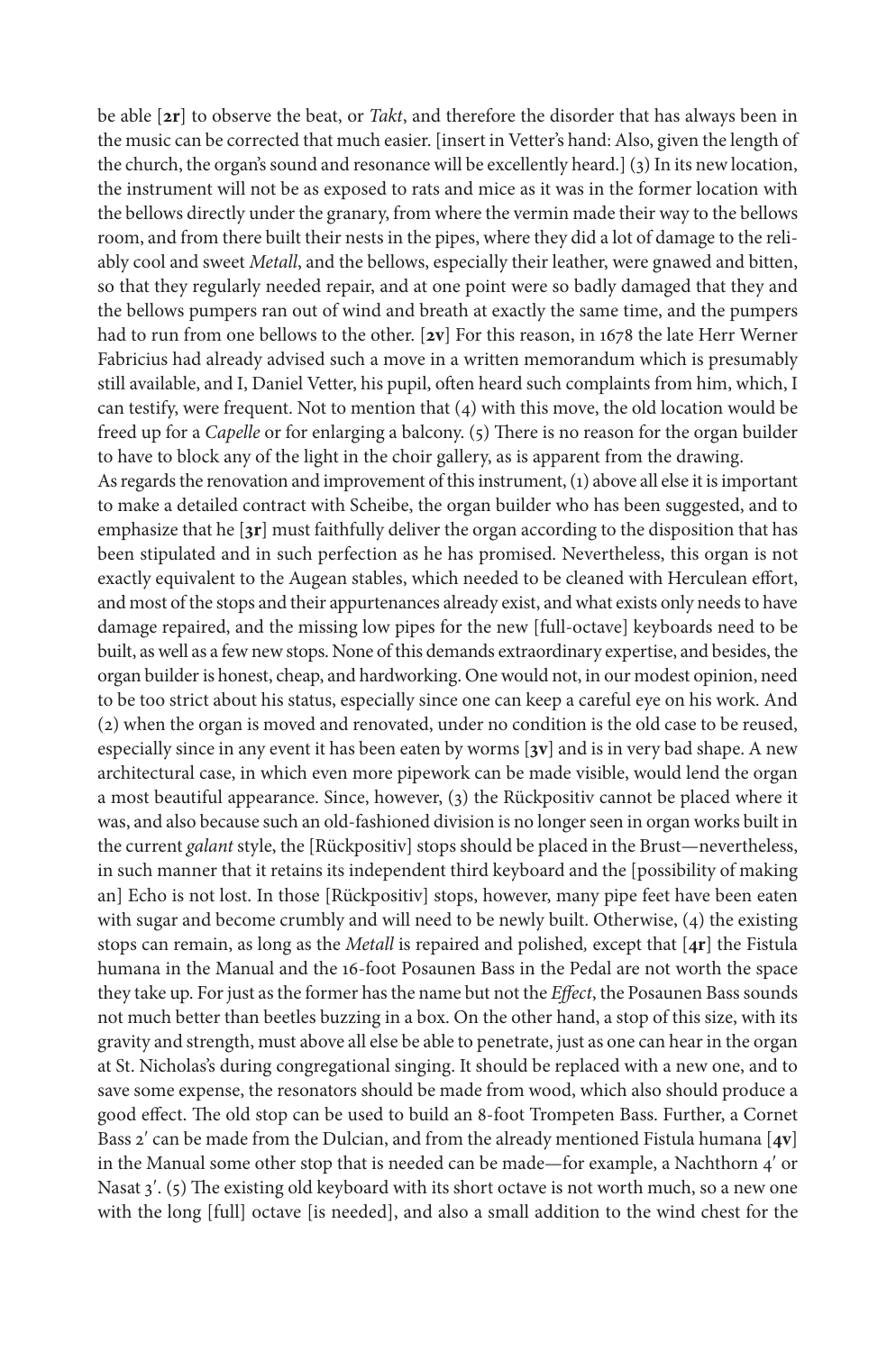be able [**2r**] to observe the beat, or *Takt*, and therefore the disorder that has always been in the music can be corrected that much easier. [insert in Vetter's hand: Also, given the length of the church, the organ's sound and resonance will be excellently heard.] (3) In its new location, the instrument will not be as exposed to rats and mice as it was in the former location with the bellows directly under the granary, from where the vermin made their way to the bellows room, and from there built their nests in the pipes, where they did a lot of damage to the reliably cool and sweet *Metall*, and the bellows, especially their leather, were gnawed and bitten, so that they regularly needed repair, and at one point were so badly damaged that they and the bellows pumpers ran out of wind and breath at exactly the same time, and the pumpers had to run from one bellows to the other. [**2v**] For this reason, in 1678 the late Herr Werner Fabricius had already advised such a move in a written memorandum which is presumably still available, and I, Daniel Vetter, his pupil, often heard such complaints from him, which, I can testify, were frequent. Not to mention that (4) with this move, the old location would be freed up for a *Capelle* or for enlarging a balcony. (5) There is no reason for the organ builder to have to block any of the light in the choir gallery, as is apparent from the drawing.

As regards the renovation and improvement of this instrument, (1) above all else it is important to make a detailed contract with Scheibe, the organ builder who has been suggested, and to emphasize that he [**3r**] must faithfully deliver the organ according to the disposition that has been stipulated and in such perfection as he has promised. Nevertheless, this organ is not exactly equivalent to the Augean stables, which needed to be cleaned with Herculean effort, and most of the stops and their appurtenances already exist, and what exists only needs to have damage repaired, and the missing low pipes for the new [full-octave] keyboards need to be built, as well as a few new stops. None of this demands extraordinary expertise, and besides, the organ builder is honest, cheap, and hardworking. One would not, in our modest opinion, need to be too strict about his status, especially since one can keep a careful eye on his work. And (2) when the organ is moved and renovated, under no condition is the old case to be reused, especially since in any event it has been eaten by worms [**3v**] and is in very bad shape. A new architectural case, in which even more pipework can be made visible, would lend the organ a most beautiful appearance. Since, however, (3) the Rückpositiv cannot be placed where it was, and also because such an old-fashioned division is no longer seen in organ works built in the current *galant* style, the [Rückpositiv] stops should be placed in the Brust—nevertheless, in such manner that it retains its independent third keyboard and the [possibility of making an] Echo is not lost. In those [Rückpositiv] stops, however, many pipe feet have been eaten with sugar and become crumbly and will need to be newly built. Otherwise, (4) the existing stops can remain, as long as the *Metall* is repaired and polished, except that [**4r**] the Fistula humana in the Manual and the 16-foot Posaunen Bass in the Pedal are not worth the space they take up. For just as the former has the name but not the *Effect*, the Posaunen Bass sounds not much better than beetles buzzing in a box. On the other hand, a stop of this size, with its gravity and strength, must above all else be able to penetrate, just as one can hear in the organ at St. Nicholas's during congregational singing. It should be replaced with a new one, and to save some expense, the resonators should be made from wood, which also should produce a good effect. The old stop can be used to build an 8-foot Trompeten Bass. Further, a Cornet Bass 2′ can be made from the Dulcian, and from the already mentioned Fistula humana [**4v**] in the Manual some other stop that is needed can be made—for example, a Nachthorn 4′ or Nasat 3′. (5) The existing old keyboard with its short octave is not worth much, so a new one with the long [full] octave [is needed], and also a small addition to the wind chest for the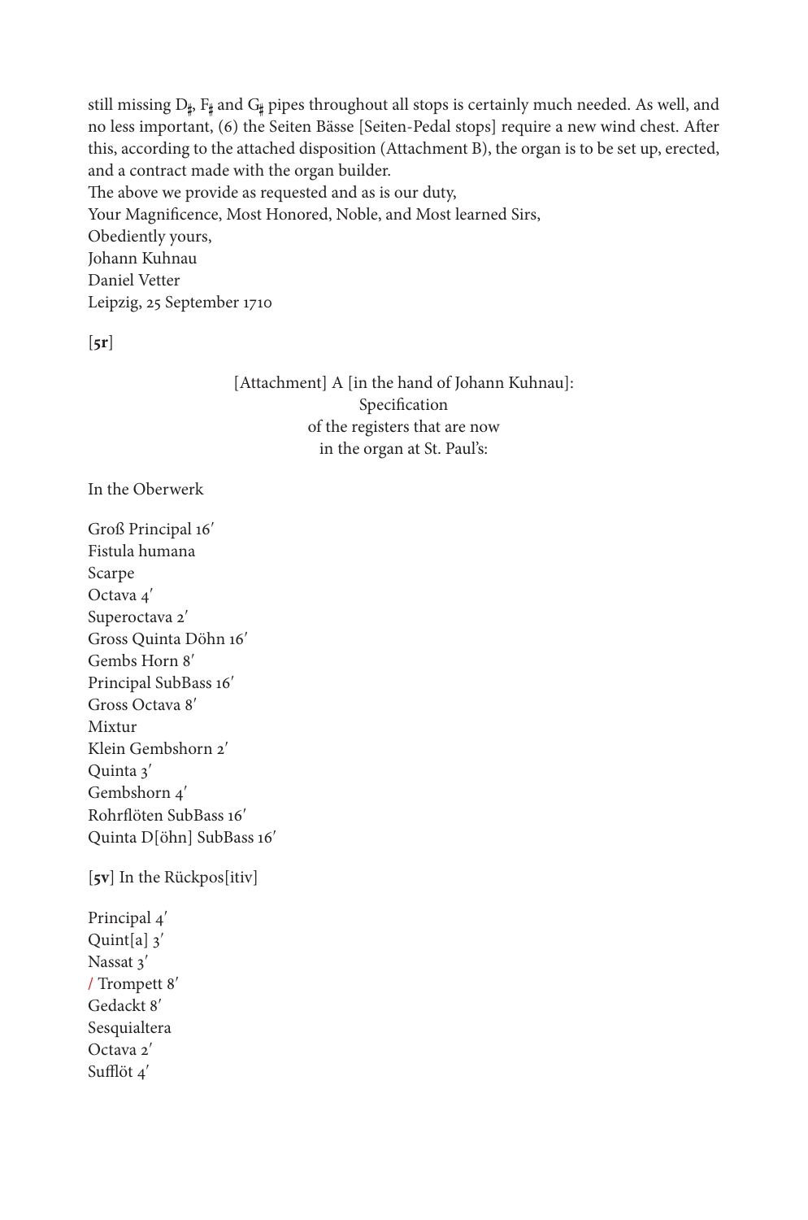still missing D♯, F♯ and G♯ pipes throughout all stops is certainly much needed. As well, and no less important, (6) the Seiten Bässe [Seiten-Pedal stops] require a new wind chest. After this, according to the attached disposition (Attachment B), the organ is to be set up, erected, and a contract made with the organ builder.

The above we provide as requested and as is our duty,
Your Magnificence, Most Honored, Noble, and Most learned Sirs,
Obediently yours,
Johann Kuhnau
Daniel Vetter
Leipzig, 25 September 1710

[**5r**]

[Attachment] A [in the hand of Johann Kuhnau]:
Specification
of the registers that are now
in the organ at St. Paul's:

In the Oberwerk

Groß Principal 16′
Fistula humana
Scarpe
Octava 4′
Superoctava 2′
Gross Quinta Döhn 16′
Gembs Horn 8′
Principal SubBass 16′
Gross Octava 8′
Mixtur
Klein Gembshorn 2′
Quinta 3′
Gembshorn 4′
Rohrflöten SubBass 16′
Quinta D[öhn] SubBass 16′

[**5v**] In the Rückpos[itiv]

Principal 4′
Quint[a] 3′
Nassat 3′
/ Trompett 8′
Gedackt 8′
Sesquialtera
Octava 2′
Sufflöt 4′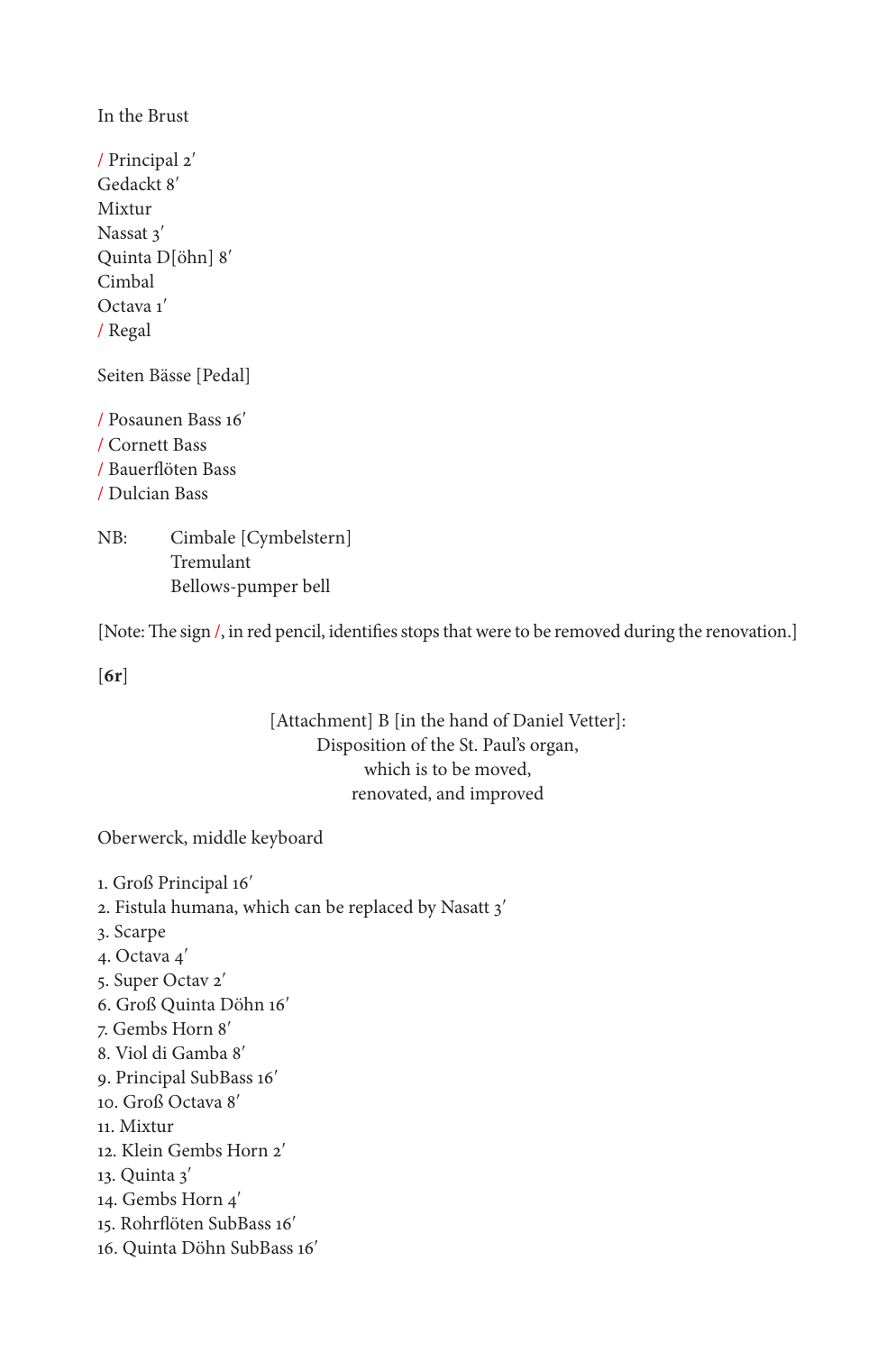In the Brust

/ Principal 2′
Gedackt 8′
Mixtur
Nassat 3′
Quinta D[öhn] 8′
Cimbal
Octava 1′
/ Regal

Seiten Bässe [Pedal]

/ Posaunen Bass 16′
/ Cornett Bass
/ Bauerflöten Bass
/ Dulcian Bass

NB: Cimbale [Cymbelstern]
Tremulant
Bellows-pumper bell

[Note: The sign /, in red pencil, identifies stops that were to be removed during the renovation.]

[**6r**]

[Attachment] B [in the hand of Daniel Vetter]:
Disposition of the St. Paul's organ,
which is to be moved,
renovated, and improved

Oberwerck, middle keyboard

1. Groß Principal 16′
2. Fistula humana, which can be replaced by Nasatt 3′
3. Scarpe
4. Octava 4′
5. Super Octav 2′
6. Groß Quinta Döhn 16′
7. Gembs Horn 8′
8. Viol di Gamba 8′
9. Principal SubBass 16′
10. Groß Octava 8′
11. Mixtur
12. Klein Gembs Horn 2′
13. Quinta 3′
14. Gembs Horn 4′
15. Rohrflöten SubBass 16′
16. Quinta Döhn SubBass 16′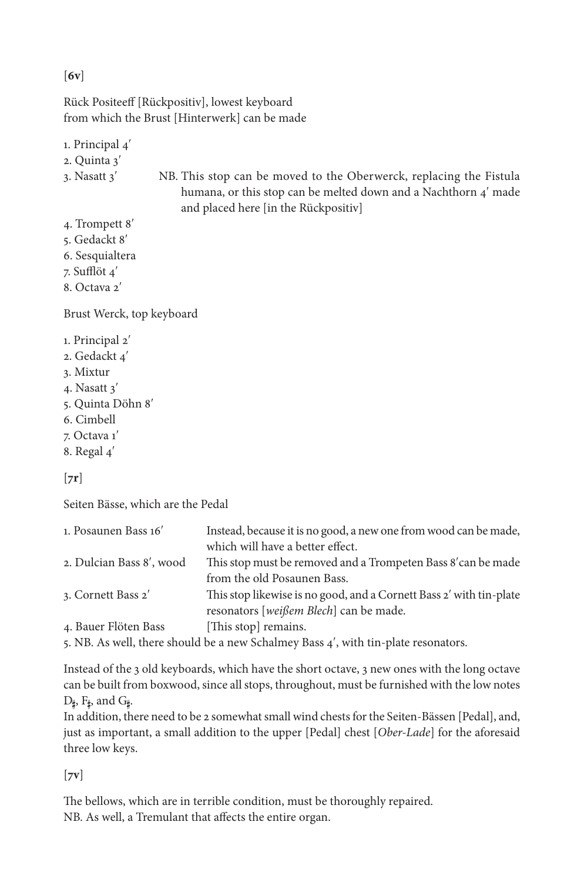[**6v**]

Rück Positeeff [Rückpositiv], lowest keyboard
from which the Brust [Hinterwerk] can be made

1. Principal 4′
2. Quinta 3′
3. Nasatt 3′ — NB. This stop can be moved to the Oberwerck, replacing the Fistula humana, or this stop can be melted down and a Nachthorn 4′ made and placed here [in the Rückpositiv]
4. Trompett 8′
5. Gedackt 8′
6. Sesquialtera
7. Sufflöt 4′
8. Octava 2′

Brust Werck, top keyboard

1. Principal 2′
2. Gedackt 4′
3. Mixtur
4. Nasatt 3′
5. Quinta Döhn 8′
6. Cimbell
7. Octava 1′
8. Regal 4′

[**7r**]

Seiten Bässe, which are the Pedal

| | |
|---|---|
| 1. Posaunen Bass 16′ | Instead, because it is no good, a new one from wood can be made, which will have a better effect. |
| 2. Dulcian Bass 8′, wood | This stop must be removed and a Trompeten Bass 8′ can be made from the old Posaunen Bass. |
| 3. Cornett Bass 2′ | This stop likewise is no good, and a Cornett Bass 2′ with tin-plate resonators [*weißem Blech*] can be made. |
| 4. Bauer Flöten Bass | [This stop] remains. |

5. NB. As well, there should be a new Schalmey Bass 4′, with tin-plate resonators.

Instead of the 3 old keyboards, which have the short octave, 3 new ones with the long octave can be built from boxwood, since all stops, throughout, must be furnished with the low notes D♯, F♯, and G♯.
In addition, there need to be 2 somewhat small wind chests for the Seiten-Bässen [Pedal], and, just as important, a small addition to the upper [Pedal] chest [*Ober-Lade*] for the aforesaid three low keys.

[**7v**]

The bellows, which are in terrible condition, must be thoroughly repaired.
NB. As well, a Tremulant that affects the entire organ.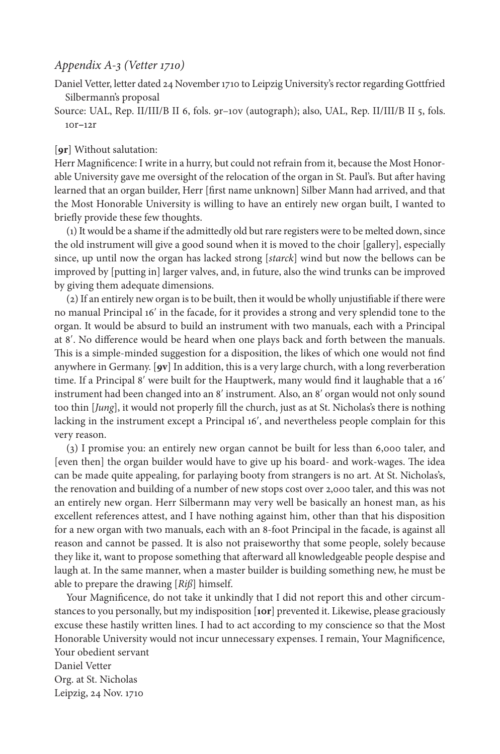## *Appendix A-3 (Vetter 1710)*

Daniel Vetter, letter dated 24 November 1710 to Leipzig University's rector regarding Gottfried Silbermann's proposal

Source: UAL, Rep. II/III/B II 6, fols. 9r–10v (autograph); also, UAL, Rep. II/III/B II 5, fols. 10r–12r

[**9r**] Without salutation:

Herr Magnificence: I write in a hurry, but could not refrain from it, because the Most Honorable University gave me oversight of the relocation of the organ in St. Paul's. But after having learned that an organ builder, Herr [first name unknown] Silber Mann had arrived, and that the Most Honorable University is willing to have an entirely new organ built, I wanted to briefly provide these few thoughts.

(1) It would be a shame if the admittedly old but rare registers were to be melted down, since the old instrument will give a good sound when it is moved to the choir [gallery], especially since, up until now the organ has lacked strong [*starck*] wind but now the bellows can be improved by [putting in] larger valves, and, in future, also the wind trunks can be improved by giving them adequate dimensions.

(2) If an entirely new organ is to be built, then it would be wholly unjustifiable if there were no manual Principal 16′ in the facade, for it provides a strong and very splendid tone to the organ. It would be absurd to build an instrument with two manuals, each with a Principal at 8′. No difference would be heard when one plays back and forth between the manuals. This is a simple-minded suggestion for a disposition, the likes of which one would not find anywhere in Germany. [**9v**] In addition, this is a very large church, with a long reverberation time. If a Principal 8′ were built for the Hauptwerk, many would find it laughable that a 16′ instrument had been changed into an 8′ instrument. Also, an 8′ organ would not only sound too thin [*Jung*], it would not properly fill the church, just as at St. Nicholas's there is nothing lacking in the instrument except a Principal 16′, and nevertheless people complain for this very reason.

(3) I promise you: an entirely new organ cannot be built for less than 6,000 taler, and [even then] the organ builder would have to give up his board- and work-wages. The idea can be made quite appealing, for parlaying booty from strangers is no art. At St. Nicholas's, the renovation and building of a number of new stops cost over 2,000 taler, and this was not an entirely new organ. Herr Silbermann may very well be basically an honest man, as his excellent references attest, and I have nothing against him, other than that his disposition for a new organ with two manuals, each with an 8-foot Principal in the facade, is against all reason and cannot be passed. It is also not praiseworthy that some people, solely because they like it, want to propose something that afterward all knowledgeable people despise and laugh at. In the same manner, when a master builder is building something new, he must be able to prepare the drawing [*Riß*] himself.

Your Magnificence, do not take it unkindly that I did not report this and other circumstances to you personally, but my indisposition [**10r**] prevented it. Likewise, please graciously excuse these hastily written lines. I had to act according to my conscience so that the Most Honorable University would not incur unnecessary expenses. I remain, Your Magnificence,

Your obedient servant  
Daniel Vetter  
Org. at St. Nicholas  
Leipzig, 24 Nov. 1710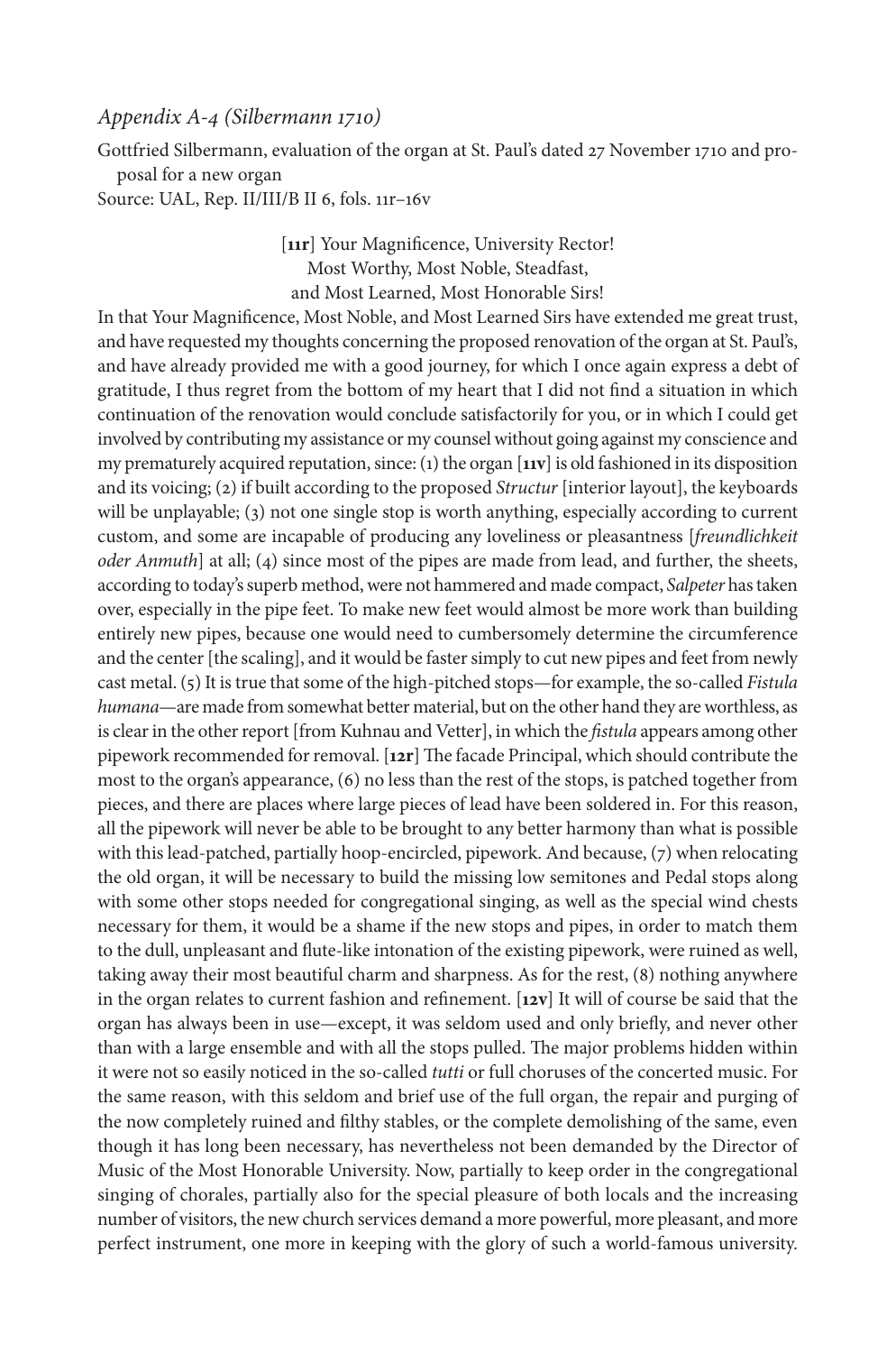*Appendix A-4 (Silbermann 1710)*

Gottfried Silbermann, evaluation of the organ at St. Paul's dated 27 November 1710 and proposal for a new organ

Source: UAL, Rep. II/III/B II 6, fols. 11r–16v

[**11r**] Your Magnificence, University Rector!
Most Worthy, Most Noble, Steadfast,
and Most Learned, Most Honorable Sirs!

In that Your Magnificence, Most Noble, and Most Learned Sirs have extended me great trust, and have requested my thoughts concerning the proposed renovation of the organ at St. Paul's, and have already provided me with a good journey, for which I once again express a debt of gratitude, I thus regret from the bottom of my heart that I did not find a situation in which continuation of the renovation would conclude satisfactorily for you, or in which I could get involved by contributing my assistance or my counsel without going against my conscience and my prematurely acquired reputation, since: (1) the organ [**11v**] is old fashioned in its disposition and its voicing; (2) if built according to the proposed *Structur* [interior layout], the keyboards will be unplayable; (3) not one single stop is worth anything, especially according to current custom, and some are incapable of producing any loveliness or pleasantness [*freundlichkeit oder Anmuth*] at all; (4) since most of the pipes are made from lead, and further, the sheets, according to today's superb method, were not hammered and made compact, *Salpeter* has taken over, especially in the pipe feet. To make new feet would almost be more work than building entirely new pipes, because one would need to cumbersomely determine the circumference and the center [the scaling], and it would be faster simply to cut new pipes and feet from newly cast metal. (5) It is true that some of the high-pitched stops—for example, the so-called *Fistula humana*—are made from somewhat better material, but on the other hand they are worthless, as is clear in the other report [from Kuhnau and Vetter], in which the *fistula* appears among other pipework recommended for removal. [**12r**] The facade Principal, which should contribute the most to the organ's appearance, (6) no less than the rest of the stops, is patched together from pieces, and there are places where large pieces of lead have been soldered in. For this reason, all the pipework will never be able to be brought to any better harmony than what is possible with this lead-patched, partially hoop-encircled, pipework. And because, (7) when relocating the old organ, it will be necessary to build the missing low semitones and Pedal stops along with some other stops needed for congregational singing, as well as the special wind chests necessary for them, it would be a shame if the new stops and pipes, in order to match them to the dull, unpleasant and flute-like intonation of the existing pipework, were ruined as well, taking away their most beautiful charm and sharpness. As for the rest, (8) nothing anywhere in the organ relates to current fashion and refinement. [**12v**] It will of course be said that the organ has always been in use—except, it was seldom used and only briefly, and never other than with a large ensemble and with all the stops pulled. The major problems hidden within it were not so easily noticed in the so-called *tutti* or full choruses of the concerted music. For the same reason, with this seldom and brief use of the full organ, the repair and purging of the now completely ruined and filthy stables, or the complete demolishing of the same, even though it has long been necessary, has nevertheless not been demanded by the Director of Music of the Most Honorable University. Now, partially to keep order in the congregational singing of chorales, partially also for the special pleasure of both locals and the increasing number of visitors, the new church services demand a more powerful, more pleasant, and more perfect instrument, one more in keeping with the glory of such a world-famous university.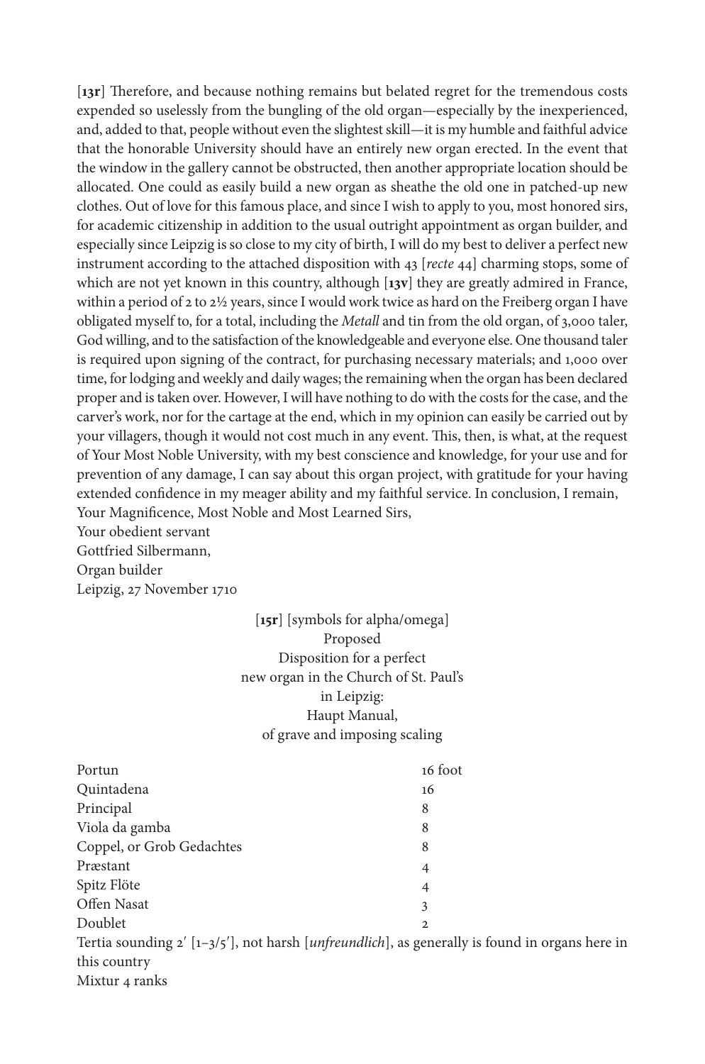[**13r**] Therefore, and because nothing remains but belated regret for the tremendous costs expended so uselessly from the bungling of the old organ—especially by the inexperienced, and, added to that, people without even the slightest skill—it is my humble and faithful advice that the honorable University should have an entirely new organ erected. In the event that the window in the gallery cannot be obstructed, then another appropriate location should be allocated. One could as easily build a new organ as sheathe the old one in patched-up new clothes. Out of love for this famous place, and since I wish to apply to you, most honored sirs, for academic citizenship in addition to the usual outright appointment as organ builder, and especially since Leipzig is so close to my city of birth, I will do my best to deliver a perfect new instrument according to the attached disposition with 43 [*recte* 44] charming stops, some of which are not yet known in this country, although [**13v**] they are greatly admired in France, within a period of 2 to 2½ years, since I would work twice as hard on the Freiberg organ I have obligated myself to, for a total, including the *Metall* and tin from the old organ, of 3,000 taler, God willing, and to the satisfaction of the knowledgeable and everyone else. One thousand taler is required upon signing of the contract, for purchasing necessary materials; and 1,000 over time, for lodging and weekly and daily wages; the remaining when the organ has been declared proper and is taken over. However, I will have nothing to do with the costs for the case, and the carver's work, nor for the cartage at the end, which in my opinion can easily be carried out by your villagers, though it would not cost much in any event. This, then, is what, at the request of Your Most Noble University, with my best conscience and knowledge, for your use and for prevention of any damage, I can say about this organ project, with gratitude for your having extended confidence in my meager ability and my faithful service. In conclusion, I remain,
Your Magnificence, Most Noble and Most Learned Sirs,
Your obedient servant
Gottfried Silbermann,
Organ builder
Leipzig, 27 November 1710

[**15r**] [symbols for alpha/omega]
Proposed
Disposition for a perfect
new organ in the Church of St. Paul's
in Leipzig:
Haupt Manual,
of grave and imposing scaling

| | |
|---|---|
| Portun | 16 foot |
| Quintadena | 16 |
| Principal | 8 |
| Viola da gamba | 8 |
| Coppel, or Grob Gedachtes | 8 |
| Præstant | 4 |
| Spitz Flöte | 4 |
| Offen Nasat | 3 |
| Doublet | 2 |

Tertia sounding 2′ [1–3/5′], not harsh [*unfreundlich*], as generally is found in organs here in this country
Mixtur 4 ranks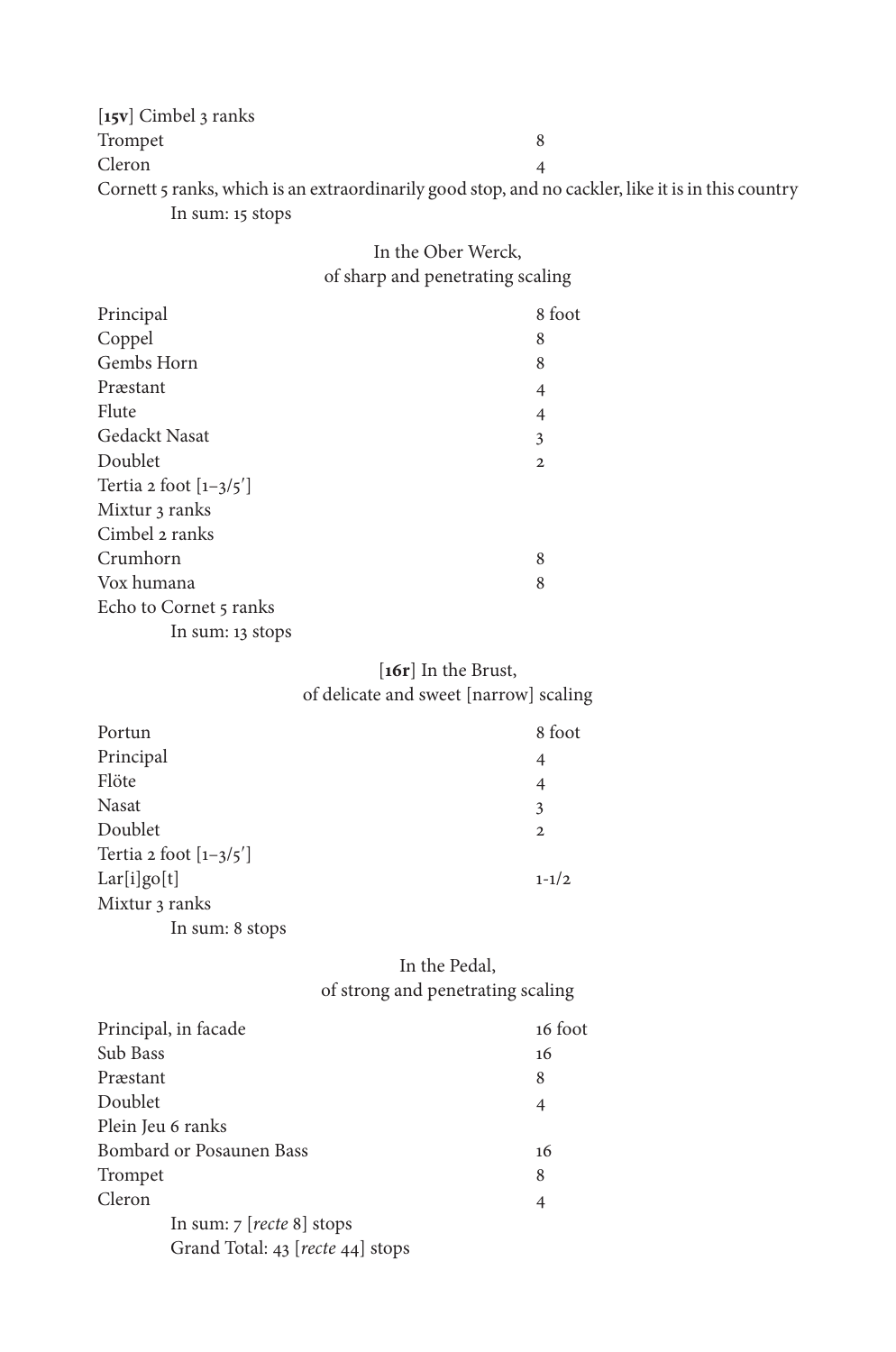[**15v**] Cimbel 3 ranks

| | |
|---|---|
| Trompet | 8 |
| Cleron | 4 |

Cornett 5 ranks, which is an extraordinarily good stop, and no cackler, like it is in this country

In sum: 15 stops

In the Ober Werck,
of sharp and penetrating scaling

| | |
|---|---|
| Principal | 8 foot |
| Coppel | 8 |
| Gembs Horn | 8 |
| Præstant | 4 |
| Flute | 4 |
| Gedackt Nasat | 3 |
| Doublet | 2 |
| Tertia 2 foot [1–3/5′] | |
| Mixtur 3 ranks | |
| Cimbel 2 ranks | |
| Crumhorn | 8 |
| Vox humana | 8 |
| Echo to Cornet 5 ranks | |

In sum: 13 stops

[**16r**] In the Brust,
of delicate and sweet [narrow] scaling

| | |
|---|---|
| Portun | 8 foot |
| Principal | 4 |
| Flöte | 4 |
| Nasat | 3 |
| Doublet | 2 |
| Tertia 2 foot [1–3/5′] | |
| Lar[i]go[t] | 1-1/2 |
| Mixtur 3 ranks | |

In sum: 8 stops

In the Pedal,
of strong and penetrating scaling

| | |
|---|---|
| Principal, in facade | 16 foot |
| Sub Bass | 16 |
| Præstant | 8 |
| Doublet | 4 |
| Plein Jeu 6 ranks | |
| Bombard or Posaunen Bass | 16 |
| Trompet | 8 |
| Cleron | 4 |

In sum: 7 [*recte* 8] stops

Grand Total: 43 [*recte* 44] stops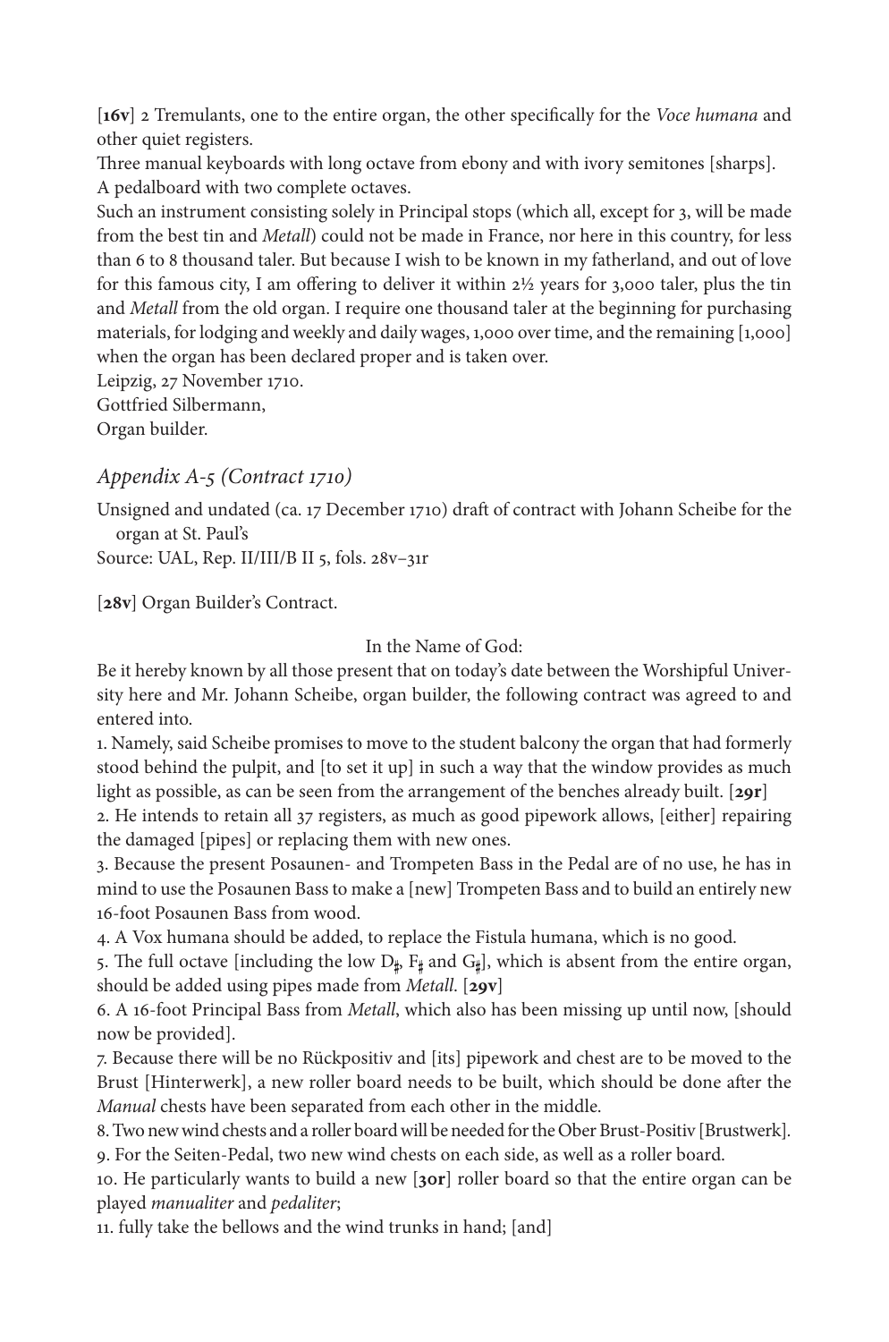[**16v**] 2 Tremulants, one to the entire organ, the other specifically for the *Voce humana* and other quiet registers.

Three manual keyboards with long octave from ebony and with ivory semitones [sharps].

A pedalboard with two complete octaves.

Such an instrument consisting solely in Principal stops (which all, except for 3, will be made from the best tin and *Metall*) could not be made in France, nor here in this country, for less than 6 to 8 thousand taler. But because I wish to be known in my fatherland, and out of love for this famous city, I am offering to deliver it within 2½ years for 3,000 taler, plus the tin and *Metall* from the old organ. I require one thousand taler at the beginning for purchasing materials, for lodging and weekly and daily wages, 1,000 over time, and the remaining [1,000] when the organ has been declared proper and is taken over.

Leipzig, 27 November 1710.

Gottfried Silbermann,

Organ builder.

## *Appendix A-5 (Contract 1710)*

Unsigned and undated (ca. 17 December 1710) draft of contract with Johann Scheibe for the organ at St. Paul's

Source: UAL, Rep. II/III/B II 5, fols. 28v–31r

[**28v**] Organ Builder's Contract.

In the Name of God:

Be it hereby known by all those present that on today's date between the Worshipful University here and Mr. Johann Scheibe, organ builder, the following contract was agreed to and entered into.

1. Namely, said Scheibe promises to move to the student balcony the organ that had formerly stood behind the pulpit, and [to set it up] in such a way that the window provides as much light as possible, as can be seen from the arrangement of the benches already built. [**29r**]

2. He intends to retain all 37 registers, as much as good pipework allows, [either] repairing the damaged [pipes] or replacing them with new ones.

3. Because the present Posaunen- and Trompeten Bass in the Pedal are of no use, he has in mind to use the Posaunen Bass to make a [new] Trompeten Bass and to build an entirely new 16-foot Posaunen Bass from wood.

4. A Vox humana should be added, to replace the Fistula humana, which is no good.

5. The full octave [including the low D♯, F♯ and G♯], which is absent from the entire organ, should be added using pipes made from *Metall*. [**29v**]

6. A 16-foot Principal Bass from *Metall*, which also has been missing up until now, [should now be provided].

7. Because there will be no Rückpositiv and [its] pipework and chest are to be moved to the Brust [Hinterwerk], a new roller board needs to be built, which should be done after the *Manual* chests have been separated from each other in the middle.

8. Two new wind chests and a roller board will be needed for the Ober Brust-Positiv [Brustwerk].

9. For the Seiten-Pedal, two new wind chests on each side, as well as a roller board.

10. He particularly wants to build a new [**30r**] roller board so that the entire organ can be played *manualiter* and *pedaliter*;

11. fully take the bellows and the wind trunks in hand; [and]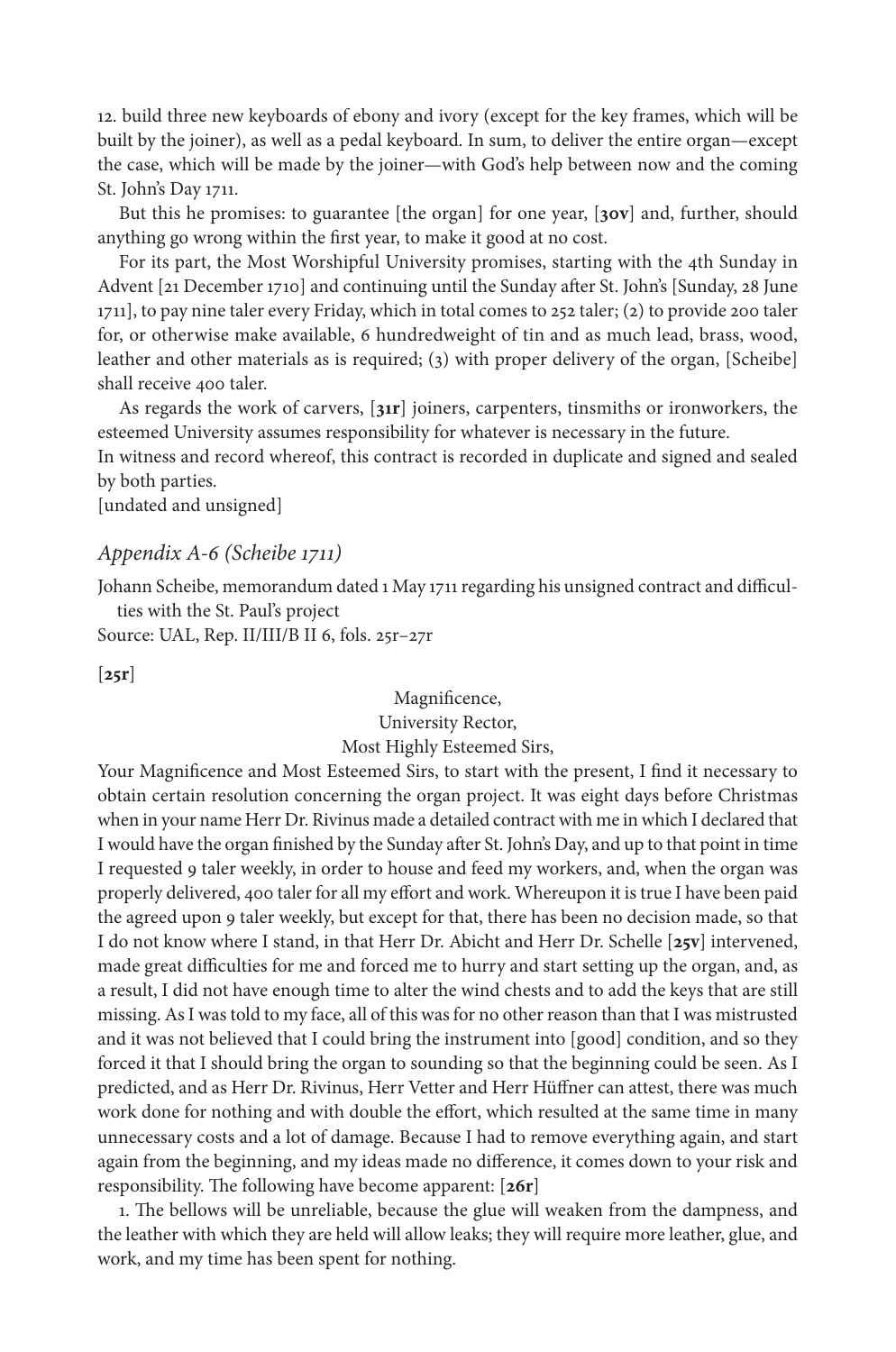12. build three new keyboards of ebony and ivory (except for the key frames, which will be built by the joiner), as well as a pedal keyboard. In sum, to deliver the entire organ—except the case, which will be made by the joiner—with God's help between now and the coming St. John's Day 1711.

But this he promises: to guarantee [the organ] for one year, [**30v**] and, further, should anything go wrong within the first year, to make it good at no cost.

For its part, the Most Worshipful University promises, starting with the 4th Sunday in Advent [21 December 1710] and continuing until the Sunday after St. John's [Sunday, 28 June 1711], to pay nine taler every Friday, which in total comes to 252 taler; (2) to provide 200 taler for, or otherwise make available, 6 hundredweight of tin and as much lead, brass, wood, leather and other materials as is required; (3) with proper delivery of the organ, [Scheibe] shall receive 400 taler.

As regards the work of carvers, [**31r**] joiners, carpenters, tinsmiths or ironworkers, the esteemed University assumes responsibility for whatever is necessary in the future.

In witness and record whereof, this contract is recorded in duplicate and signed and sealed by both parties.

[undated and unsigned]

## *Appendix A-6 (Scheibe 1711)*

Johann Scheibe, memorandum dated 1 May 1711 regarding his unsigned contract and difficulties with the St. Paul's project

Source: UAL, Rep. II/III/B II 6, fols. 25r–27r

[**25r**]

Magnificence,
University Rector,
Most Highly Esteemed Sirs,

Your Magnificence and Most Esteemed Sirs, to start with the present, I find it necessary to obtain certain resolution concerning the organ project. It was eight days before Christmas when in your name Herr Dr. Rivinus made a detailed contract with me in which I declared that I would have the organ finished by the Sunday after St. John's Day, and up to that point in time I requested 9 taler weekly, in order to house and feed my workers, and, when the organ was properly delivered, 400 taler for all my effort and work. Whereupon it is true I have been paid the agreed upon 9 taler weekly, but except for that, there has been no decision made, so that I do not know where I stand, in that Herr Dr. Abicht and Herr Dr. Schelle [**25v**] intervened, made great difficulties for me and forced me to hurry and start setting up the organ, and, as a result, I did not have enough time to alter the wind chests and to add the keys that are still missing. As I was told to my face, all of this was for no other reason than that I was mistrusted and it was not believed that I could bring the instrument into [good] condition, and so they forced it that I should bring the organ to sounding so that the beginning could be seen. As I predicted, and as Herr Dr. Rivinus, Herr Vetter and Herr Hüffner can attest, there was much work done for nothing and with double the effort, which resulted at the same time in many unnecessary costs and a lot of damage. Because I had to remove everything again, and start again from the beginning, and my ideas made no difference, it comes down to your risk and responsibility. The following have become apparent: [**26r**]

1. The bellows will be unreliable, because the glue will weaken from the dampness, and the leather with which they are held will allow leaks; they will require more leather, glue, and work, and my time has been spent for nothing.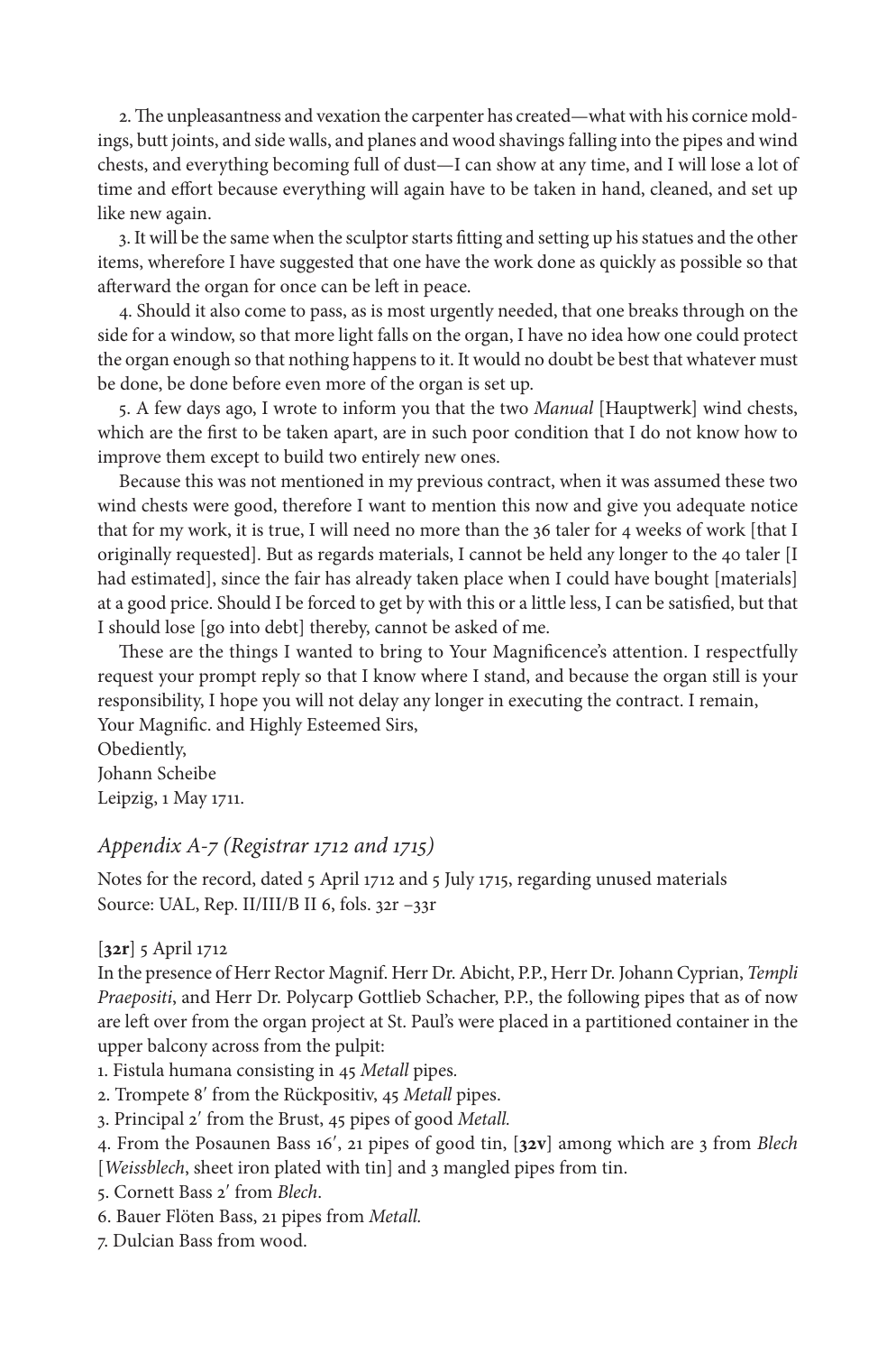2. The unpleasantness and vexation the carpenter has created—what with his cornice moldings, butt joints, and side walls, and planes and wood shavings falling into the pipes and wind chests, and everything becoming full of dust—I can show at any time, and I will lose a lot of time and effort because everything will again have to be taken in hand, cleaned, and set up like new again.

3. It will be the same when the sculptor starts fitting and setting up his statues and the other items, wherefore I have suggested that one have the work done as quickly as possible so that afterward the organ for once can be left in peace.

4. Should it also come to pass, as is most urgently needed, that one breaks through on the side for a window, so that more light falls on the organ, I have no idea how one could protect the organ enough so that nothing happens to it. It would no doubt be best that whatever must be done, be done before even more of the organ is set up.

5. A few days ago, I wrote to inform you that the two *Manual* [Hauptwerk] wind chests, which are the first to be taken apart, are in such poor condition that I do not know how to improve them except to build two entirely new ones.

Because this was not mentioned in my previous contract, when it was assumed these two wind chests were good, therefore I want to mention this now and give you adequate notice that for my work, it is true, I will need no more than the 36 taler for 4 weeks of work [that I originally requested]. But as regards materials, I cannot be held any longer to the 40 taler [I had estimated], since the fair has already taken place when I could have bought [materials] at a good price. Should I be forced to get by with this or a little less, I can be satisfied, but that I should lose [go into debt] thereby, cannot be asked of me.

These are the things I wanted to bring to Your Magnificence's attention. I respectfully request your prompt reply so that I know where I stand, and because the organ still is your responsibility, I hope you will not delay any longer in executing the contract. I remain,
Your Magnific. and Highly Esteemed Sirs,
Obediently,
Johann Scheibe
Leipzig, 1 May 1711.

## *Appendix A-7 (Registrar 1712 and 1715)*

Notes for the record, dated 5 April 1712 and 5 July 1715, regarding unused materials
Source: UAL, Rep. II/III/B II 6, fols. 32r –33r

[**32r**] 5 April 1712
In the presence of Herr Rector Magnif. Herr Dr. Abicht, P.P., Herr Dr. Johann Cyprian, *Templi Praepositi*, and Herr Dr. Polycarp Gottlieb Schacher, P.P., the following pipes that as of now are left over from the organ project at St. Paul's were placed in a partitioned container in the upper balcony across from the pulpit:

1. Fistula humana consisting in 45 *Metall* pipes.
2. Trompete 8′ from the Rückpositiv, 45 *Metall* pipes.
3. Principal 2′ from the Brust, 45 pipes of good *Metall*.
4. From the Posaunen Bass 16′, 21 pipes of good tin, [**32v**] among which are 3 from *Blech* [*Weissblech*, sheet iron plated with tin] and 3 mangled pipes from tin.
5. Cornett Bass 2′ from *Blech*.
6. Bauer Flöten Bass, 21 pipes from *Metall*.
7. Dulcian Bass from wood.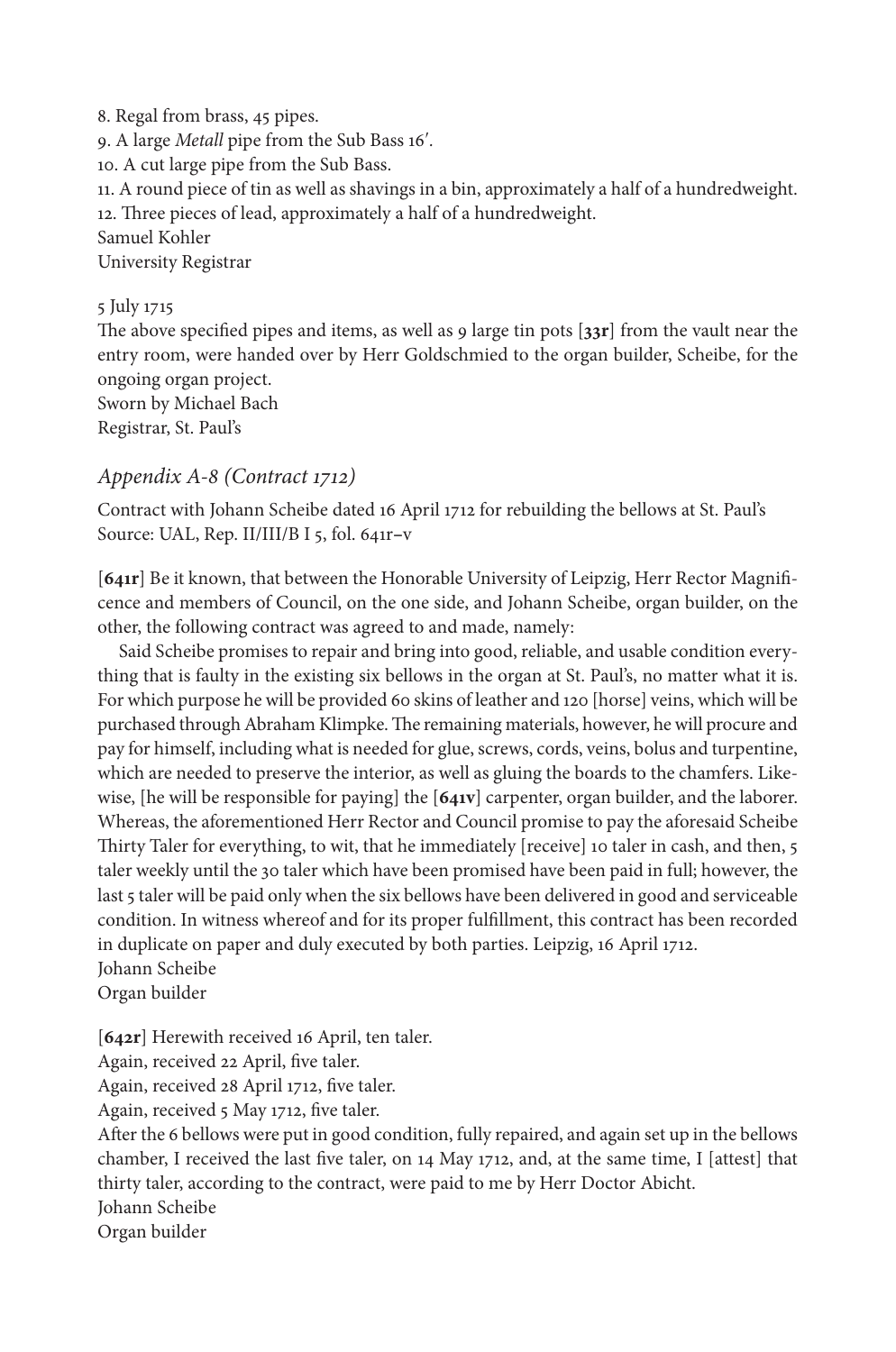8. Regal from brass, 45 pipes.
9. A large *Metall* pipe from the Sub Bass 16′.
10. A cut large pipe from the Sub Bass.
11. A round piece of tin as well as shavings in a bin, approximately a half of a hundredweight.
12. Three pieces of lead, approximately a half of a hundredweight.

Samuel Kohler
University Registrar

5 July 1715
The above specified pipes and items, as well as 9 large tin pots [**33r**] from the vault near the entry room, were handed over by Herr Goldschmied to the organ builder, Scheibe, for the ongoing organ project.
Sworn by Michael Bach
Registrar, St. Paul's

### *Appendix A-8 (Contract 1712)*

Contract with Johann Scheibe dated 16 April 1712 for rebuilding the bellows at St. Paul's
Source: UAL, Rep. II/III/B I 5, fol. 641r–v

[**641r**] Be it known, that between the Honorable University of Leipzig, Herr Rector Magnificence and members of Council, on the one side, and Johann Scheibe, organ builder, on the other, the following contract was agreed to and made, namely:

Said Scheibe promises to repair and bring into good, reliable, and usable condition everything that is faulty in the existing six bellows in the organ at St. Paul's, no matter what it is. For which purpose he will be provided 60 skins of leather and 120 [horse] veins, which will be purchased through Abraham Klimpke. The remaining materials, however, he will procure and pay for himself, including what is needed for glue, screws, cords, veins, bolus and turpentine, which are needed to preserve the interior, as well as gluing the boards to the chamfers. Likewise, [he will be responsible for paying] the [**641v**] carpenter, organ builder, and the laborer. Whereas, the aforementioned Herr Rector and Council promise to pay the aforesaid Scheibe Thirty Taler for everything, to wit, that he immediately [receive] 10 taler in cash, and then, 5 taler weekly until the 30 taler which have been promised have been paid in full; however, the last 5 taler will be paid only when the six bellows have been delivered in good and serviceable condition. In witness whereof and for its proper fulfillment, this contract has been recorded in duplicate on paper and duly executed by both parties. Leipzig, 16 April 1712.
Johann Scheibe
Organ builder

[**642r**] Herewith received 16 April, ten taler.
Again, received 22 April, five taler.
Again, received 28 April 1712, five taler.
Again, received 5 May 1712, five taler.
After the 6 bellows were put in good condition, fully repaired, and again set up in the bellows chamber, I received the last five taler, on 14 May 1712, and, at the same time, I [attest] that thirty taler, according to the contract, were paid to me by Herr Doctor Abicht.
Johann Scheibe
Organ builder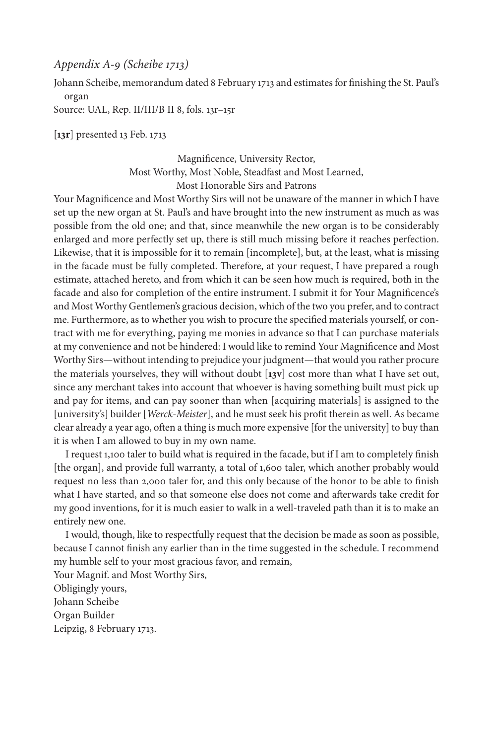*Appendix A-9 (Scheibe 1713)*

Johann Scheibe, memorandum dated 8 February 1713 and estimates for finishing the St. Paul's organ

Source: UAL, Rep. II/III/B II 8, fols. 13r–15r

[**13r**] presented 13 Feb. 1713

Magnificence, University Rector,
Most Worthy, Most Noble, Steadfast and Most Learned,
Most Honorable Sirs and Patrons

Your Magnificence and Most Worthy Sirs will not be unaware of the manner in which I have set up the new organ at St. Paul's and have brought into the new instrument as much as was possible from the old one; and that, since meanwhile the new organ is to be considerably enlarged and more perfectly set up, there is still much missing before it reaches perfection. Likewise, that it is impossible for it to remain [incomplete], but, at the least, what is missing in the facade must be fully completed. Therefore, at your request, I have prepared a rough estimate, attached hereto, and from which it can be seen how much is required, both in the facade and also for completion of the entire instrument. I submit it for Your Magnificence's and Most Worthy Gentlemen's gracious decision, which of the two you prefer, and to contract me. Furthermore, as to whether you wish to procure the specified materials yourself, or contract with me for everything, paying me monies in advance so that I can purchase materials at my convenience and not be hindered: I would like to remind Your Magnificence and Most Worthy Sirs—without intending to prejudice your judgment—that would you rather procure the materials yourselves, they will without doubt [**13v**] cost more than what I have set out, since any merchant takes into account that whoever is having something built must pick up and pay for items, and can pay sooner than when [acquiring materials] is assigned to the [university's] builder [*Werck-Meister*], and he must seek his profit therein as well. As became clear already a year ago, often a thing is much more expensive [for the university] to buy than it is when I am allowed to buy in my own name.

I request 1,100 taler to build what is required in the facade, but if I am to completely finish [the organ], and provide full warranty, a total of 1,600 taler, which another probably would request no less than 2,000 taler for, and this only because of the honor to be able to finish what I have started, and so that someone else does not come and afterwards take credit for my good inventions, for it is much easier to walk in a well-traveled path than it is to make an entirely new one.

I would, though, like to respectfully request that the decision be made as soon as possible, because I cannot finish any earlier than in the time suggested in the schedule. I recommend my humble self to your most gracious favor, and remain,

Your Magnif. and Most Worthy Sirs,
Obligingly yours,
Johann Scheibe
Organ Builder
Leipzig, 8 February 1713.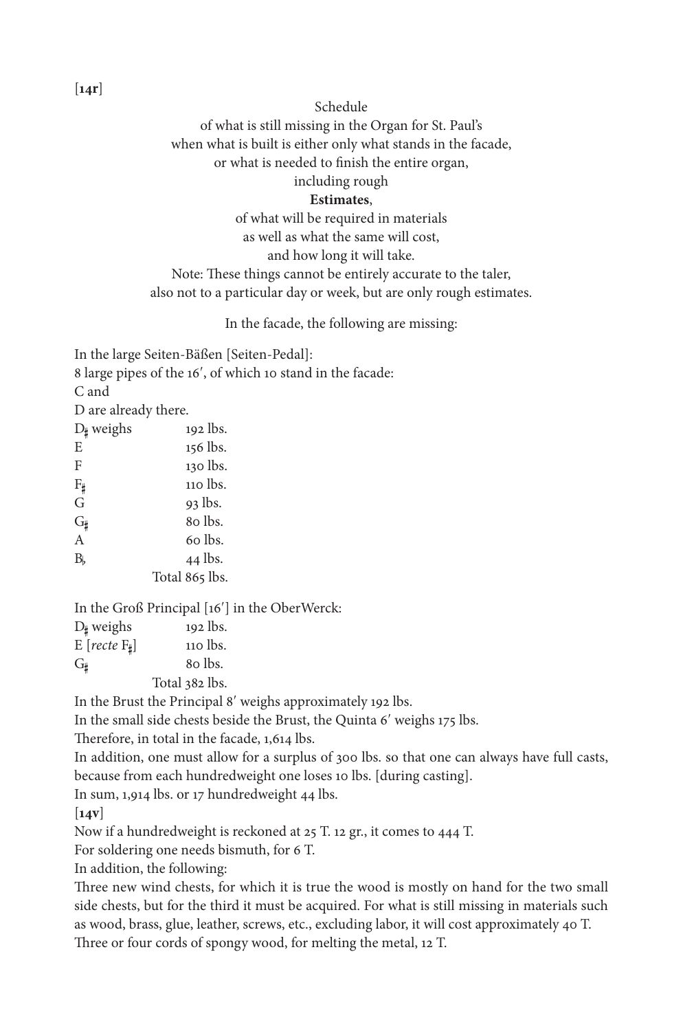[**14r**]

Schedule  
of what is still missing in the Organ for St. Paul's  
when what is built is either only what stands in the facade,  
or what is needed to finish the entire organ,  
including rough  
**Estimates**,  
of what will be required in materials  
as well as what the same will cost,  
and how long it will take.  
Note: These things cannot be entirely accurate to the taler,  
also not to a particular day or week, but are only rough estimates.

In the facade, the following are missing:

In the large Seiten-Bäßen [Seiten-Pedal]:  
8 large pipes of the 16′, of which 10 stand in the facade:  
C and  
D are already there.

| | |
|---|---|
| D♯ weighs | 192 lbs. |
| E | 156 lbs. |
| F | 130 lbs. |
| F♯ | 110 lbs. |
| G | 93 lbs. |
| G♯ | 80 lbs. |
| A | 60 lbs. |
| B♭ | 44 lbs. |
| | Total 865 lbs. |

In the Groß Principal [16′] in the OberWerck:

| | |
|---|---|
| D♯ weighs | 192 lbs. |
| E [*recte* F♯] | 110 lbs. |
| G♯ | 80 lbs. |
| | Total 382 lbs. |

In the Brust the Principal 8′ weighs approximately 192 lbs.  
In the small side chests beside the Brust, the Quinta 6′ weighs 175 lbs.  
Therefore, in total in the facade, 1,614 lbs.  
In addition, one must allow for a surplus of 300 lbs. so that one can always have full casts, because from each hundredweight one loses 10 lbs. [during casting].  
In sum, 1,914 lbs. or 17 hundredweight 44 lbs.

[**14v**]

Now if a hundredweight is reckoned at 25 T. 12 gr., it comes to 444 T.  
For soldering one needs bismuth, for 6 T.  
In addition, the following:  
Three new wind chests, for which it is true the wood is mostly on hand for the two small side chests, but for the third it must be acquired. For what is still missing in materials such as wood, brass, glue, leather, screws, etc., excluding labor, it will cost approximately 40 T.  
Three or four cords of spongy wood, for melting the metal, 12 T.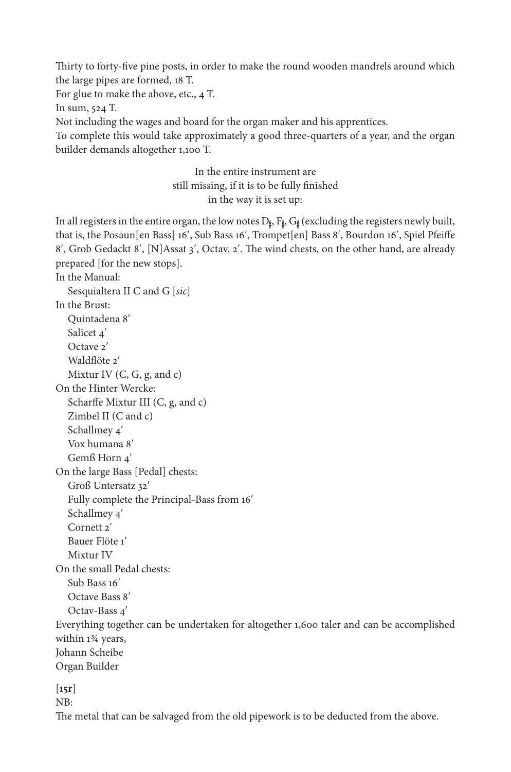Thirty to forty-five pine posts, in order to make the round wooden mandrels around which the large pipes are formed, 18 T.

For glue to make the above, etc., 4 T.

In sum, 524 T.

Not including the wages and board for the organ maker and his apprentices.

To complete this would take approximately a good three-quarters of a year, and the organ builder demands altogether 1,100 T.

In the entire instrument are
still missing, if it is to be fully finished
in the way it is set up:

In all registers in the entire organ, the low notes D♯, F♯, G♯ (excluding the registers newly built, that is, the Posaun[en Bass] 16′, Sub Bass 16′, Trompet[en] Bass 8′, Bourdon 16′, Spiel Pfeiffe 8′, Grob Gedackt 8′, [N]Assat 3′, Octav. 2′. The wind chests, on the other hand, are already prepared [for the new stops].

In the Manual:
  Sesquialtera II C and G [*sic*]

In the Brust:
  Quintadena 8′
  Salicet 4′
  Octave 2′
  Waldflöte 2′
  Mixtur IV (C, G, g, and c)

On the Hinter Wercke:
  Scharffe Mixtur III (C, g, and c)
  Zimbel II (C and c)
  Schallmey 4′
  Vox humana 8′
  Gemß Horn 4′

On the large Bass [Pedal] chests:
  Groß Untersatz 32′
  Fully complete the Principal-Bass from 16′
  Schallmey 4′
  Cornett 2′
  Bauer Flöte 1′
  Mixtur IV

On the small Pedal chests:
  Sub Bass 16′
  Octave Bass 8′
  Octav-Bass 4′

Everything together can be undertaken for altogether 1,600 taler and can be accomplished within 1¾ years,
Johann Scheibe
Organ Builder

**[15r]**

NB:
The metal that can be salvaged from the old pipework is to be deducted from the above.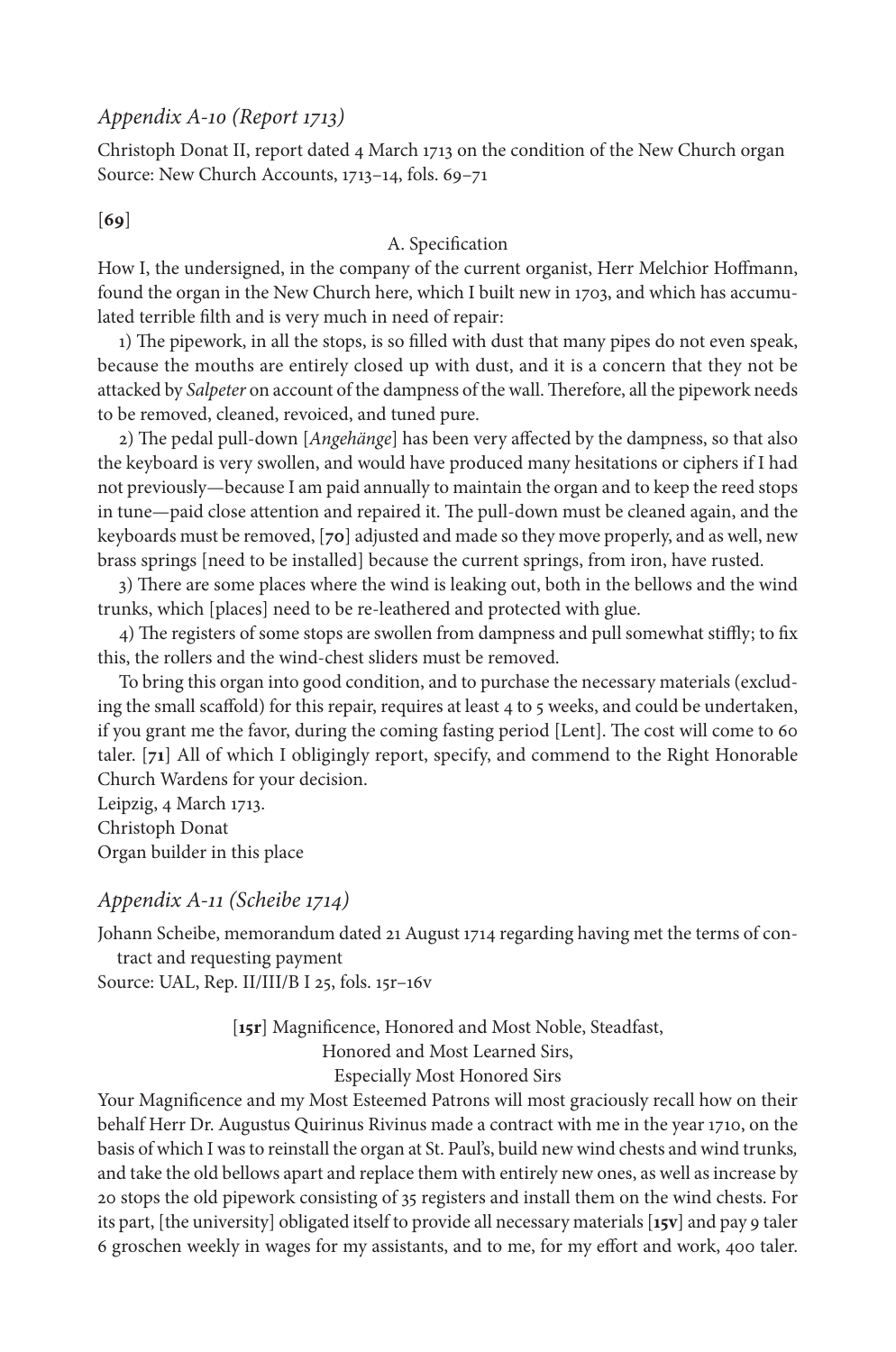## *Appendix A-10 (Report 1713)*

Christoph Donat II, report dated 4 March 1713 on the condition of the New Church organ
Source: New Church Accounts, 1713–14, fols. 69–71

[**69**]

A. Specification

How I, the undersigned, in the company of the current organist, Herr Melchior Hoffmann, found the organ in the New Church here, which I built new in 1703, and which has accumulated terrible filth and is very much in need of repair:

1) The pipework, in all the stops, is so filled with dust that many pipes do not even speak, because the mouths are entirely closed up with dust, and it is a concern that they not be attacked by *Salpeter* on account of the dampness of the wall. Therefore, all the pipework needs to be removed, cleaned, revoiced, and tuned pure.

2) The pedal pull-down [*Angehänge*] has been very affected by the dampness, so that also the keyboard is very swollen, and would have produced many hesitations or ciphers if I had not previously—because I am paid annually to maintain the organ and to keep the reed stops in tune—paid close attention and repaired it. The pull-down must be cleaned again, and the keyboards must be removed, [**70**] adjusted and made so they move properly, and as well, new brass springs [need to be installed] because the current springs, from iron, have rusted.

3) There are some places where the wind is leaking out, both in the bellows and the wind trunks, which [places] need to be re-leathered and protected with glue.

4) The registers of some stops are swollen from dampness and pull somewhat stiffly; to fix this, the rollers and the wind-chest sliders must be removed.

To bring this organ into good condition, and to purchase the necessary materials (excluding the small scaffold) for this repair, requires at least 4 to 5 weeks, and could be undertaken, if you grant me the favor, during the coming fasting period [Lent]. The cost will come to 60 taler. [**71**] All of which I obligingly report, specify, and commend to the Right Honorable Church Wardens for your decision.

Leipzig, 4 March 1713.
Christoph Donat
Organ builder in this place

## *Appendix A-11 (Scheibe 1714)*

Johann Scheibe, memorandum dated 21 August 1714 regarding having met the terms of contract and requesting payment
Source: UAL, Rep. II/III/B I 25, fols. 15r–16v

[**15r**] Magnificence, Honored and Most Noble, Steadfast,
Honored and Most Learned Sirs,
Especially Most Honored Sirs

Your Magnificence and my Most Esteemed Patrons will most graciously recall how on their behalf Herr Dr. Augustus Quirinus Rivinus made a contract with me in the year 1710, on the basis of which I was to reinstall the organ at St. Paul's, build new wind chests and wind trunks, and take the old bellows apart and replace them with entirely new ones, as well as increase by 20 stops the old pipework consisting of 35 registers and install them on the wind chests. For its part, [the university] obligated itself to provide all necessary materials [**15v**] and pay 9 taler 6 groschen weekly in wages for my assistants, and to me, for my effort and work, 400 taler.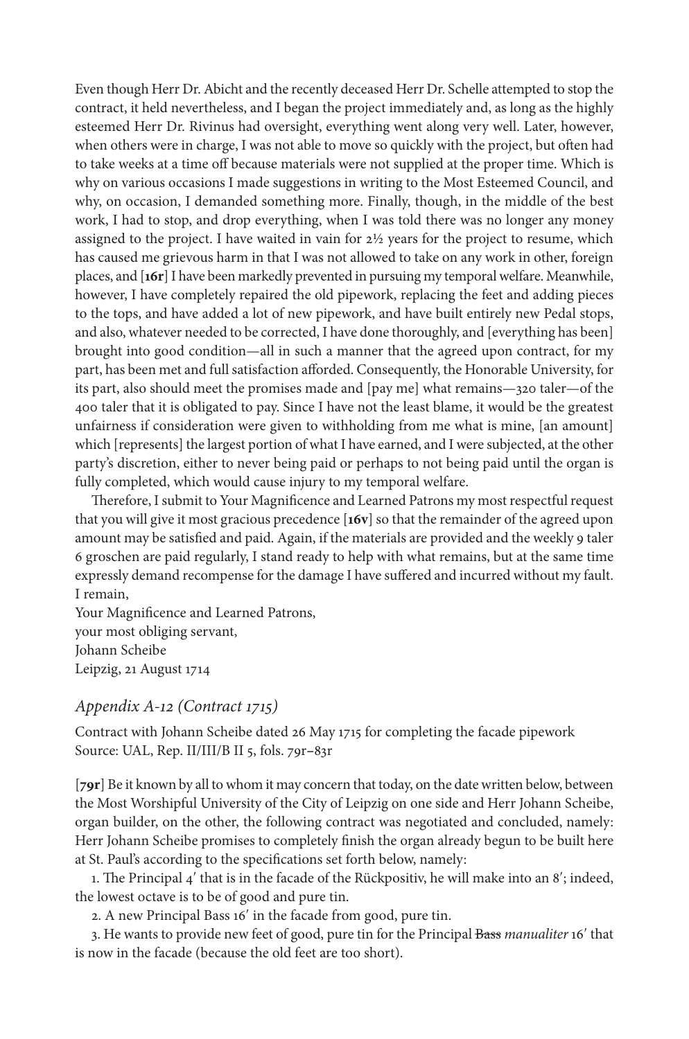Even though Herr Dr. Abicht and the recently deceased Herr Dr. Schelle attempted to stop the contract, it held nevertheless, and I began the project immediately and, as long as the highly esteemed Herr Dr. Rivinus had oversight, everything went along very well. Later, however, when others were in charge, I was not able to move so quickly with the project, but often had to take weeks at a time off because materials were not supplied at the proper time. Which is why on various occasions I made suggestions in writing to the Most Esteemed Council, and why, on occasion, I demanded something more. Finally, though, in the middle of the best work, I had to stop, and drop everything, when I was told there was no longer any money assigned to the project. I have waited in vain for 2½ years for the project to resume, which has caused me grievous harm in that I was not allowed to take on any work in other, foreign places, and [**16r**] I have been markedly prevented in pursuing my temporal welfare. Meanwhile, however, I have completely repaired the old pipework, replacing the feet and adding pieces to the tops, and have added a lot of new pipework, and have built entirely new Pedal stops, and also, whatever needed to be corrected, I have done thoroughly, and [everything has been] brought into good condition—all in such a manner that the agreed upon contract, for my part, has been met and full satisfaction afforded. Consequently, the Honorable University, for its part, also should meet the promises made and [pay me] what remains—320 taler—of the 400 taler that it is obligated to pay. Since I have not the least blame, it would be the greatest unfairness if consideration were given to withholding from me what is mine, [an amount] which [represents] the largest portion of what I have earned, and I were subjected, at the other party's discretion, either to never being paid or perhaps to not being paid until the organ is fully completed, which would cause injury to my temporal welfare.

Therefore, I submit to Your Magnificence and Learned Patrons my most respectful request that you will give it most gracious precedence [**16v**] so that the remainder of the agreed upon amount may be satisfied and paid. Again, if the materials are provided and the weekly 9 taler 6 groschen are paid regularly, I stand ready to help with what remains, but at the same time expressly demand recompense for the damage I have suffered and incurred without my fault.

I remain,
Your Magnificence and Learned Patrons,
your most obliging servant,
Johann Scheibe
Leipzig, 21 August 1714

## *Appendix A-12 (Contract 1715)*

Contract with Johann Scheibe dated 26 May 1715 for completing the facade pipework
Source: UAL, Rep. II/III/B II 5, fols. 79r–83r

[**79r**] Be it known by all to whom it may concern that today, on the date written below, between the Most Worshipful University of the City of Leipzig on one side and Herr Johann Scheibe, organ builder, on the other, the following contract was negotiated and concluded, namely: Herr Johann Scheibe promises to completely finish the organ already begun to be built here at St. Paul's according to the specifications set forth below, namely:

1. The Principal 4′ that is in the facade of the Rückpositiv, he will make into an 8′; indeed, the lowest octave is to be of good and pure tin.

2. A new Principal Bass 16′ in the facade from good, pure tin.

3. He wants to provide new feet of good, pure tin for the Principal ~~Bass~~ *manualiter* 16′ that is now in the facade (because the old feet are too short).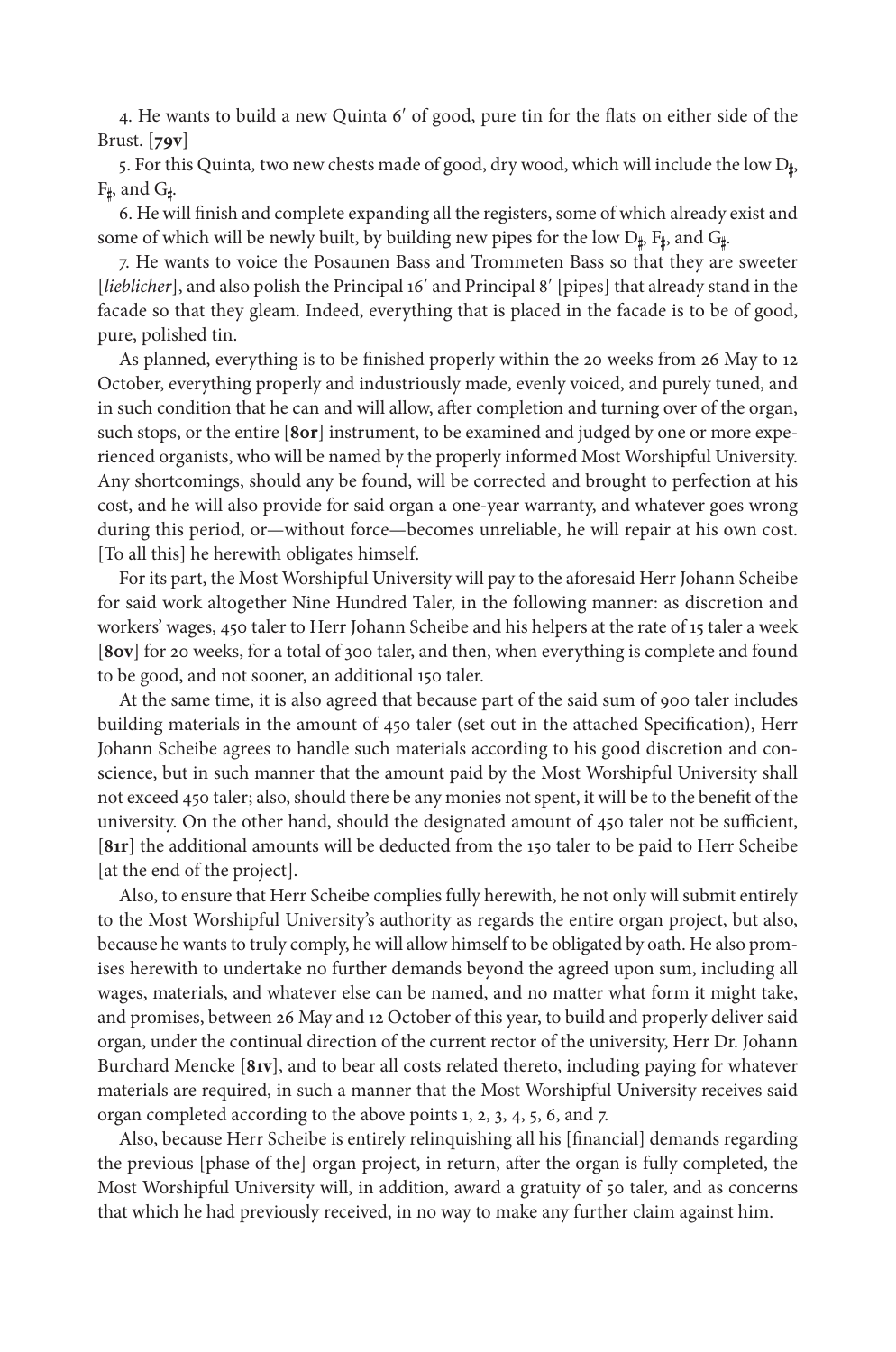4. He wants to build a new Quinta 6′ of good, pure tin for the flats on either side of the Brust. [**79v**]

5. For this Quinta, two new chests made of good, dry wood, which will include the low D♯, F♯, and G♯.

6. He will finish and complete expanding all the registers, some of which already exist and some of which will be newly built, by building new pipes for the low D♯, F♯, and G♯.

7. He wants to voice the Posaunen Bass and Trommeten Bass so that they are sweeter [*lieblicher*], and also polish the Principal 16′ and Principal 8′ [pipes] that already stand in the facade so that they gleam. Indeed, everything that is placed in the facade is to be of good, pure, polished tin.

As planned, everything is to be finished properly within the 20 weeks from 26 May to 12 October, everything properly and industriously made, evenly voiced, and purely tuned, and in such condition that he can and will allow, after completion and turning over of the organ, such stops, or the entire [**80r**] instrument, to be examined and judged by one or more experienced organists, who will be named by the properly informed Most Worshipful University. Any shortcomings, should any be found, will be corrected and brought to perfection at his cost, and he will also provide for said organ a one-year warranty, and whatever goes wrong during this period, or—without force—becomes unreliable, he will repair at his own cost. [To all this] he herewith obligates himself.

For its part, the Most Worshipful University will pay to the aforesaid Herr Johann Scheibe for said work altogether Nine Hundred Taler, in the following manner: as discretion and workers' wages, 450 taler to Herr Johann Scheibe and his helpers at the rate of 15 taler a week [**80v**] for 20 weeks, for a total of 300 taler, and then, when everything is complete and found to be good, and not sooner, an additional 150 taler.

At the same time, it is also agreed that because part of the said sum of 900 taler includes building materials in the amount of 450 taler (set out in the attached Specification), Herr Johann Scheibe agrees to handle such materials according to his good discretion and conscience, but in such manner that the amount paid by the Most Worshipful University shall not exceed 450 taler; also, should there be any monies not spent, it will be to the benefit of the university. On the other hand, should the designated amount of 450 taler not be sufficient, [**81r**] the additional amounts will be deducted from the 150 taler to be paid to Herr Scheibe [at the end of the project].

Also, to ensure that Herr Scheibe complies fully herewith, he not only will submit entirely to the Most Worshipful University's authority as regards the entire organ project, but also, because he wants to truly comply, he will allow himself to be obligated by oath. He also promises herewith to undertake no further demands beyond the agreed upon sum, including all wages, materials, and whatever else can be named, and no matter what form it might take, and promises, between 26 May and 12 October of this year, to build and properly deliver said organ, under the continual direction of the current rector of the university, Herr Dr. Johann Burchard Mencke [**81v**], and to bear all costs related thereto, including paying for whatever materials are required, in such a manner that the Most Worshipful University receives said organ completed according to the above points 1, 2, 3, 4, 5, 6, and 7.

Also, because Herr Scheibe is entirely relinquishing all his [financial] demands regarding the previous [phase of the] organ project, in return, after the organ is fully completed, the Most Worshipful University will, in addition, award a gratuity of 50 taler, and as concerns that which he had previously received, in no way to make any further claim against him.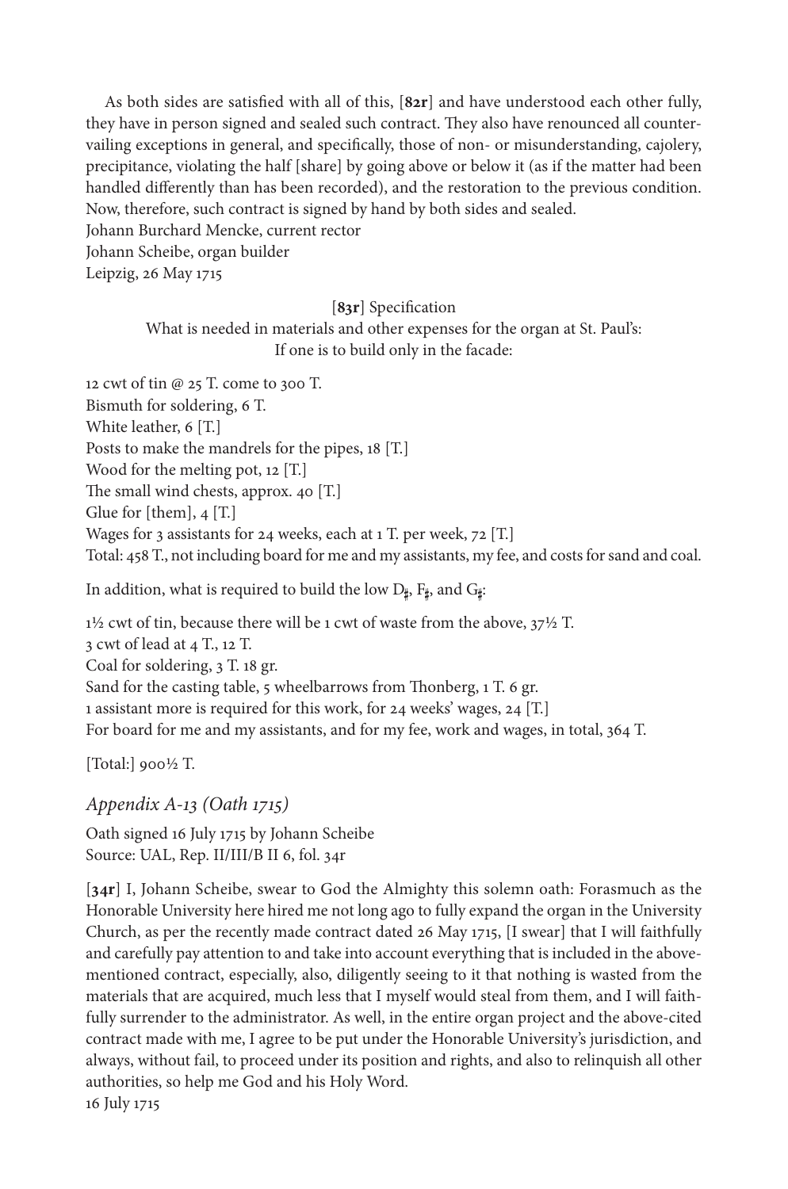As both sides are satisfied with all of this, [**82r**] and have understood each other fully, they have in person signed and sealed such contract. They also have renounced all countervailing exceptions in general, and specifically, those of non- or misunderstanding, cajolery, precipitance, violating the half [share] by going above or below it (as if the matter had been handled differently than has been recorded), and the restoration to the previous condition. Now, therefore, such contract is signed by hand by both sides and sealed.
Johann Burchard Mencke, current rector
Johann Scheibe, organ builder
Leipzig, 26 May 1715

[**83r**] Specification
What is needed in materials and other expenses for the organ at St. Paul's:
If one is to build only in the facade:

12 cwt of tin @ 25 T. come to 300 T.
Bismuth for soldering, 6 T.
White leather, 6 [T.]
Posts to make the mandrels for the pipes, 18 [T.]
Wood for the melting pot, 12 [T.]
The small wind chests, approx. 40 [T.]
Glue for [them], 4 [T.]
Wages for 3 assistants for 24 weeks, each at 1 T. per week, 72 [T.]
Total: 458 T., not including board for me and my assistants, my fee, and costs for sand and coal.

In addition, what is required to build the low D♯, F♯, and G♯:

1½ cwt of tin, because there will be 1 cwt of waste from the above, 37½ T.
3 cwt of lead at 4 T., 12 T.
Coal for soldering, 3 T. 18 gr.
Sand for the casting table, 5 wheelbarrows from Thonberg, 1 T. 6 gr.
1 assistant more is required for this work, for 24 weeks' wages, 24 [T.]
For board for me and my assistants, and for my fee, work and wages, in total, 364 T.

[Total:] 900½ T.

## *Appendix A-13 (Oath 1715)*

Oath signed 16 July 1715 by Johann Scheibe
Source: UAL, Rep. II/III/B II 6, fol. 34r

[**34r**] I, Johann Scheibe, swear to God the Almighty this solemn oath: Forasmuch as the Honorable University here hired me not long ago to fully expand the organ in the University Church, as per the recently made contract dated 26 May 1715, [I swear] that I will faithfully and carefully pay attention to and take into account everything that is included in the above-mentioned contract, especially, also, diligently seeing to it that nothing is wasted from the materials that are acquired, much less that I myself would steal from them, and I will faithfully surrender to the administrator. As well, in the entire organ project and the above-cited contract made with me, I agree to be put under the Honorable University's jurisdiction, and always, without fail, to proceed under its position and rights, and also to relinquish all other authorities, so help me God and his Holy Word.
16 July 1715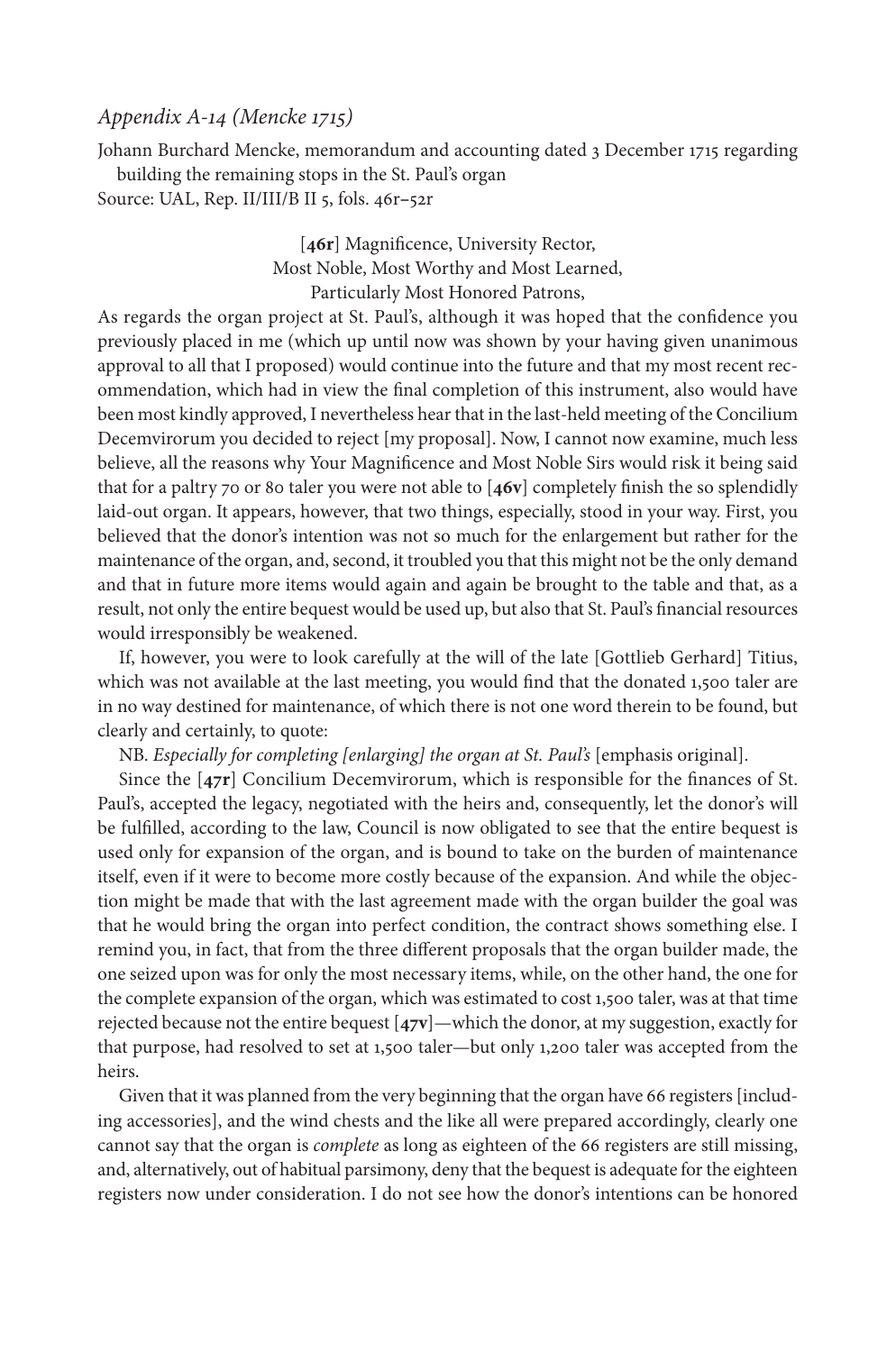## *Appendix A-14 (Mencke 1715)*

Johann Burchard Mencke, memorandum and accounting dated 3 December 1715 regarding building the remaining stops in the St. Paul's organ

Source: UAL, Rep. II/III/B II 5, fols. 46r–52r

[**46r**] Magnificence, University Rector,
Most Noble, Most Worthy and Most Learned,
Particularly Most Honored Patrons,

As regards the organ project at St. Paul's, although it was hoped that the confidence you previously placed in me (which up until now was shown by your having given unanimous approval to all that I proposed) would continue into the future and that my most recent recommendation, which had in view the final completion of this instrument, also would have been most kindly approved, I nevertheless hear that in the last-held meeting of the Concilium Decemvirorum you decided to reject [my proposal]. Now, I cannot now examine, much less believe, all the reasons why Your Magnificence and Most Noble Sirs would risk it being said that for a paltry 70 or 80 taler you were not able to [**46v**] completely finish the so splendidly laid-out organ. It appears, however, that two things, especially, stood in your way. First, you believed that the donor's intention was not so much for the enlargement but rather for the maintenance of the organ, and, second, it troubled you that this might not be the only demand and that in future more items would again and again be brought to the table and that, as a result, not only the entire bequest would be used up, but also that St. Paul's financial resources would irresponsibly be weakened.

If, however, you were to look carefully at the will of the late [Gottlieb Gerhard] Titius, which was not available at the last meeting, you would find that the donated 1,500 taler are in no way destined for maintenance, of which there is not one word therein to be found, but clearly and certainly, to quote:

NB. *Especially for completing [enlarging] the organ at St. Paul's* [emphasis original].

Since the [**47r**] Concilium Decemvirorum, which is responsible for the finances of St. Paul's, accepted the legacy, negotiated with the heirs and, consequently, let the donor's will be fulfilled, according to the law, Council is now obligated to see that the entire bequest is used only for expansion of the organ, and is bound to take on the burden of maintenance itself, even if it were to become more costly because of the expansion. And while the objection might be made that with the last agreement made with the organ builder the goal was that he would bring the organ into perfect condition, the contract shows something else. I remind you, in fact, that from the three different proposals that the organ builder made, the one seized upon was for only the most necessary items, while, on the other hand, the one for the complete expansion of the organ, which was estimated to cost 1,500 taler, was at that time rejected because not the entire bequest [**47v**]—which the donor, at my suggestion, exactly for that purpose, had resolved to set at 1,500 taler—but only 1,200 taler was accepted from the heirs.

Given that it was planned from the very beginning that the organ have 66 registers [including accessories], and the wind chests and the like all were prepared accordingly, clearly one cannot say that the organ is *complete* as long as eighteen of the 66 registers are still missing, and, alternatively, out of habitual parsimony, deny that the bequest is adequate for the eighteen registers now under consideration. I do not see how the donor's intentions can be honored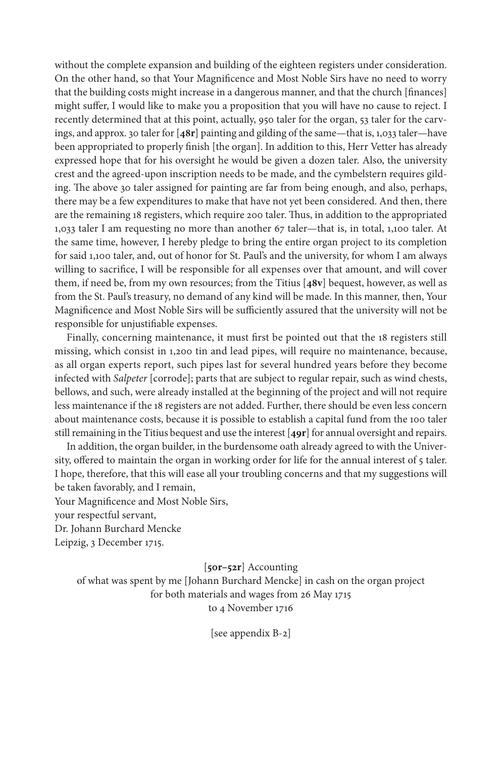without the complete expansion and building of the eighteen registers under consideration. On the other hand, so that Your Magnificence and Most Noble Sirs have no need to worry that the building costs might increase in a dangerous manner, and that the church [finances] might suffer, I would like to make you a proposition that you will have no cause to reject. I recently determined that at this point, actually, 950 taler for the organ, 53 taler for the carvings, and approx. 30 taler for [**48r**] painting and gilding of the same—that is, 1,033 taler—have been appropriated to properly finish [the organ]. In addition to this, Herr Vetter has already expressed hope that for his oversight he would be given a dozen taler. Also, the university crest and the agreed-upon inscription needs to be made, and the cymbelstern requires gilding. The above 30 taler assigned for painting are far from being enough, and also, perhaps, there may be a few expenditures to make that have not yet been considered. And then, there are the remaining 18 registers, which require 200 taler. Thus, in addition to the appropriated 1,033 taler I am requesting no more than another 67 taler—that is, in total, 1,100 taler. At the same time, however, I hereby pledge to bring the entire organ project to its completion for said 1,100 taler, and, out of honor for St. Paul's and the university, for whom I am always willing to sacrifice, I will be responsible for all expenses over that amount, and will cover them, if need be, from my own resources; from the Titius [**48v**] bequest, however, as well as from the St. Paul's treasury, no demand of any kind will be made. In this manner, then, Your Magnificence and Most Noble Sirs will be sufficiently assured that the university will not be responsible for unjustifiable expenses.

Finally, concerning maintenance, it must first be pointed out that the 18 registers still missing, which consist in 1,200 tin and lead pipes, will require no maintenance, because, as all organ experts report, such pipes last for several hundred years before they become infected with *Salpeter* [corrode]; parts that are subject to regular repair, such as wind chests, bellows, and such, were already installed at the beginning of the project and will not require less maintenance if the 18 registers are not added. Further, there should be even less concern about maintenance costs, because it is possible to establish a capital fund from the 100 taler still remaining in the Titius bequest and use the interest [**49r**] for annual oversight and repairs.

In addition, the organ builder, in the burdensome oath already agreed to with the University, offered to maintain the organ in working order for life for the annual interest of 5 taler. I hope, therefore, that this will ease all your troubling concerns and that my suggestions will be taken favorably, and I remain,

Your Magnificence and Most Noble Sirs,
your respectful servant,
Dr. Johann Burchard Mencke
Leipzig, 3 December 1715.

[**50r–52r**] Accounting
of what was spent by me [Johann Burchard Mencke] in cash on the organ project
for both materials and wages from 26 May 1715
to 4 November 1716

[see appendix B-2]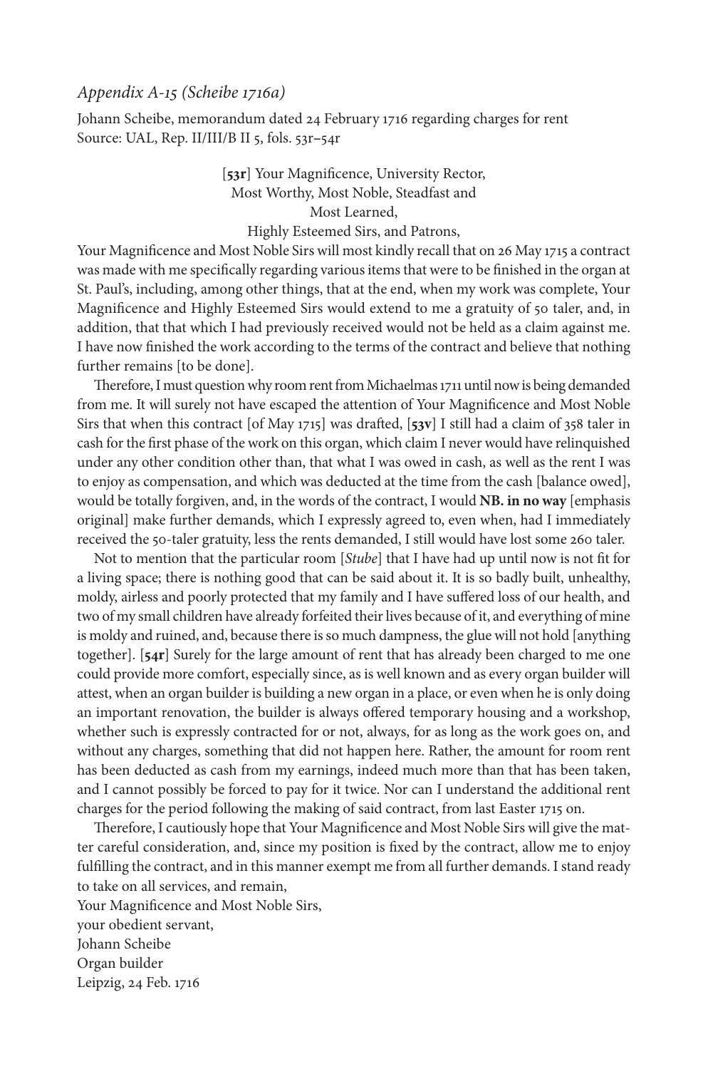*Appendix A-15 (Scheibe 1716a)*

Johann Scheibe, memorandum dated 24 February 1716 regarding charges for rent
Source: UAL, Rep. II/III/B II 5, fols. 53r–54r

[**53r**] Your Magnificence, University Rector,
Most Worthy, Most Noble, Steadfast and
Most Learned,
Highly Esteemed Sirs, and Patrons,

Your Magnificence and Most Noble Sirs will most kindly recall that on 26 May 1715 a contract was made with me specifically regarding various items that were to be finished in the organ at St. Paul's, including, among other things, that at the end, when my work was complete, Your Magnificence and Highly Esteemed Sirs would extend to me a gratuity of 50 taler, and, in addition, that that which I had previously received would not be held as a claim against me. I have now finished the work according to the terms of the contract and believe that nothing further remains [to be done].

Therefore, I must question why room rent from Michaelmas 1711 until now is being demanded from me. It will surely not have escaped the attention of Your Magnificence and Most Noble Sirs that when this contract [of May 1715] was drafted, [**53v**] I still had a claim of 358 taler in cash for the first phase of the work on this organ, which claim I never would have relinquished under any other condition other than, that what I was owed in cash, as well as the rent I was to enjoy as compensation, and which was deducted at the time from the cash [balance owed], would be totally forgiven, and, in the words of the contract, I would **NB. in no way** [emphasis original] make further demands, which I expressly agreed to, even when, had I immediately received the 50-taler gratuity, less the rents demanded, I still would have lost some 260 taler.

Not to mention that the particular room [*Stube*] that I have had up until now is not fit for a living space; there is nothing good that can be said about it. It is so badly built, unhealthy, moldy, airless and poorly protected that my family and I have suffered loss of our health, and two of my small children have already forfeited their lives because of it, and everything of mine is moldy and ruined, and, because there is so much dampness, the glue will not hold [anything together]. [**54r**] Surely for the large amount of rent that has already been charged to me one could provide more comfort, especially since, as is well known and as every organ builder will attest, when an organ builder is building a new organ in a place, or even when he is only doing an important renovation, the builder is always offered temporary housing and a workshop, whether such is expressly contracted for or not, always, for as long as the work goes on, and without any charges, something that did not happen here. Rather, the amount for room rent has been deducted as cash from my earnings, indeed much more than that has been taken, and I cannot possibly be forced to pay for it twice. Nor can I understand the additional rent charges for the period following the making of said contract, from last Easter 1715 on.

Therefore, I cautiously hope that Your Magnificence and Most Noble Sirs will give the matter careful consideration, and, since my position is fixed by the contract, allow me to enjoy fulfilling the contract, and in this manner exempt me from all further demands. I stand ready to take on all services, and remain,

Your Magnificence and Most Noble Sirs,
your obedient servant,
Johann Scheibe
Organ builder
Leipzig, 24 Feb. 1716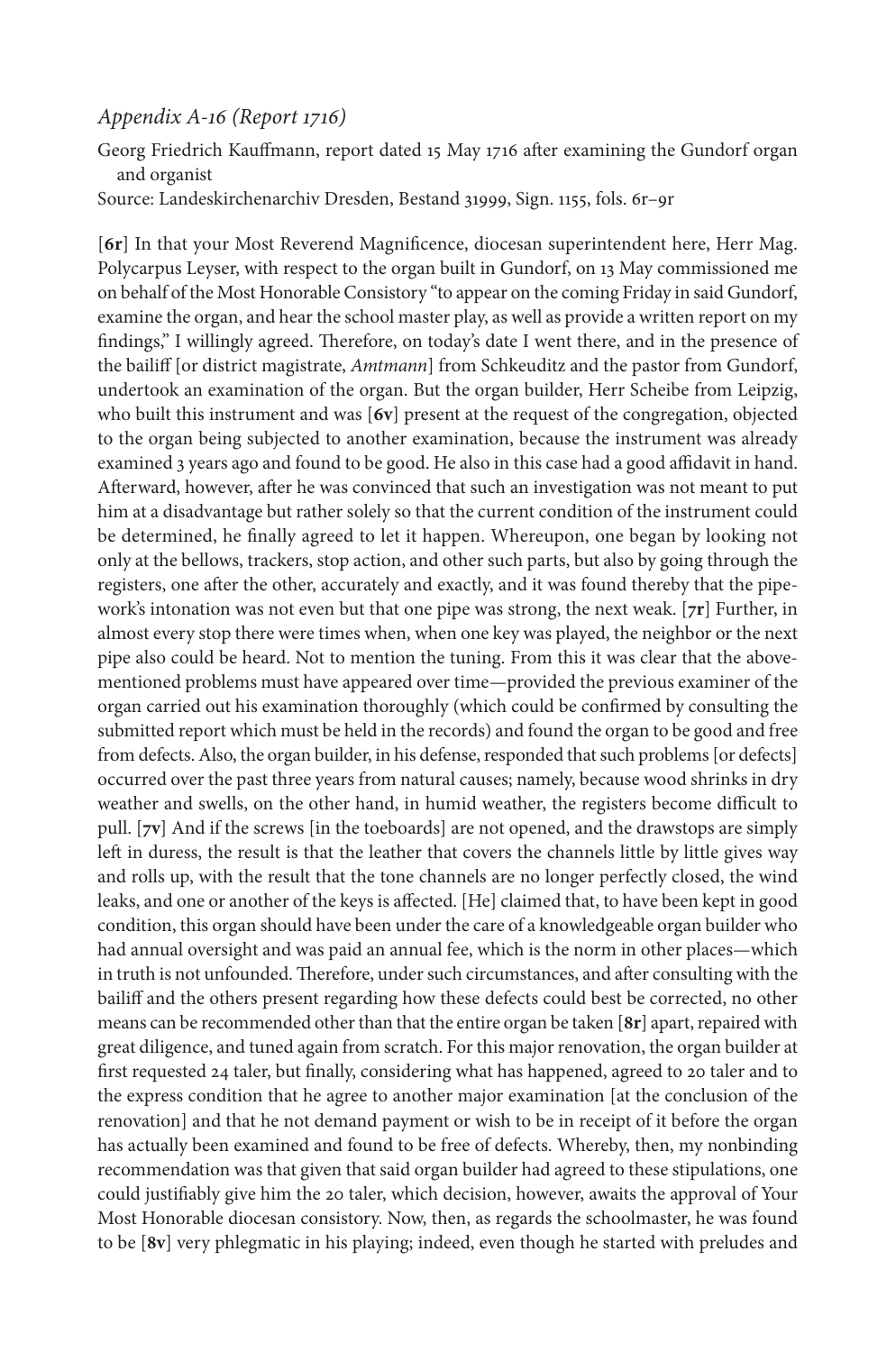## *Appendix A-16 (Report 1716)*

Georg Friedrich Kauffmann, report dated 15 May 1716 after examining the Gundorf organ and organist

Source: Landeskirchenarchiv Dresden, Bestand 31999, Sign. 1155, fols. 6r–9r

[**6r**] In that your Most Reverend Magnificence, diocesan superintendent here, Herr Mag. Polycarpus Leyser, with respect to the organ built in Gundorf, on 13 May commissioned me on behalf of the Most Honorable Consistory "to appear on the coming Friday in said Gundorf, examine the organ, and hear the school master play, as well as provide a written report on my findings," I willingly agreed. Therefore, on today's date I went there, and in the presence of the bailiff [or district magistrate, *Amtmann*] from Schkeuditz and the pastor from Gundorf, undertook an examination of the organ. But the organ builder, Herr Scheibe from Leipzig, who built this instrument and was [**6v**] present at the request of the congregation, objected to the organ being subjected to another examination, because the instrument was already examined 3 years ago and found to be good. He also in this case had a good affidavit in hand. Afterward, however, after he was convinced that such an investigation was not meant to put him at a disadvantage but rather solely so that the current condition of the instrument could be determined, he finally agreed to let it happen. Whereupon, one began by looking not only at the bellows, trackers, stop action, and other such parts, but also by going through the registers, one after the other, accurately and exactly, and it was found thereby that the pipework's intonation was not even but that one pipe was strong, the next weak. [**7r**] Further, in almost every stop there were times when, when one key was played, the neighbor or the next pipe also could be heard. Not to mention the tuning. From this it was clear that the above-mentioned problems must have appeared over time—provided the previous examiner of the organ carried out his examination thoroughly (which could be confirmed by consulting the submitted report which must be held in the records) and found the organ to be good and free from defects. Also, the organ builder, in his defense, responded that such problems [or defects] occurred over the past three years from natural causes; namely, because wood shrinks in dry weather and swells, on the other hand, in humid weather, the registers become difficult to pull. [**7v**] And if the screws [in the toeboards] are not opened, and the drawstops are simply left in duress, the result is that the leather that covers the channels little by little gives way and rolls up, with the result that the tone channels are no longer perfectly closed, the wind leaks, and one or another of the keys is affected. [He] claimed that, to have been kept in good condition, this organ should have been under the care of a knowledgeable organ builder who had annual oversight and was paid an annual fee, which is the norm in other places—which in truth is not unfounded. Therefore, under such circumstances, and after consulting with the bailiff and the others present regarding how these defects could best be corrected, no other means can be recommended other than that the entire organ be taken [**8r**] apart, repaired with great diligence, and tuned again from scratch. For this major renovation, the organ builder at first requested 24 taler, but finally, considering what has happened, agreed to 20 taler and to the express condition that he agree to another major examination [at the conclusion of the renovation] and that he not demand payment or wish to be in receipt of it before the organ has actually been examined and found to be free of defects. Whereby, then, my nonbinding recommendation was that given that said organ builder had agreed to these stipulations, one could justifiably give him the 20 taler, which decision, however, awaits the approval of Your Most Honorable diocesan consistory. Now, then, as regards the schoolmaster, he was found to be [**8v**] very phlegmatic in his playing; indeed, even though he started with preludes and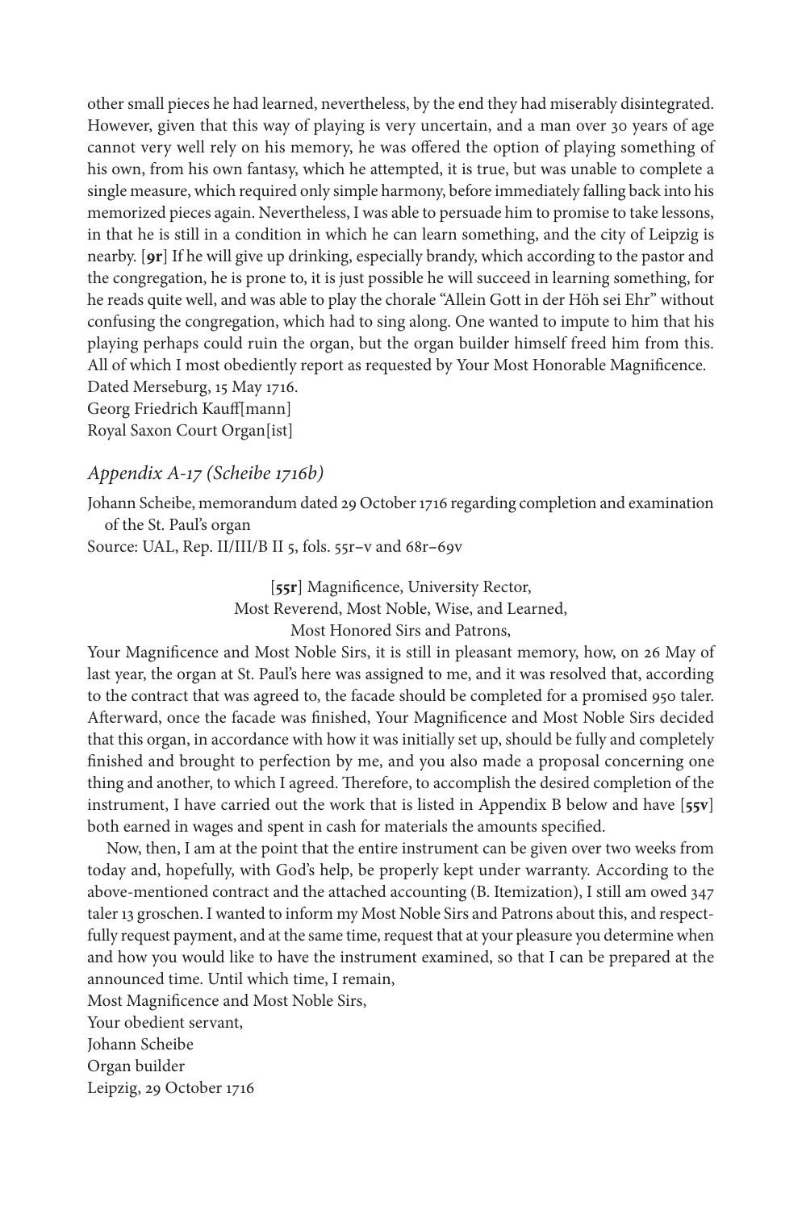other small pieces he had learned, nevertheless, by the end they had miserably disintegrated. However, given that this way of playing is very uncertain, and a man over 30 years of age cannot very well rely on his memory, he was offered the option of playing something of his own, from his own fantasy, which he attempted, it is true, but was unable to complete a single measure, which required only simple harmony, before immediately falling back into his memorized pieces again. Nevertheless, I was able to persuade him to promise to take lessons, in that he is still in a condition in which he can learn something, and the city of Leipzig is nearby. [**9r**] If he will give up drinking, especially brandy, which according to the pastor and the congregation, he is prone to, it is just possible he will succeed in learning something, for he reads quite well, and was able to play the chorale "Allein Gott in der Höh sei Ehr" without confusing the congregation, which had to sing along. One wanted to impute to him that his playing perhaps could ruin the organ, but the organ builder himself freed him from this. All of which I most obediently report as requested by Your Most Honorable Magnificence.
Dated Merseburg, 15 May 1716.
Georg Friedrich Kauff[mann]
Royal Saxon Court Organ[ist]

### *Appendix A-17 (Scheibe 1716b)*

Johann Scheibe, memorandum dated 29 October 1716 regarding completion and examination of the St. Paul's organ
Source: UAL, Rep. II/III/B II 5, fols. 55r–v and 68r–69v

[**55r**] Magnificence, University Rector,
Most Reverend, Most Noble, Wise, and Learned,
Most Honored Sirs and Patrons,

Your Magnificence and Most Noble Sirs, it is still in pleasant memory, how, on 26 May of last year, the organ at St. Paul's here was assigned to me, and it was resolved that, according to the contract that was agreed to, the facade should be completed for a promised 950 taler. Afterward, once the facade was finished, Your Magnificence and Most Noble Sirs decided that this organ, in accordance with how it was initially set up, should be fully and completely finished and brought to perfection by me, and you also made a proposal concerning one thing and another, to which I agreed. Therefore, to accomplish the desired completion of the instrument, I have carried out the work that is listed in Appendix B below and have [**55v**] both earned in wages and spent in cash for materials the amounts specified.

Now, then, I am at the point that the entire instrument can be given over two weeks from today and, hopefully, with God's help, be properly kept under warranty. According to the above-mentioned contract and the attached accounting (B. Itemization), I still am owed 347 taler 13 groschen. I wanted to inform my Most Noble Sirs and Patrons about this, and respectfully request payment, and at the same time, request that at your pleasure you determine when and how you would like to have the instrument examined, so that I can be prepared at the announced time. Until which time, I remain,
Most Magnificence and Most Noble Sirs,
Your obedient servant,
Johann Scheibe
Organ builder
Leipzig, 29 October 1716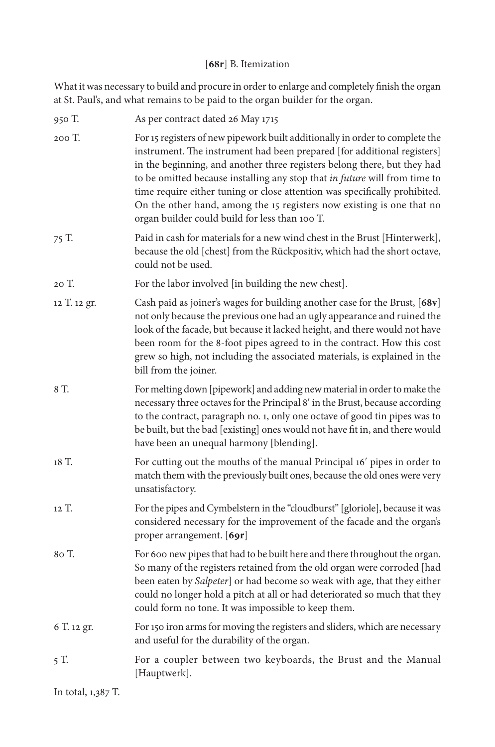[**68r**] B. Itemization

What it was necessary to build and procure in order to enlarge and completely finish the organ at St. Paul's, and what remains to be paid to the organ builder for the organ.

| | |
|---|---|
| 950 T. | As per contract dated 26 May 1715 |
| 200 T. | For 15 registers of new pipework built additionally in order to complete the instrument. The instrument had been prepared [for additional registers] in the beginning, and another three registers belong there, but they had to be omitted because installing any stop that *in future* will from time to time require either tuning or close attention was specifically prohibited. On the other hand, among the 15 registers now existing is one that no organ builder could build for less than 100 T. |
| 75 T. | Paid in cash for materials for a new wind chest in the Brust [Hinterwerk], because the old [chest] from the Rückpositiv, which had the short octave, could not be used. |
| 20 T. | For the labor involved [in building the new chest]. |
| 12 T. 12 gr. | Cash paid as joiner's wages for building another case for the Brust, [**68v**] not only because the previous one had an ugly appearance and ruined the look of the facade, but because it lacked height, and there would not have been room for the 8-foot pipes agreed to in the contract. How this cost grew so high, not including the associated materials, is explained in the bill from the joiner. |
| 8 T. | For melting down [pipework] and adding new material in order to make the necessary three octaves for the Principal 8′ in the Brust, because according to the contract, paragraph no. 1, only one octave of good tin pipes was to be built, but the bad [existing] ones would not have fit in, and there would have been an unequal harmony [blending]. |
| 18 T. | For cutting out the mouths of the manual Principal 16′ pipes in order to match them with the previously built ones, because the old ones were very unsatisfactory. |
| 12 T. | For the pipes and Cymbelstern in the "cloudburst" [gloriole], because it was considered necessary for the improvement of the facade and the organ's proper arrangement. [**69r**] |
| 80 T. | For 600 new pipes that had to be built here and there throughout the organ. So many of the registers retained from the old organ were corroded [had been eaten by *Salpeter*] or had become so weak with age, that they either could no longer hold a pitch at all or had deteriorated so much that they could form no tone. It was impossible to keep them. |
| 6 T. 12 gr. | For 150 iron arms for moving the registers and sliders, which are necessary and useful for the durability of the organ. |
| 5 T. | For a coupler between two keyboards, the Brust and the Manual [Hauptwerk]. |

In total, 1,387 T.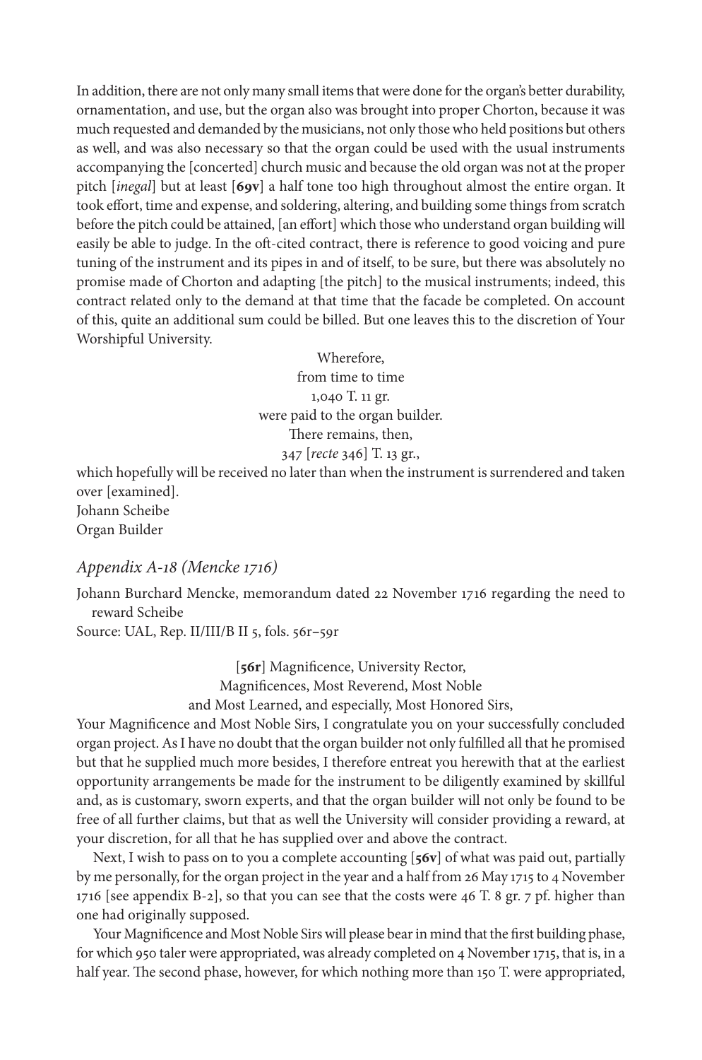In addition, there are not only many small items that were done for the organ's better durability, ornamentation, and use, but the organ also was brought into proper Chorton, because it was much requested and demanded by the musicians, not only those who held positions but others as well, and was also necessary so that the organ could be used with the usual instruments accompanying the [concerted] church music and because the old organ was not at the proper pitch [*inegal*] but at least [**69v**] a half tone too high throughout almost the entire organ. It took effort, time and expense, and soldering, altering, and building some things from scratch before the pitch could be attained, [an effort] which those who understand organ building will easily be able to judge. In the oft-cited contract, there is reference to good voicing and pure tuning of the instrument and its pipes in and of itself, to be sure, but there was absolutely no promise made of Chorton and adapting [the pitch] to the musical instruments; indeed, this contract related only to the demand at that time that the facade be completed. On account of this, quite an additional sum could be billed. But one leaves this to the discretion of Your Worshipful University.

Wherefore,
from time to time
1,040 T. 11 gr.
were paid to the organ builder.
There remains, then,
347 [*recte* 346] T. 13 gr.,

which hopefully will be received no later than when the instrument is surrendered and taken over [examined].
Johann Scheibe
Organ Builder

### *Appendix A-18 (Mencke 1716)*

Johann Burchard Mencke, memorandum dated 22 November 1716 regarding the need to reward Scheibe
Source: UAL, Rep. II/III/B II 5, fols. 56r–59r

[**56r**] Magnificence, University Rector,
Magnificences, Most Reverend, Most Noble
and Most Learned, and especially, Most Honored Sirs,

Your Magnificence and Most Noble Sirs, I congratulate you on your successfully concluded organ project. As I have no doubt that the organ builder not only fulfilled all that he promised but that he supplied much more besides, I therefore entreat you herewith that at the earliest opportunity arrangements be made for the instrument to be diligently examined by skillful and, as is customary, sworn experts, and that the organ builder will not only be found to be free of all further claims, but that as well the University will consider providing a reward, at your discretion, for all that he has supplied over and above the contract.

Next, I wish to pass on to you a complete accounting [**56v**] of what was paid out, partially by me personally, for the organ project in the year and a half from 26 May 1715 to 4 November 1716 [see appendix B-2], so that you can see that the costs were 46 T. 8 gr. 7 pf. higher than one had originally supposed.

Your Magnificence and Most Noble Sirs will please bear in mind that the first building phase, for which 950 taler were appropriated, was already completed on 4 November 1715, that is, in a half year. The second phase, however, for which nothing more than 150 T. were appropriated,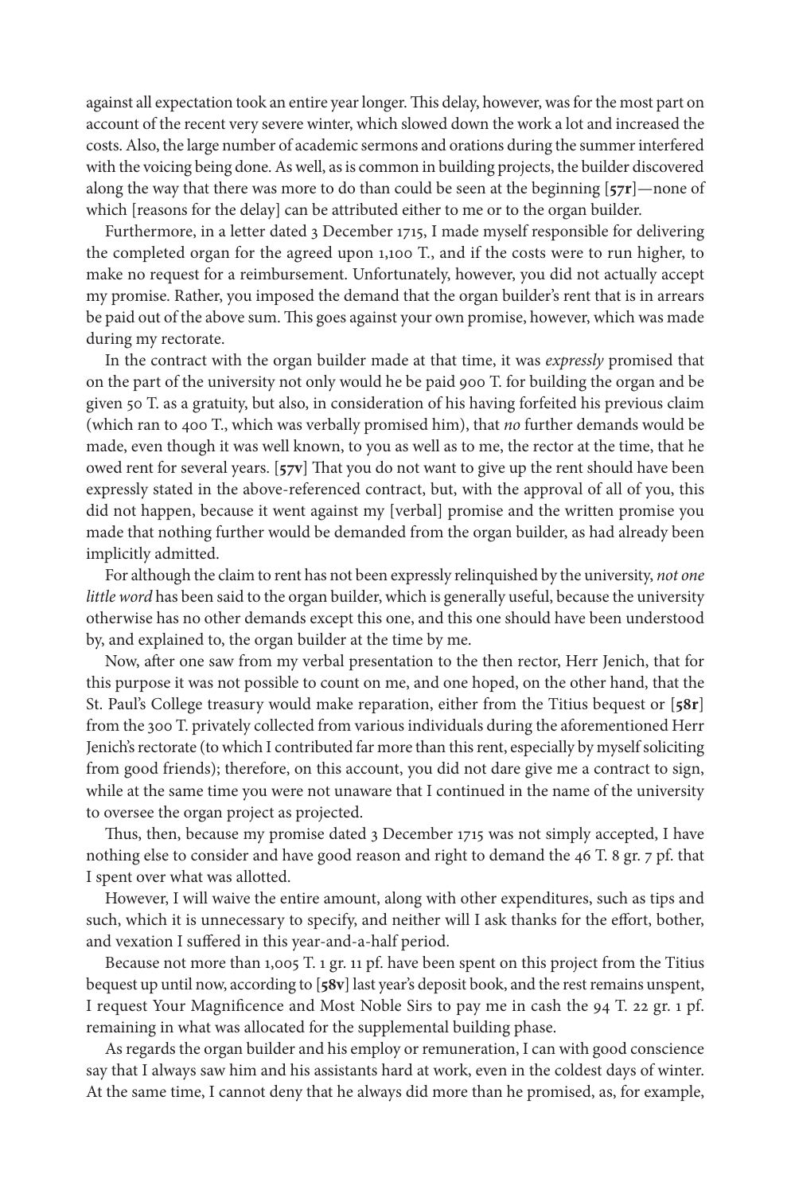against all expectation took an entire year longer. This delay, however, was for the most part on account of the recent very severe winter, which slowed down the work a lot and increased the costs. Also, the large number of academic sermons and orations during the summer interfered with the voicing being done. As well, as is common in building projects, the builder discovered along the way that there was more to do than could be seen at the beginning [**57r**]—none of which [reasons for the delay] can be attributed either to me or to the organ builder.

Furthermore, in a letter dated 3 December 1715, I made myself responsible for delivering the completed organ for the agreed upon 1,100 T., and if the costs were to run higher, to make no request for a reimbursement. Unfortunately, however, you did not actually accept my promise. Rather, you imposed the demand that the organ builder's rent that is in arrears be paid out of the above sum. This goes against your own promise, however, which was made during my rectorate.

In the contract with the organ builder made at that time, it was *expressly* promised that on the part of the university not only would he be paid 900 T. for building the organ and be given 50 T. as a gratuity, but also, in consideration of his having forfeited his previous claim (which ran to 400 T., which was verbally promised him), that *no* further demands would be made, even though it was well known, to you as well as to me, the rector at the time, that he owed rent for several years. [**57v**] That you do not want to give up the rent should have been expressly stated in the above-referenced contract, but, with the approval of all of you, this did not happen, because it went against my [verbal] promise and the written promise you made that nothing further would be demanded from the organ builder, as had already been implicitly admitted.

For although the claim to rent has not been expressly relinquished by the university, *not one little word* has been said to the organ builder, which is generally useful, because the university otherwise has no other demands except this one, and this one should have been understood by, and explained to, the organ builder at the time by me.

Now, after one saw from my verbal presentation to the then rector, Herr Jenich, that for this purpose it was not possible to count on me, and one hoped, on the other hand, that the St. Paul's College treasury would make reparation, either from the Titius bequest or [**58r**] from the 300 T. privately collected from various individuals during the aforementioned Herr Jenich's rectorate (to which I contributed far more than this rent, especially by myself soliciting from good friends); therefore, on this account, you did not dare give me a contract to sign, while at the same time you were not unaware that I continued in the name of the university to oversee the organ project as projected.

Thus, then, because my promise dated 3 December 1715 was not simply accepted, I have nothing else to consider and have good reason and right to demand the 46 T. 8 gr. 7 pf. that I spent over what was allotted.

However, I will waive the entire amount, along with other expenditures, such as tips and such, which it is unnecessary to specify, and neither will I ask thanks for the effort, bother, and vexation I suffered in this year-and-a-half period.

Because not more than 1,005 T. 1 gr. 11 pf. have been spent on this project from the Titius bequest up until now, according to [**58v**] last year's deposit book, and the rest remains unspent, I request Your Magnificence and Most Noble Sirs to pay me in cash the 94 T. 22 gr. 1 pf. remaining in what was allocated for the supplemental building phase.

As regards the organ builder and his employ or remuneration, I can with good conscience say that I always saw him and his assistants hard at work, even in the coldest days of winter. At the same time, I cannot deny that he always did more than he promised, as, for example,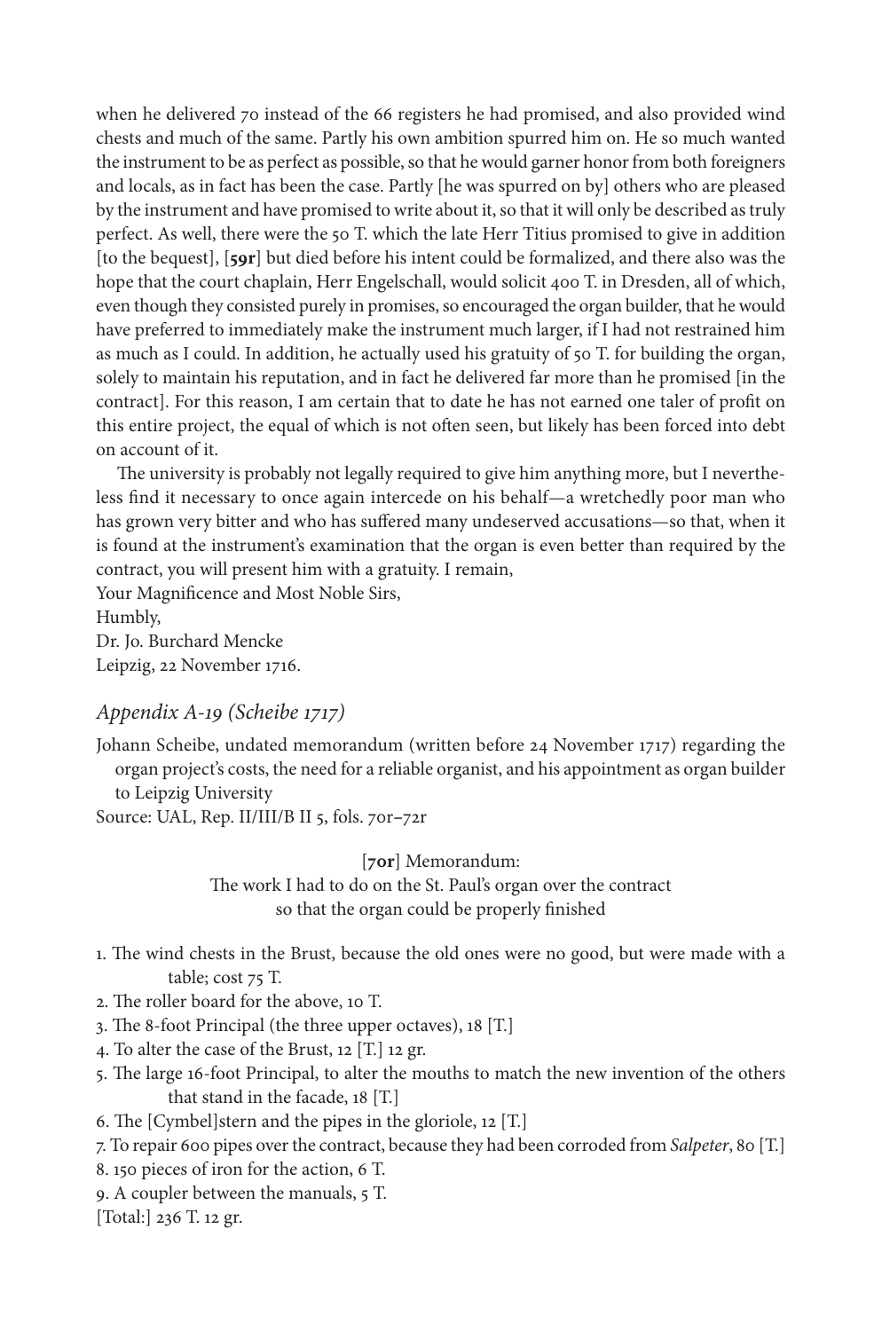when he delivered 70 instead of the 66 registers he had promised, and also provided wind chests and much of the same. Partly his own ambition spurred him on. He so much wanted the instrument to be as perfect as possible, so that he would garner honor from both foreigners and locals, as in fact has been the case. Partly [he was spurred on by] others who are pleased by the instrument and have promised to write about it, so that it will only be described as truly perfect. As well, there were the 50 T. which the late Herr Titius promised to give in addition [to the bequest], [**59r**] but died before his intent could be formalized, and there also was the hope that the court chaplain, Herr Engelschall, would solicit 400 T. in Dresden, all of which, even though they consisted purely in promises, so encouraged the organ builder, that he would have preferred to immediately make the instrument much larger, if I had not restrained him as much as I could. In addition, he actually used his gratuity of 50 T. for building the organ, solely to maintain his reputation, and in fact he delivered far more than he promised [in the contract]. For this reason, I am certain that to date he has not earned one taler of profit on this entire project, the equal of which is not often seen, but likely has been forced into debt on account of it.

The university is probably not legally required to give him anything more, but I nevertheless find it necessary to once again intercede on his behalf—a wretchedly poor man who has grown very bitter and who has suffered many undeserved accusations—so that, when it is found at the instrument's examination that the organ is even better than required by the contract, you will present him with a gratuity. I remain,

Your Magnificence and Most Noble Sirs,

Humbly,

Dr. Jo. Burchard Mencke

Leipzig, 22 November 1716.

### *Appendix A-19 (Scheibe 1717)*

Johann Scheibe, undated memorandum (written before 24 November 1717) regarding the organ project's costs, the need for a reliable organist, and his appointment as organ builder to Leipzig University

Source: UAL, Rep. II/III/B II 5, fols. 70r–72r

[**70r**] Memorandum:
The work I had to do on the St. Paul's organ over the contract
so that the organ could be properly finished

1. The wind chests in the Brust, because the old ones were no good, but were made with a table; cost 75 T.
2. The roller board for the above, 10 T.
3. The 8-foot Principal (the three upper octaves), 18 [T.]
4. To alter the case of the Brust, 12 [T.] 12 gr.
5. The large 16-foot Principal, to alter the mouths to match the new invention of the others that stand in the facade, 18 [T.]
6. The [Cymbel]stern and the pipes in the gloriole, 12 [T.]
7. To repair 600 pipes over the contract, because they had been corroded from *Salpeter*, 80 [T.]
8. 150 pieces of iron for the action, 6 T.
9. A coupler between the manuals, 5 T.

[Total:] 236 T. 12 gr.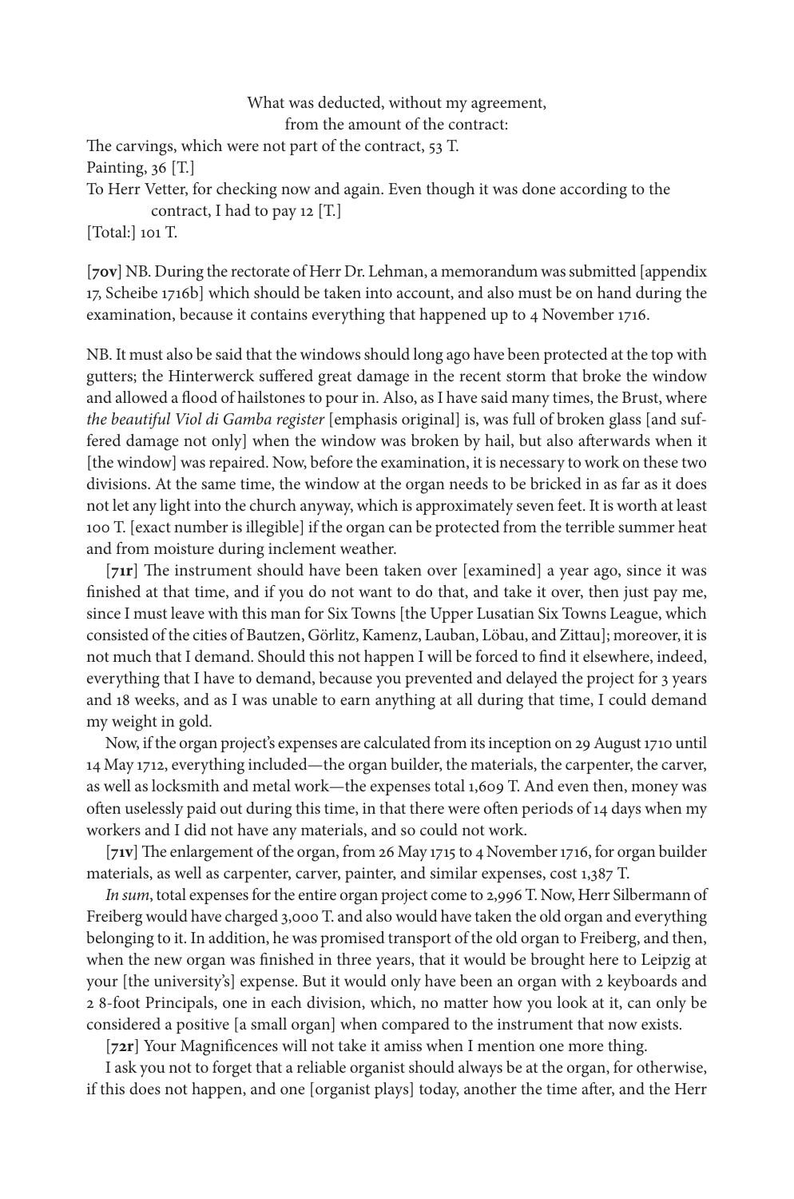What was deducted, without my agreement,
from the amount of the contract:

The carvings, which were not part of the contract, 53 T.
Painting, 36 [T.]
To Herr Vetter, for checking now and again. Even though it was done according to the contract, I had to pay 12 [T.]
[Total:] 101 T.

[**70v**] NB. During the rectorate of Herr Dr. Lehman, a memorandum was submitted [appendix 17, Scheibe 1716b] which should be taken into account, and also must be on hand during the examination, because it contains everything that happened up to 4 November 1716.

NB. It must also be said that the windows should long ago have been protected at the top with gutters; the Hinterwerck suffered great damage in the recent storm that broke the window and allowed a flood of hailstones to pour in. Also, as I have said many times, the Brust, where *the beautiful Viol di Gamba register* [emphasis original] is, was full of broken glass [and suffered damage not only] when the window was broken by hail, but also afterwards when it [the window] was repaired. Now, before the examination, it is necessary to work on these two divisions. At the same time, the window at the organ needs to be bricked in as far as it does not let any light into the church anyway, which is approximately seven feet. It is worth at least 100 T. [exact number is illegible] if the organ can be protected from the terrible summer heat and from moisture during inclement weather.

[**71r**] The instrument should have been taken over [examined] a year ago, since it was finished at that time, and if you do not want to do that, and take it over, then just pay me, since I must leave with this man for Six Towns [the Upper Lusatian Six Towns League, which consisted of the cities of Bautzen, Görlitz, Kamenz, Lauban, Löbau, and Zittau]; moreover, it is not much that I demand. Should this not happen I will be forced to find it elsewhere, indeed, everything that I have to demand, because you prevented and delayed the project for 3 years and 18 weeks, and as I was unable to earn anything at all during that time, I could demand my weight in gold.

Now, if the organ project's expenses are calculated from its inception on 29 August 1710 until 14 May 1712, everything included—the organ builder, the materials, the carpenter, the carver, as well as locksmith and metal work—the expenses total 1,609 T. And even then, money was often uselessly paid out during this time, in that there were often periods of 14 days when my workers and I did not have any materials, and so could not work.

[**71v**] The enlargement of the organ, from 26 May 1715 to 4 November 1716, for organ builder materials, as well as carpenter, carver, painter, and similar expenses, cost 1,387 T.

*In sum*, total expenses for the entire organ project come to 2,996 T. Now, Herr Silbermann of Freiberg would have charged 3,000 T. and also would have taken the old organ and everything belonging to it. In addition, he was promised transport of the old organ to Freiberg, and then, when the new organ was finished in three years, that it would be brought here to Leipzig at your [the university's] expense. But it would only have been an organ with 2 keyboards and 2 8-foot Principals, one in each division, which, no matter how you look at it, can only be considered a positive [a small organ] when compared to the instrument that now exists.

[**72r**] Your Magnificences will not take it amiss when I mention one more thing.

I ask you not to forget that a reliable organist should always be at the organ, for otherwise, if this does not happen, and one [organist plays] today, another the time after, and the Herr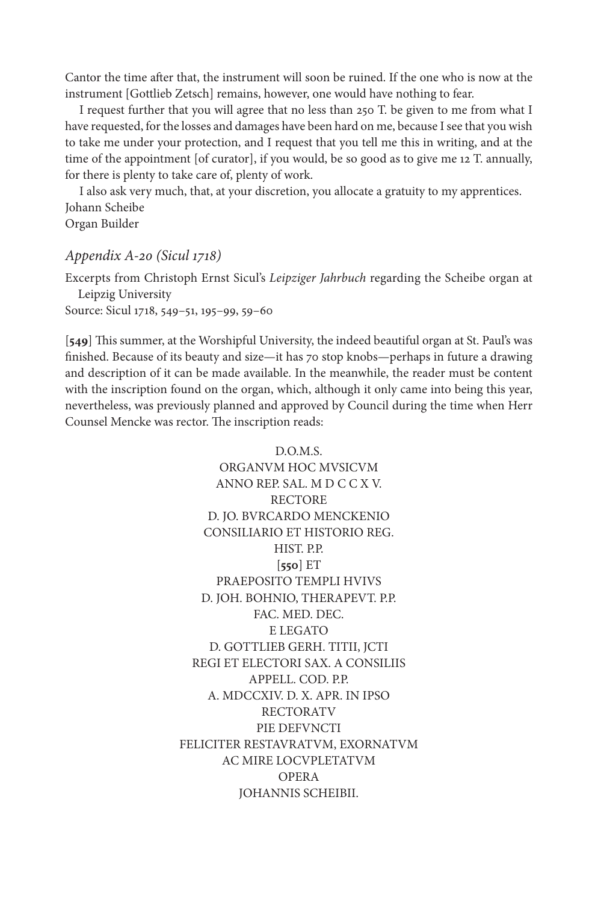Cantor the time after that, the instrument will soon be ruined. If the one who is now at the instrument [Gottlieb Zetsch] remains, however, one would have nothing to fear.

I request further that you will agree that no less than 250 T. be given to me from what I have requested, for the losses and damages have been hard on me, because I see that you wish to take me under your protection, and I request that you tell me this in writing, and at the time of the appointment [of curator], if you would, be so good as to give me 12 T. annually, for there is plenty to take care of, plenty of work.

I also ask very much, that, at your discretion, you allocate a gratuity to my apprentices.
Johann Scheibe
Organ Builder

### *Appendix A-20 (Sicul 1718)*

Excerpts from Christoph Ernst Sicul's *Leipziger Jahrbuch* regarding the Scheibe organ at Leipzig University
Source: Sicul 1718, 549–51, 195–99, 59–60

[**549**] This summer, at the Worshipful University, the indeed beautiful organ at St. Paul's was finished. Because of its beauty and size—it has 70 stop knobs—perhaps in future a drawing and description of it can be made available. In the meanwhile, the reader must be content with the inscription found on the organ, which, although it only came into being this year, nevertheless, was previously planned and approved by Council during the time when Herr Counsel Mencke was rector. The inscription reads:

D.O.M.S.
ORGANVM HOC MVSICVM
ANNO REP. SAL. M D C C X V.
RECTORE
D. JO. BVRCARDO MENCKENIO
CONSILIARIO ET HISTORIO REG.
HIST. P.P.
[**550**] ET
PRAEPOSITO TEMPLI HVIVS
D. JOH. BOHNIO, THERAPEVT. P.P.
FAC. MED. DEC.
E LEGATO
D. GOTTLIEB GERH. TITII, JCTI
REGI ET ELECTORI SAX. A CONSILIIS
APPELL. COD. P.P.
A. MDCCXIV. D. X. APR. IN IPSO
RECTORATV
PIE DEFVNCTI
FELICITER RESTAVRATVM, EXORNATVM
AC MIRE LOCVPLETATVM
OPERA
JOHANNIS SCHEIBII.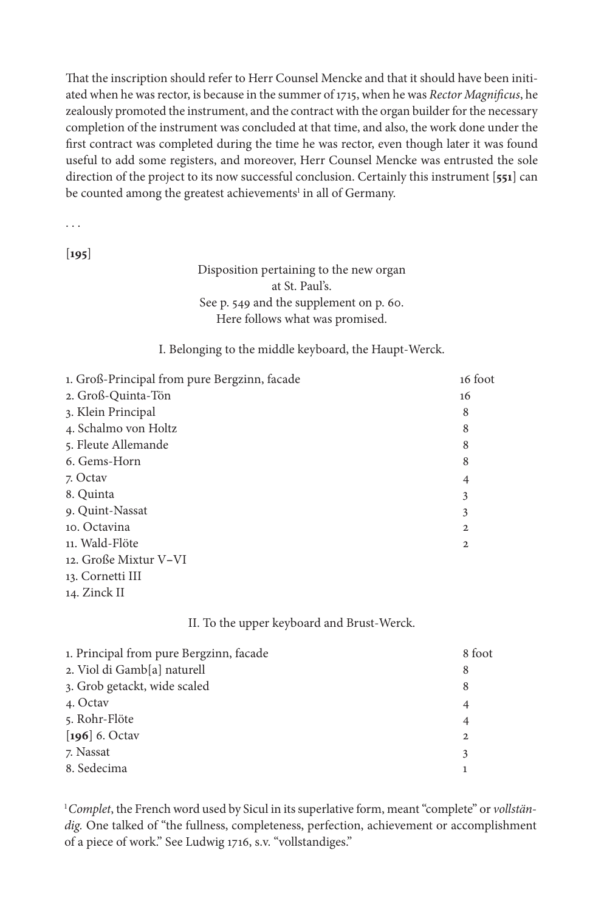That the inscription should refer to Herr Counsel Mencke and that it should have been initiated when he was rector, is because in the summer of 1715, when he was *Rector Magnificus*, he zealously promoted the instrument, and the contract with the organ builder for the necessary completion of the instrument was concluded at that time, and also, the work done under the first contract was completed during the time he was rector, even though later it was found useful to add some registers, and moreover, Herr Counsel Mencke was entrusted the sole direction of the project to its now successful conclusion. Certainly this instrument [**551**] can be counted among the greatest achievements[1] in all of Germany.

. . .

[**195**]

Disposition pertaining to the new organ
at St. Paul's.
See p. 549 and the supplement on p. 60.
Here follows what was promised.

I. Belonging to the middle keyboard, the Haupt-Werck.

| | |
|---|---|
| 1. Groß-Principal from pure Bergzinn, facade | 16 foot |
| 2. Groß-Quinta-Tön | 16 |
| 3. Klein Principal | 8 |
| 4. Schalmo von Holtz | 8 |
| 5. Fleute Allemande | 8 |
| 6. Gems-Horn | 8 |
| 7. Octav | 4 |
| 8. Quinta | 3 |
| 9. Quint-Nassat | 3 |
| 10. Octavina | 2 |
| 11. Wald-Flöte | 2 |
| 12. Große Mixtur V–VI | |
| 13. Cornetti III | |
| 14. Zinck II | |

II. To the upper keyboard and Brust-Werck.

| | |
|---|---|
| 1. Principal from pure Bergzinn, facade | 8 foot |
| 2. Viol di Gamb[a] naturell | 8 |
| 3. Grob getackt, wide scaled | 8 |
| 4. Octav | 4 |
| 5. Rohr-Flöte | 4 |
| [**196**] 6. Octav | 2 |
| 7. Nassat | 3 |
| 8. Sedecima | 1 |

[1] *Complet*, the French word used by Sicul in its superlative form, meant "complete" or *vollständig.* One talked of "the fullness, completeness, perfection, achievement or accomplishment of a piece of work." See Ludwig 1716, s.v. "vollstandiges."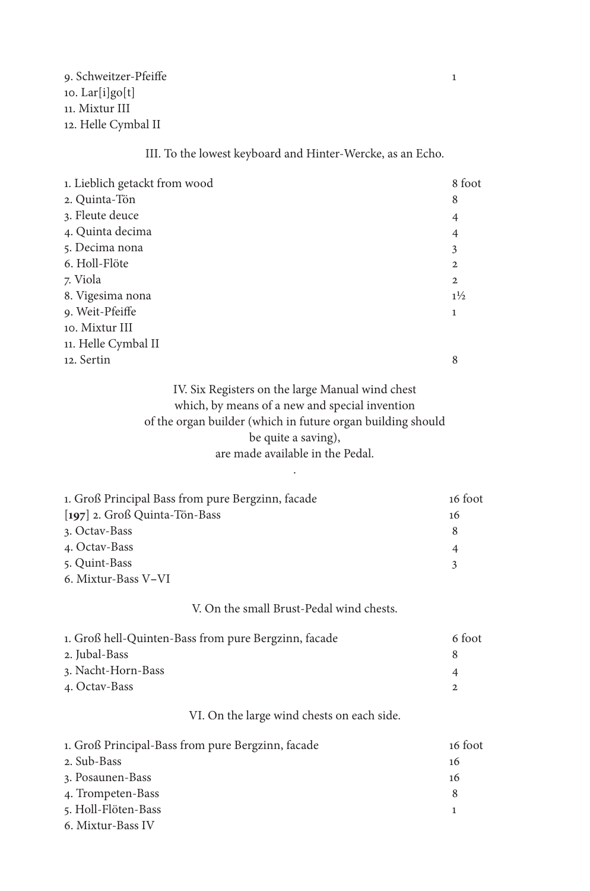| | |
|---|---|
| 9. Schweitzer-Pfeiffe | 1 |
| 10. Lar[i]go[t] | |
| 11. Mixtur III | |
| 12. Helle Cymbal II | |

III. To the lowest keyboard and Hinter-Wercke, as an Echo.

| | |
|---|---|
| 1. Lieblich getackt from wood | 8 foot |
| 2. Quinta-Tön | 8 |
| 3. Fleute deuce | 4 |
| 4. Quinta decima | 4 |
| 5. Decima nona | 3 |
| 6. Holl-Flöte | 2 |
| 7. Viola | 2 |
| 8. Vigesima nona | 1½ |
| 9. Weit-Pfeiffe | 1 |
| 10. Mixtur III | |
| 11. Helle Cymbal II | |
| 12. Sertin | 8 |

IV. Six Registers on the large Manual wind chest
which, by means of a new and special invention
of the organ builder (which in future organ building should
be quite a saving),
are made available in the Pedal.

| | |
|---|---|
| 1. Groß Principal Bass from pure Bergzinn, facade | 16 foot |
| [**197**] 2. Groß Quinta-Tön-Bass | 16 |
| 3. Octav-Bass | 8 |
| 4. Octav-Bass | 4 |
| 5. Quint-Bass | 3 |
| 6. Mixtur-Bass V–VI | |

V. On the small Brust-Pedal wind chests.

| | |
|---|---|
| 1. Groß hell-Quinten-Bass from pure Bergzinn, facade | 6 foot |
| 2. Jubal-Bass | 8 |
| 3. Nacht-Horn-Bass | 4 |
| 4. Octav-Bass | 2 |

VI. On the large wind chests on each side.

| | |
|---|---|
| 1. Groß Principal-Bass from pure Bergzinn, facade | 16 foot |
| 2. Sub-Bass | 16 |
| 3. Posaunen-Bass | 16 |
| 4. Trompeten-Bass | 8 |
| 5. Holl-Flöten-Bass | 1 |
| 6. Mixtur-Bass IV | |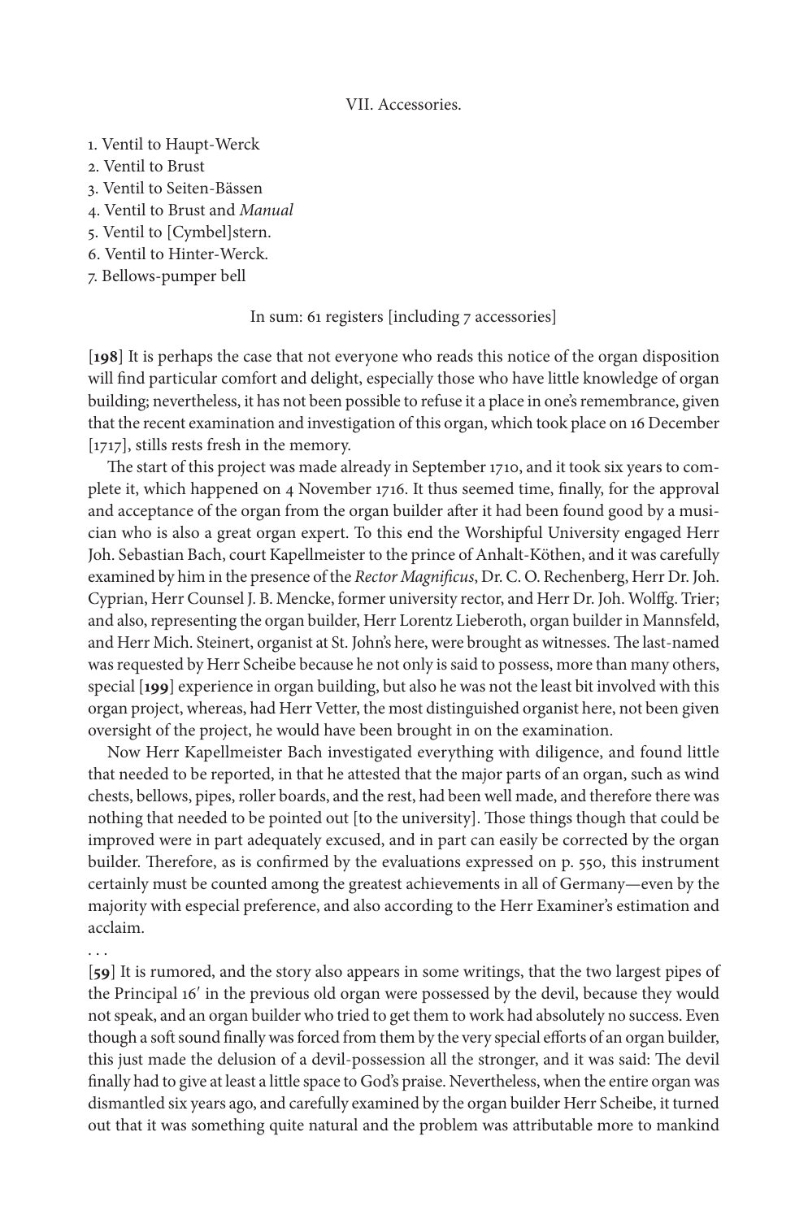VII. Accessories.

1. Ventil to Haupt-Werck
2. Ventil to Brust
3. Ventil to Seiten-Bässen
4. Ventil to Brust and *Manual*
5. Ventil to [Cymbel]stern.
6. Ventil to Hinter-Werck.
7. Bellows-pumper bell

In sum: 61 registers [including 7 accessories]

[**198**] It is perhaps the case that not everyone who reads this notice of the organ disposition will find particular comfort and delight, especially those who have little knowledge of organ building; nevertheless, it has not been possible to refuse it a place in one's remembrance, given that the recent examination and investigation of this organ, which took place on 16 December [1717], stills rests fresh in the memory.

The start of this project was made already in September 1710, and it took six years to complete it, which happened on 4 November 1716. It thus seemed time, finally, for the approval and acceptance of the organ from the organ builder after it had been found good by a musician who is also a great organ expert. To this end the Worshipful University engaged Herr Joh. Sebastian Bach, court Kapellmeister to the prince of Anhalt-Köthen, and it was carefully examined by him in the presence of the *Rector Magnificus*, Dr. C. O. Rechenberg, Herr Dr. Joh. Cyprian, Herr Counsel J. B. Mencke, former university rector, and Herr Dr. Joh. Wolffg. Trier; and also, representing the organ builder, Herr Lorentz Lieberoth, organ builder in Mannsfeld, and Herr Mich. Steinert, organist at St. John's here, were brought as witnesses. The last-named was requested by Herr Scheibe because he not only is said to possess, more than many others, special [**199**] experience in organ building, but also he was not the least bit involved with this organ project, whereas, had Herr Vetter, the most distinguished organist here, not been given oversight of the project, he would have been brought in on the examination.

Now Herr Kapellmeister Bach investigated everything with diligence, and found little that needed to be reported, in that he attested that the major parts of an organ, such as wind chests, bellows, pipes, roller boards, and the rest, had been well made, and therefore there was nothing that needed to be pointed out [to the university]. Those things though that could be improved were in part adequately excused, and in part can easily be corrected by the organ builder. Therefore, as is confirmed by the evaluations expressed on p. 550, this instrument certainly must be counted among the greatest achievements in all of Germany—even by the majority with especial preference, and also according to the Herr Examiner's estimation and acclaim.

. . .

[**59**] It is rumored, and the story also appears in some writings, that the two largest pipes of the Principal 16′ in the previous old organ were possessed by the devil, because they would not speak, and an organ builder who tried to get them to work had absolutely no success. Even though a soft sound finally was forced from them by the very special efforts of an organ builder, this just made the delusion of a devil-possession all the stronger, and it was said: The devil finally had to give at least a little space to God's praise. Nevertheless, when the entire organ was dismantled six years ago, and carefully examined by the organ builder Herr Scheibe, it turned out that it was something quite natural and the problem was attributable more to mankind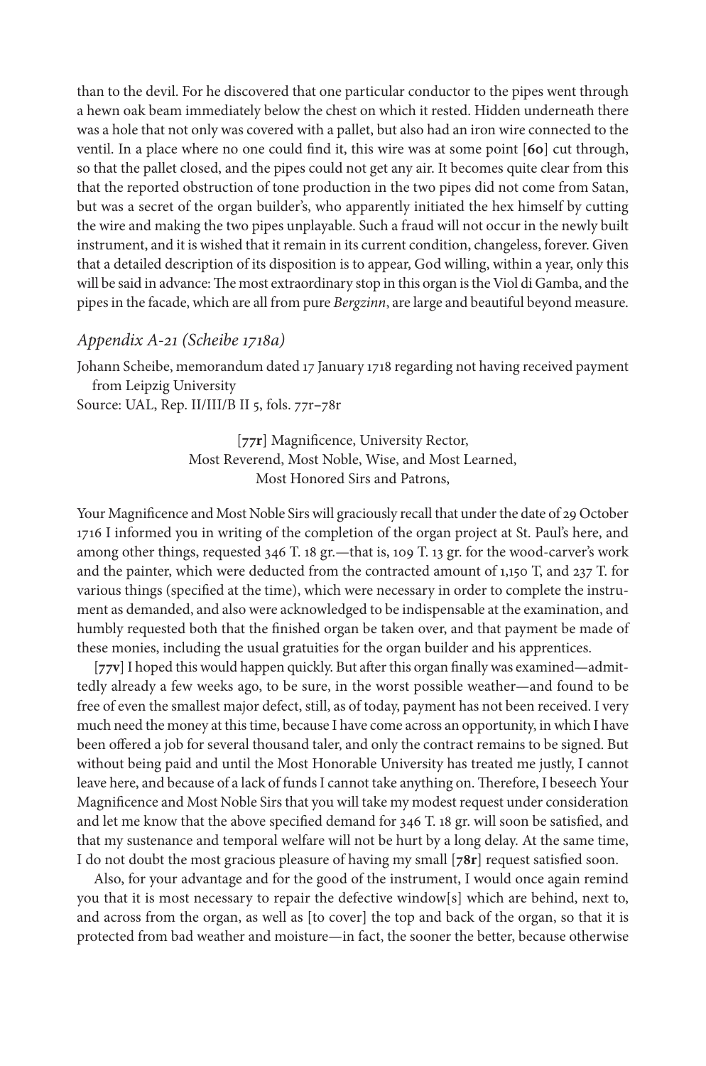than to the devil. For he discovered that one particular conductor to the pipes went through a hewn oak beam immediately below the chest on which it rested. Hidden underneath there was a hole that not only was covered with a pallet, but also had an iron wire connected to the ventil. In a place where no one could find it, this wire was at some point [**60**] cut through, so that the pallet closed, and the pipes could not get any air. It becomes quite clear from this that the reported obstruction of tone production in the two pipes did not come from Satan, but was a secret of the organ builder's, who apparently initiated the hex himself by cutting the wire and making the two pipes unplayable. Such a fraud will not occur in the newly built instrument, and it is wished that it remain in its current condition, changeless, forever. Given that a detailed description of its disposition is to appear, God willing, within a year, only this will be said in advance: The most extraordinary stop in this organ is the Viol di Gamba, and the pipes in the facade, which are all from pure *Bergzinn*, are large and beautiful beyond measure.

### *Appendix A-21 (Scheibe 1718a)*

Johann Scheibe, memorandum dated 17 January 1718 regarding not having received payment from Leipzig University
Source: UAL, Rep. II/III/B II 5, fols. 77r–78r

[**77r**] Magnificence, University Rector,
Most Reverend, Most Noble, Wise, and Most Learned,
Most Honored Sirs and Patrons,

Your Magnificence and Most Noble Sirs will graciously recall that under the date of 29 October 1716 I informed you in writing of the completion of the organ project at St. Paul's here, and among other things, requested 346 T. 18 gr.—that is, 109 T. 13 gr. for the wood-carver's work and the painter, which were deducted from the contracted amount of 1,150 T, and 237 T. for various things (specified at the time), which were necessary in order to complete the instrument as demanded, and also were acknowledged to be indispensable at the examination, and humbly requested both that the finished organ be taken over, and that payment be made of these monies, including the usual gratuities for the organ builder and his apprentices.

[**77v**] I hoped this would happen quickly. But after this organ finally was examined—admittedly already a few weeks ago, to be sure, in the worst possible weather—and found to be free of even the smallest major defect, still, as of today, payment has not been received. I very much need the money at this time, because I have come across an opportunity, in which I have been offered a job for several thousand taler, and only the contract remains to be signed. But without being paid and until the Most Honorable University has treated me justly, I cannot leave here, and because of a lack of funds I cannot take anything on. Therefore, I beseech Your Magnificence and Most Noble Sirs that you will take my modest request under consideration and let me know that the above specified demand for 346 T. 18 gr. will soon be satisfied, and that my sustenance and temporal welfare will not be hurt by a long delay. At the same time, I do not doubt the most gracious pleasure of having my small [**78r**] request satisfied soon.

Also, for your advantage and for the good of the instrument, I would once again remind you that it is most necessary to repair the defective window[s] which are behind, next to, and across from the organ, as well as [to cover] the top and back of the organ, so that it is protected from bad weather and moisture—in fact, the sooner the better, because otherwise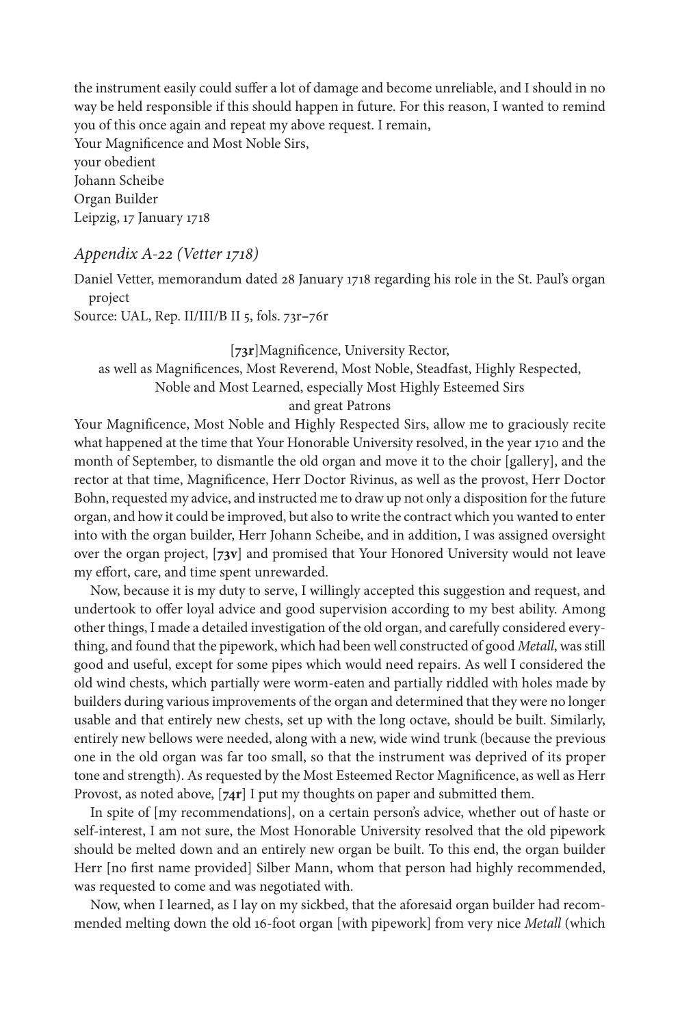the instrument easily could suffer a lot of damage and become unreliable, and I should in no way be held responsible if this should happen in future. For this reason, I wanted to remind you of this once again and repeat my above request. I remain,
Your Magnificence and Most Noble Sirs,
your obedient
Johann Scheibe
Organ Builder
Leipzig, 17 January 1718

### *Appendix A-22 (Vetter 1718)*

Daniel Vetter, memorandum dated 28 January 1718 regarding his role in the St. Paul's organ project
Source: UAL, Rep. II/III/B II 5, fols. 73r–76r

[**73r**]Magnificence, University Rector,
as well as Magnificences, Most Reverend, Most Noble, Steadfast, Highly Respected,
Noble and Most Learned, especially Most Highly Esteemed Sirs
and great Patrons

Your Magnificence, Most Noble and Highly Respected Sirs, allow me to graciously recite what happened at the time that Your Honorable University resolved, in the year 1710 and the month of September, to dismantle the old organ and move it to the choir [gallery], and the rector at that time, Magnificence, Herr Doctor Rivinus, as well as the provost, Herr Doctor Bohn, requested my advice, and instructed me to draw up not only a disposition for the future organ, and how it could be improved, but also to write the contract which you wanted to enter into with the organ builder, Herr Johann Scheibe, and in addition, I was assigned oversight over the organ project, [**73v**] and promised that Your Honored University would not leave my effort, care, and time spent unrewarded.

Now, because it is my duty to serve, I willingly accepted this suggestion and request, and undertook to offer loyal advice and good supervision according to my best ability. Among other things, I made a detailed investigation of the old organ, and carefully considered everything, and found that the pipework, which had been well constructed of good *Metall*, was still good and useful, except for some pipes which would need repairs. As well I considered the old wind chests, which partially were worm-eaten and partially riddled with holes made by builders during various improvements of the organ and determined that they were no longer usable and that entirely new chests, set up with the long octave, should be built. Similarly, entirely new bellows were needed, along with a new, wide wind trunk (because the previous one in the old organ was far too small, so that the instrument was deprived of its proper tone and strength). As requested by the Most Esteemed Rector Magnificence, as well as Herr Provost, as noted above, [**74r**] I put my thoughts on paper and submitted them.

In spite of [my recommendations], on a certain person's advice, whether out of haste or self-interest, I am not sure, the Most Honorable University resolved that the old pipework should be melted down and an entirely new organ be built. To this end, the organ builder Herr [no first name provided] Silber Mann, whom that person had highly recommended, was requested to come and was negotiated with.

Now, when I learned, as I lay on my sickbed, that the aforesaid organ builder had recommended melting down the old 16-foot organ [with pipework] from very nice *Metall* (which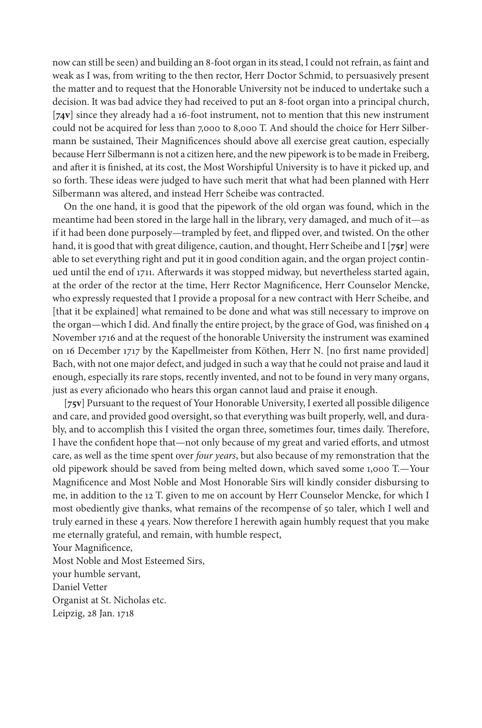now can still be seen) and building an 8-foot organ in its stead, I could not refrain, as faint and weak as I was, from writing to the then rector, Herr Doctor Schmid, to persuasively present the matter and to request that the Honorable University not be induced to undertake such a decision. It was bad advice they had received to put an 8-foot organ into a principal church, [**74v**] since they already had a 16-foot instrument, not to mention that this new instrument could not be acquired for less than 7,000 to 8,000 T. And should the choice for Herr Silbermann be sustained, Their Magnificences should above all exercise great caution, especially because Herr Silbermann is not a citizen here, and the new pipework is to be made in Freiberg, and after it is finished, at its cost, the Most Worshipful University is to have it picked up, and so forth. These ideas were judged to have such merit that what had been planned with Herr Silbermann was altered, and instead Herr Scheibe was contracted.

On the one hand, it is good that the pipework of the old organ was found, which in the meantime had been stored in the large hall in the library, very damaged, and much of it—as if it had been done purposely—trampled by feet, and flipped over, and twisted. On the other hand, it is good that with great diligence, caution, and thought, Herr Scheibe and I [**75r**] were able to set everything right and put it in good condition again, and the organ project continued until the end of 1711. Afterwards it was stopped midway, but nevertheless started again, at the order of the rector at the time, Herr Rector Magnificence, Herr Counselor Mencke, who expressly requested that I provide a proposal for a new contract with Herr Scheibe, and [that it be explained] what remained to be done and what was still necessary to improve on the organ—which I did. And finally the entire project, by the grace of God, was finished on 4 November 1716 and at the request of the honorable University the instrument was examined on 16 December 1717 by the Kapellmeister from Köthen, Herr N. [no first name provided] Bach, with not one major defect, and judged in such a way that he could not praise and laud it enough, especially its rare stops, recently invented, and not to be found in very many organs, just as every aficionado who hears this organ cannot laud and praise it enough.

[**75v**] Pursuant to the request of Your Honorable University, I exerted all possible diligence and care, and provided good oversight, so that everything was built properly, well, and durably, and to accomplish this I visited the organ three, sometimes four, times daily. Therefore, I have the confident hope that—not only because of my great and varied efforts, and utmost care, as well as the time spent over *four years*, but also because of my remonstration that the old pipework should be saved from being melted down, which saved some 1,000 T.—Your Magnificence and Most Noble and Most Honorable Sirs will kindly consider disbursing to me, in addition to the 12 T. given to me on account by Herr Counselor Mencke, for which I most obediently give thanks, what remains of the recompense of 50 taler, which I well and truly earned in these 4 years. Now therefore I herewith again humbly request that you make me eternally grateful, and remain, with humble respect,

Your Magnificence,  
Most Noble and Most Esteemed Sirs,  
your humble servant,  
Daniel Vetter  
Organist at St. Nicholas etc.  
Leipzig, 28 Jan. 1718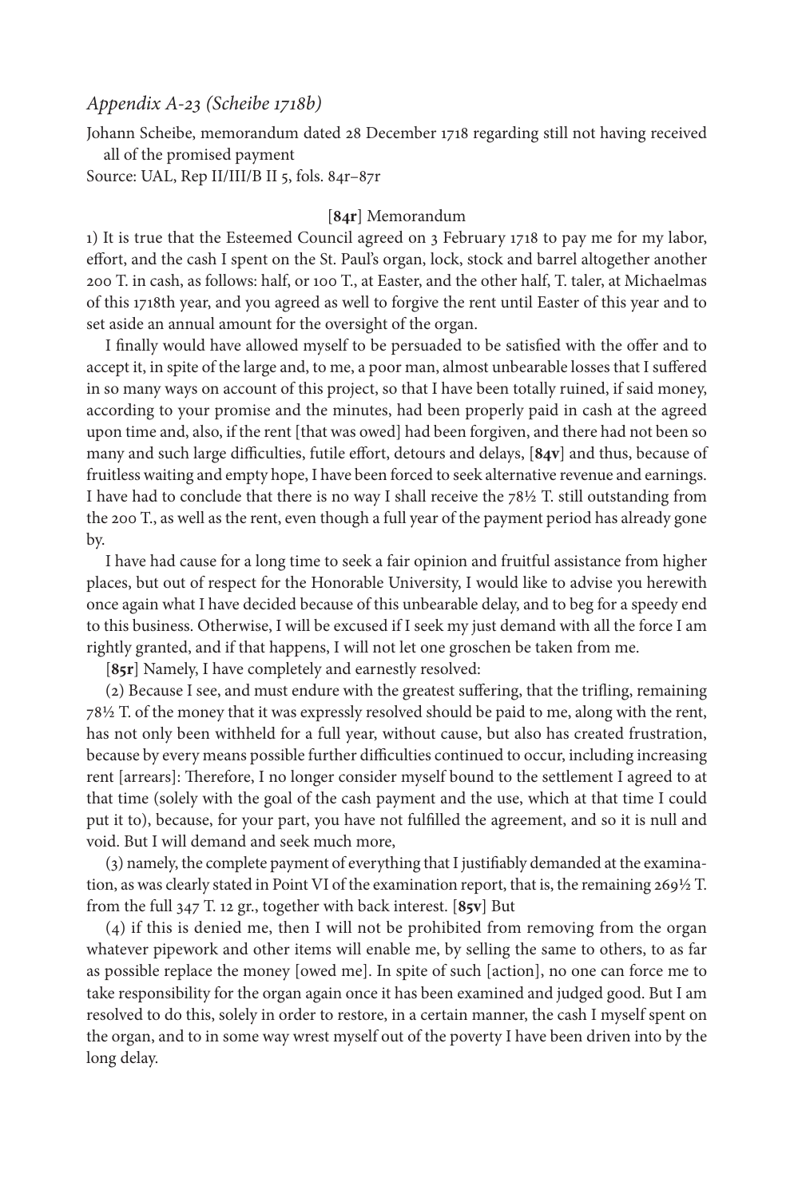### *Appendix A-23 (Scheibe 1718b)*

Johann Scheibe, memorandum dated 28 December 1718 regarding still not having received all of the promised payment

Source: UAL, Rep II/III/B II 5, fols. 84r–87r

[**84r**] Memorandum

1) It is true that the Esteemed Council agreed on 3 February 1718 to pay me for my labor, effort, and the cash I spent on the St. Paul's organ, lock, stock and barrel altogether another 200 T. in cash, as follows: half, or 100 T., at Easter, and the other half, T. taler, at Michaelmas of this 1718th year, and you agreed as well to forgive the rent until Easter of this year and to set aside an annual amount for the oversight of the organ.

I finally would have allowed myself to be persuaded to be satisfied with the offer and to accept it, in spite of the large and, to me, a poor man, almost unbearable losses that I suffered in so many ways on account of this project, so that I have been totally ruined, if said money, according to your promise and the minutes, had been properly paid in cash at the agreed upon time and, also, if the rent [that was owed] had been forgiven, and there had not been so many and such large difficulties, futile effort, detours and delays, [**84v**] and thus, because of fruitless waiting and empty hope, I have been forced to seek alternative revenue and earnings. I have had to conclude that there is no way I shall receive the 78½ T. still outstanding from the 200 T., as well as the rent, even though a full year of the payment period has already gone by.

I have had cause for a long time to seek a fair opinion and fruitful assistance from higher places, but out of respect for the Honorable University, I would like to advise you herewith once again what I have decided because of this unbearable delay, and to beg for a speedy end to this business. Otherwise, I will be excused if I seek my just demand with all the force I am rightly granted, and if that happens, I will not let one groschen be taken from me.

[**85r**] Namely, I have completely and earnestly resolved:

(2) Because I see, and must endure with the greatest suffering, that the trifling, remaining 78½ T. of the money that it was expressly resolved should be paid to me, along with the rent, has not only been withheld for a full year, without cause, but also has created frustration, because by every means possible further difficulties continued to occur, including increasing rent [arrears]: Therefore, I no longer consider myself bound to the settlement I agreed to at that time (solely with the goal of the cash payment and the use, which at that time I could put it to), because, for your part, you have not fulfilled the agreement, and so it is null and void. But I will demand and seek much more,

(3) namely, the complete payment of everything that I justifiably demanded at the examination, as was clearly stated in Point VI of the examination report, that is, the remaining 269½ T. from the full 347 T. 12 gr., together with back interest. [**85v**] But

(4) if this is denied me, then I will not be prohibited from removing from the organ whatever pipework and other items will enable me, by selling the same to others, to as far as possible replace the money [owed me]. In spite of such [action], no one can force me to take responsibility for the organ again once it has been examined and judged good. But I am resolved to do this, solely in order to restore, in a certain manner, the cash I myself spent on the organ, and to in some way wrest myself out of the poverty I have been driven into by the long delay.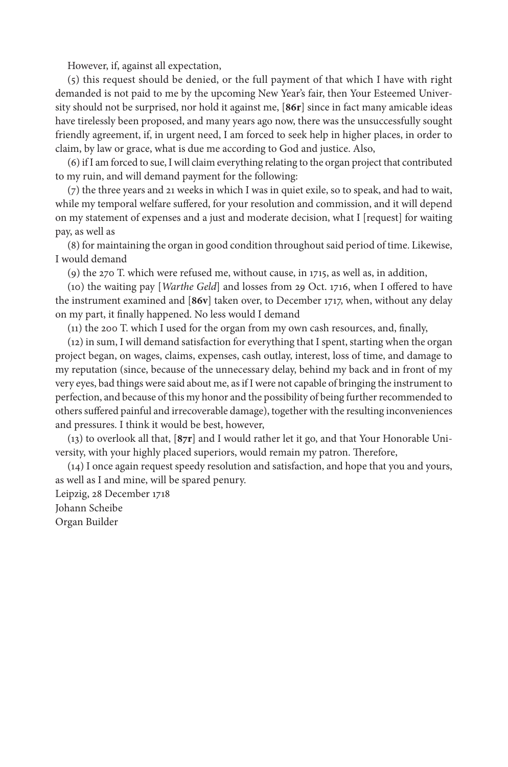However, if, against all expectation,

(5) this request should be denied, or the full payment of that which I have with right demanded is not paid to me by the upcoming New Year's fair, then Your Esteemed University should not be surprised, nor hold it against me, [**86r**] since in fact many amicable ideas have tirelessly been proposed, and many years ago now, there was the unsuccessfully sought friendly agreement, if, in urgent need, I am forced to seek help in higher places, in order to claim, by law or grace, what is due me according to God and justice. Also,

(6) if I am forced to sue, I will claim everything relating to the organ project that contributed to my ruin, and will demand payment for the following:

(7) the three years and 21 weeks in which I was in quiet exile, so to speak, and had to wait, while my temporal welfare suffered, for your resolution and commission, and it will depend on my statement of expenses and a just and moderate decision, what I [request] for waiting pay, as well as

(8) for maintaining the organ in good condition throughout said period of time. Likewise, I would demand

(9) the 270 T. which were refused me, without cause, in 1715, as well as, in addition,

(10) the waiting pay [*Warthe Geld*] and losses from 29 Oct. 1716, when I offered to have the instrument examined and [**86v**] taken over, to December 1717, when, without any delay on my part, it finally happened. No less would I demand

(11) the 200 T. which I used for the organ from my own cash resources, and, finally,

(12) in sum, I will demand satisfaction for everything that I spent, starting when the organ project began, on wages, claims, expenses, cash outlay, interest, loss of time, and damage to my reputation (since, because of the unnecessary delay, behind my back and in front of my very eyes, bad things were said about me, as if I were not capable of bringing the instrument to perfection, and because of this my honor and the possibility of being further recommended to others suffered painful and irrecoverable damage), together with the resulting inconveniences and pressures. I think it would be best, however,

(13) to overlook all that, [**87r**] and I would rather let it go, and that Your Honorable University, with your highly placed superiors, would remain my patron. Therefore,

(14) I once again request speedy resolution and satisfaction, and hope that you and yours, as well as I and mine, will be spared penury.

Leipzig, 28 December 1718  
Johann Scheibe  
Organ Builder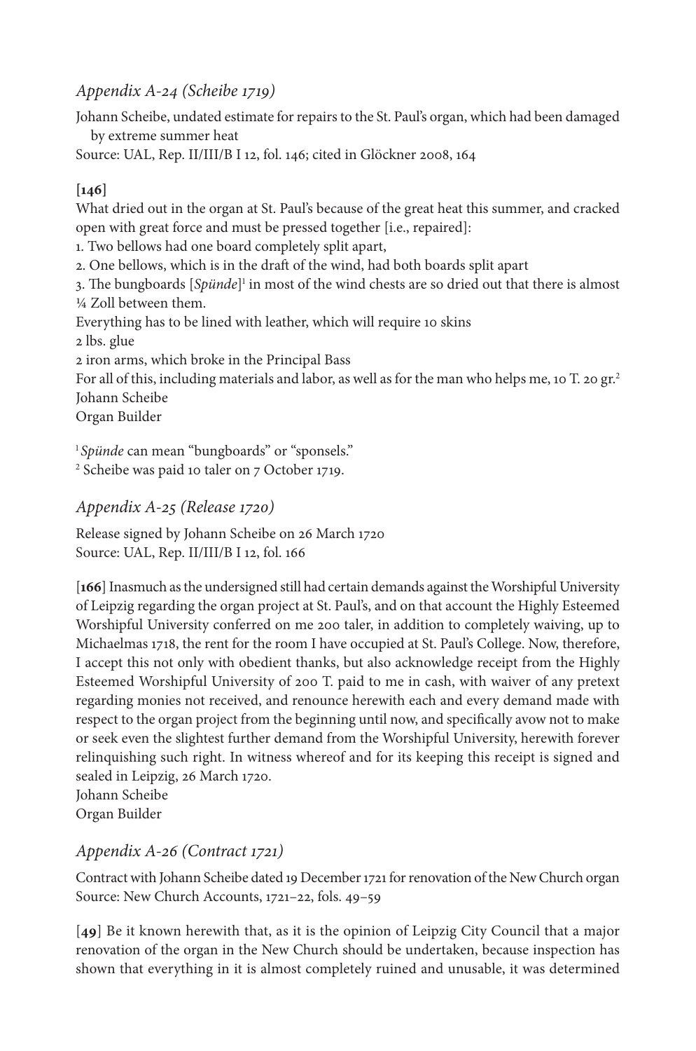## *Appendix A-24 (Scheibe 1719)*

Johann Scheibe, undated estimate for repairs to the St. Paul's organ, which had been damaged by extreme summer heat

Source: UAL, Rep. II/III/B I 12, fol. 146; cited in Glöckner 2008, 164

**[146]**

What dried out in the organ at St. Paul's because of the great heat this summer, and cracked open with great force and must be pressed together [i.e., repaired]:

1. Two bellows had one board completely split apart,
2. One bellows, which is in the draft of the wind, had both boards split apart
3. The bungboards [*Spünde*][1] in most of the wind chests are so dried out that there is almost ¼ Zoll between them.

Everything has to be lined with leather, which will require 10 skins

2 lbs. glue

2 iron arms, which broke in the Principal Bass

For all of this, including materials and labor, as well as for the man who helps me, 10 T. 20 gr.[2]

Johann Scheibe

Organ Builder

[1] *Spünde* can mean "bungboards" or "sponsels."

[2] Scheibe was paid 10 taler on 7 October 1719.

## *Appendix A-25 (Release 1720)*

Release signed by Johann Scheibe on 26 March 1720

Source: UAL, Rep. II/III/B I 12, fol. 166

[**166**] Inasmuch as the undersigned still had certain demands against the Worshipful University of Leipzig regarding the organ project at St. Paul's, and on that account the Highly Esteemed Worshipful University conferred on me 200 taler, in addition to completely waiving, up to Michaelmas 1718, the rent for the room I have occupied at St. Paul's College. Now, therefore, I accept this not only with obedient thanks, but also acknowledge receipt from the Highly Esteemed Worshipful University of 200 T. paid to me in cash, with waiver of any pretext regarding monies not received, and renounce herewith each and every demand made with respect to the organ project from the beginning until now, and specifically avow not to make or seek even the slightest further demand from the Worshipful University, herewith forever relinquishing such right. In witness whereof and for its keeping this receipt is signed and sealed in Leipzig, 26 March 1720.

Johann Scheibe

Organ Builder

## *Appendix A-26 (Contract 1721)*

Contract with Johann Scheibe dated 19 December 1721 for renovation of the New Church organ

Source: New Church Accounts, 1721–22, fols. 49–59

[**49**] Be it known herewith that, as it is the opinion of Leipzig City Council that a major renovation of the organ in the New Church should be undertaken, because inspection has shown that everything in it is almost completely ruined and unusable, it was determined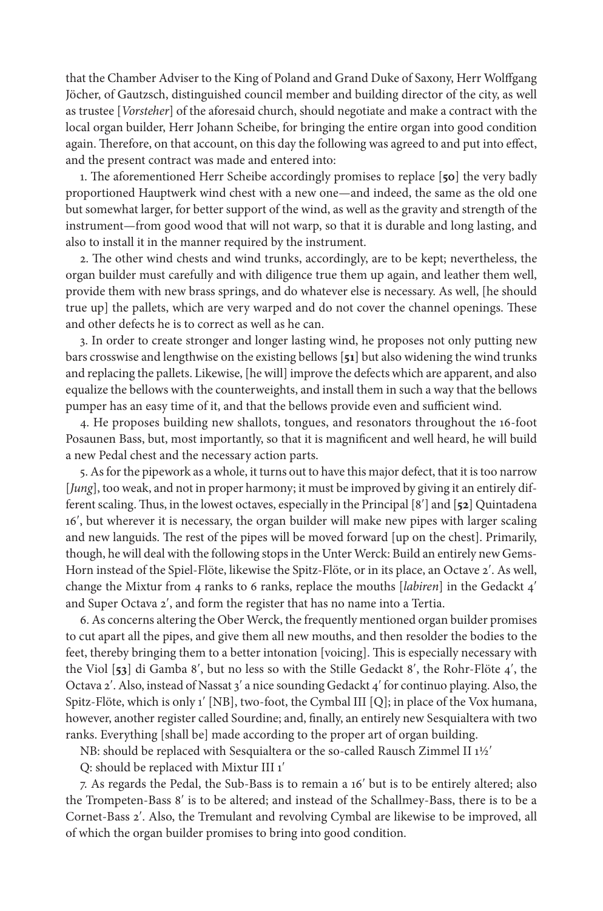that the Chamber Adviser to the King of Poland and Grand Duke of Saxony, Herr Wolffgang Jöcher, of Gautzsch, distinguished council member and building director of the city, as well as trustee [*Vorsteher*] of the aforesaid church, should negotiate and make a contract with the local organ builder, Herr Johann Scheibe, for bringing the entire organ into good condition again. Therefore, on that account, on this day the following was agreed to and put into effect, and the present contract was made and entered into:

1. The aforementioned Herr Scheibe accordingly promises to replace [**50**] the very badly proportioned Hauptwerk wind chest with a new one—and indeed, the same as the old one but somewhat larger, for better support of the wind, as well as the gravity and strength of the instrument—from good wood that will not warp, so that it is durable and long lasting, and also to install it in the manner required by the instrument.

2. The other wind chests and wind trunks, accordingly, are to be kept; nevertheless, the organ builder must carefully and with diligence true them up again, and leather them well, provide them with new brass springs, and do whatever else is necessary. As well, [he should true up] the pallets, which are very warped and do not cover the channel openings. These and other defects he is to correct as well as he can.

3. In order to create stronger and longer lasting wind, he proposes not only putting new bars crosswise and lengthwise on the existing bellows [**51**] but also widening the wind trunks and replacing the pallets. Likewise, [he will] improve the defects which are apparent, and also equalize the bellows with the counterweights, and install them in such a way that the bellows pumper has an easy time of it, and that the bellows provide even and sufficient wind.

4. He proposes building new shallots, tongues, and resonators throughout the 16-foot Posaunen Bass, but, most importantly, so that it is magnificent and well heard, he will build a new Pedal chest and the necessary action parts.

5. As for the pipework as a whole, it turns out to have this major defect, that it is too narrow [*Jung*], too weak, and not in proper harmony; it must be improved by giving it an entirely different scaling. Thus, in the lowest octaves, especially in the Principal [8′] and [**52**] Quintadena 16′, but wherever it is necessary, the organ builder will make new pipes with larger scaling and new languids. The rest of the pipes will be moved forward [up on the chest]. Primarily, though, he will deal with the following stops in the Unter Werck: Build an entirely new Gems-Horn instead of the Spiel-Flöte, likewise the Spitz-Flöte, or in its place, an Octave 2′. As well, change the Mixtur from 4 ranks to 6 ranks, replace the mouths [*labiren*] in the Gedackt 4′ and Super Octava 2′, and form the register that has no name into a Tertia.

6. As concerns altering the Ober Werck, the frequently mentioned organ builder promises to cut apart all the pipes, and give them all new mouths, and then resolder the bodies to the feet, thereby bringing them to a better intonation [voicing]. This is especially necessary with the Viol [**53**] di Gamba 8′, but no less so with the Stille Gedackt 8′, the Rohr-Flöte 4′, the Octava 2′. Also, instead of Nassat 3′ a nice sounding Gedackt 4′ for continuo playing. Also, the Spitz-Flöte, which is only 1′ [NB], two-foot, the Cymbal III [Q]; in place of the Vox humana, however, another register called Sourdine; and, finally, an entirely new Sesquialtera with two ranks. Everything [shall be] made according to the proper art of organ building.

NB: should be replaced with Sesquialtera or the so-called Rausch Zimmel II 1½′

Q: should be replaced with Mixtur III 1′

7. As regards the Pedal, the Sub-Bass is to remain a 16′ but is to be entirely altered; also the Trompeten-Bass 8′ is to be altered; and instead of the Schallmey-Bass, there is to be a Cornet-Bass 2′. Also, the Tremulant and revolving Cymbal are likewise to be improved, all of which the organ builder promises to bring into good condition.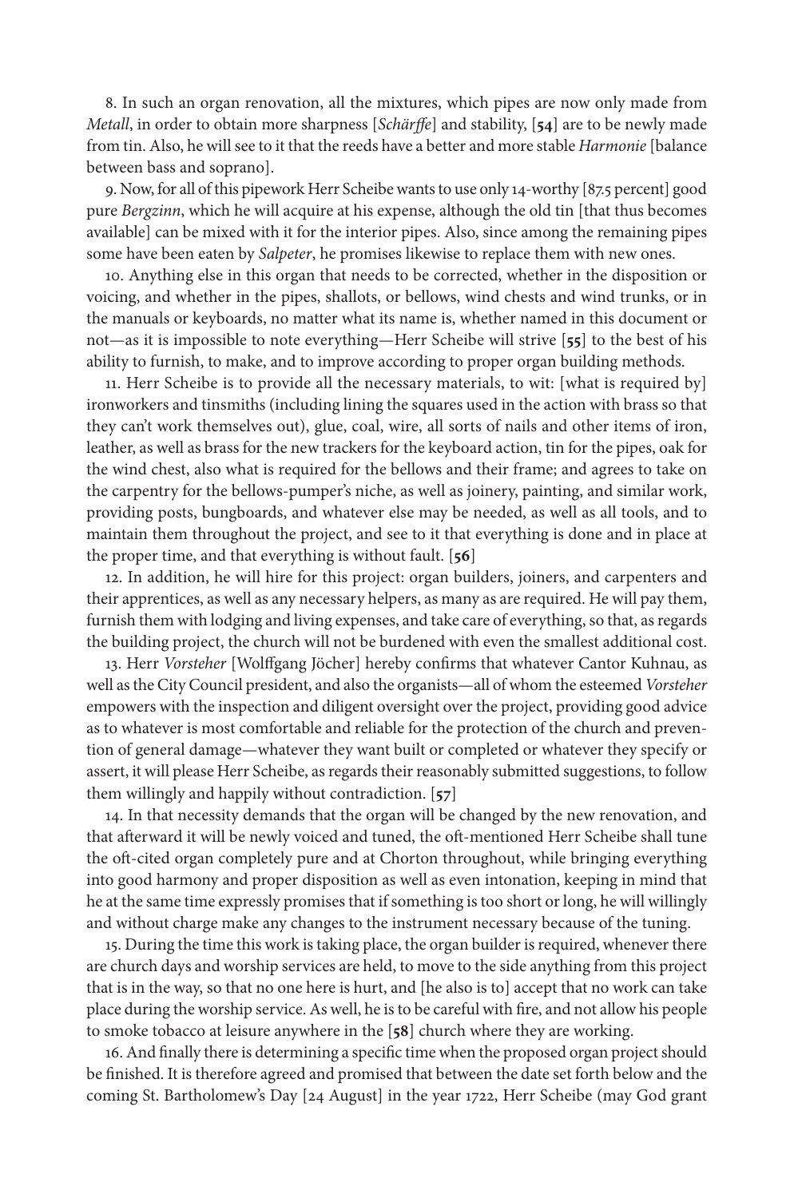8. In such an organ renovation, all the mixtures, which pipes are now only made from *Metall*, in order to obtain more sharpness [*Schärffe*] and stability, [**54**] are to be newly made from tin. Also, he will see to it that the reeds have a better and more stable *Harmonie* [balance between bass and soprano].

9. Now, for all of this pipework Herr Scheibe wants to use only 14-worthy [87.5 percent] good pure *Bergzinn*, which he will acquire at his expense, although the old tin [that thus becomes available] can be mixed with it for the interior pipes. Also, since among the remaining pipes some have been eaten by *Salpeter*, he promises likewise to replace them with new ones.

10. Anything else in this organ that needs to be corrected, whether in the disposition or voicing, and whether in the pipes, shallots, or bellows, wind chests and wind trunks, or in the manuals or keyboards, no matter what its name is, whether named in this document or not—as it is impossible to note everything—Herr Scheibe will strive [**55**] to the best of his ability to furnish, to make, and to improve according to proper organ building methods.

11. Herr Scheibe is to provide all the necessary materials, to wit: [what is required by] ironworkers and tinsmiths (including lining the squares used in the action with brass so that they can't work themselves out), glue, coal, wire, all sorts of nails and other items of iron, leather, as well as brass for the new trackers for the keyboard action, tin for the pipes, oak for the wind chest, also what is required for the bellows and their frame; and agrees to take on the carpentry for the bellows-pumper's niche, as well as joinery, painting, and similar work, providing posts, bungboards, and whatever else may be needed, as well as all tools, and to maintain them throughout the project, and see to it that everything is done and in place at the proper time, and that everything is without fault. [**56**]

12. In addition, he will hire for this project: organ builders, joiners, and carpenters and their apprentices, as well as any necessary helpers, as many as are required. He will pay them, furnish them with lodging and living expenses, and take care of everything, so that, as regards the building project, the church will not be burdened with even the smallest additional cost.

13. Herr *Vorsteher* [Wolffgang Jöcher] hereby confirms that whatever Cantor Kuhnau, as well as the City Council president, and also the organists—all of whom the esteemed *Vorsteher* empowers with the inspection and diligent oversight over the project, providing good advice as to whatever is most comfortable and reliable for the protection of the church and prevention of general damage—whatever they want built or completed or whatever they specify or assert, it will please Herr Scheibe, as regards their reasonably submitted suggestions, to follow them willingly and happily without contradiction. [**57**]

14. In that necessity demands that the organ will be changed by the new renovation, and that afterward it will be newly voiced and tuned, the oft-mentioned Herr Scheibe shall tune the oft-cited organ completely pure and at Chorton throughout, while bringing everything into good harmony and proper disposition as well as even intonation, keeping in mind that he at the same time expressly promises that if something is too short or long, he will willingly and without charge make any changes to the instrument necessary because of the tuning.

15. During the time this work is taking place, the organ builder is required, whenever there are church days and worship services are held, to move to the side anything from this project that is in the way, so that no one here is hurt, and [he also is to] accept that no work can take place during the worship service. As well, he is to be careful with fire, and not allow his people to smoke tobacco at leisure anywhere in the [**58**] church where they are working.

16. And finally there is determining a specific time when the proposed organ project should be finished. It is therefore agreed and promised that between the date set forth below and the coming St. Bartholomew's Day [24 August] in the year 1722, Herr Scheibe (may God grant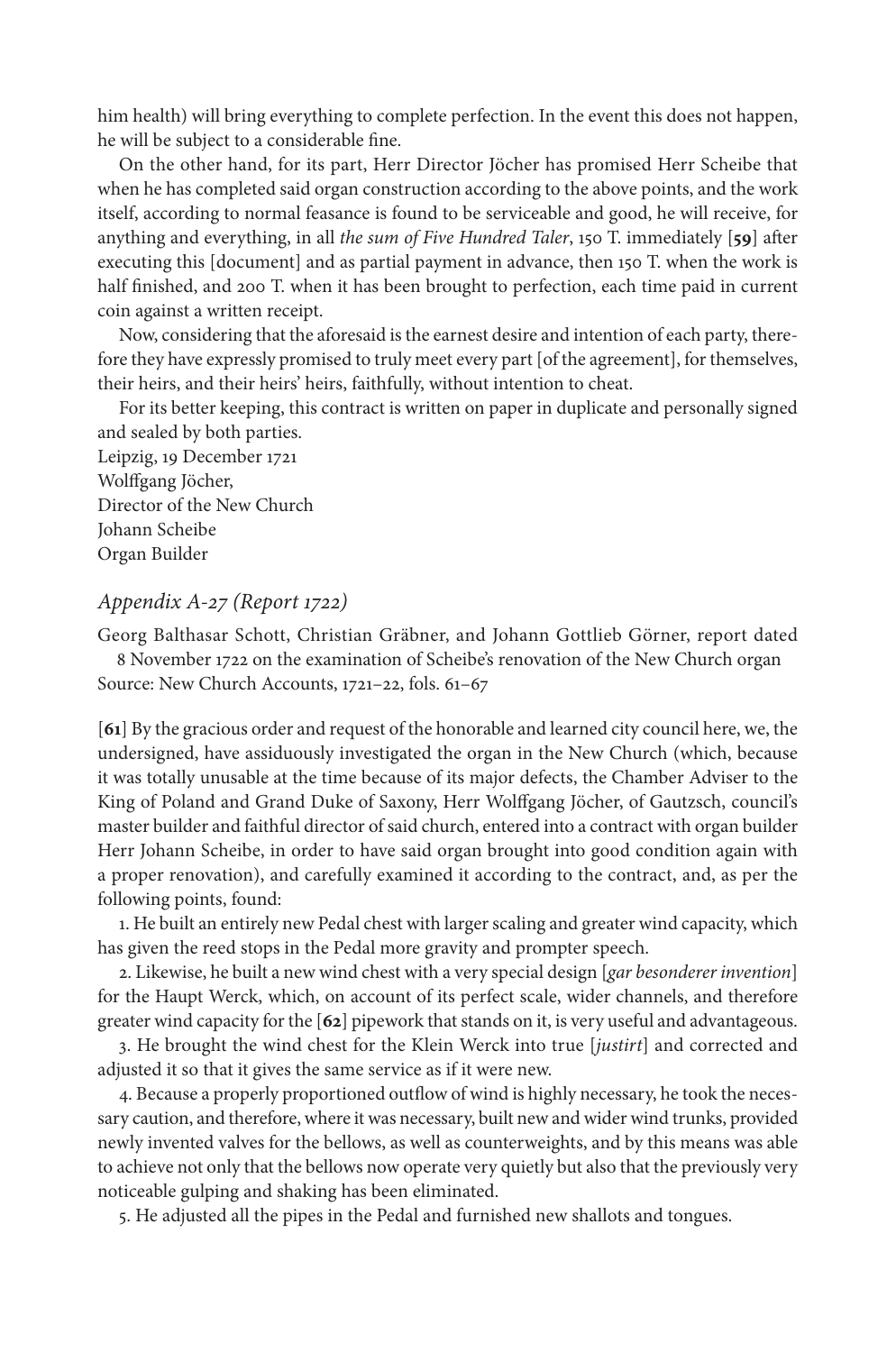him health) will bring everything to complete perfection. In the event this does not happen, he will be subject to a considerable fine.

On the other hand, for its part, Herr Director Jöcher has promised Herr Scheibe that when he has completed said organ construction according to the above points, and the work itself, according to normal feasance is found to be serviceable and good, he will receive, for anything and everything, in all *the sum of Five Hundred Taler*, 150 T. immediately [**59**] after executing this [document] and as partial payment in advance, then 150 T. when the work is half finished, and 200 T. when it has been brought to perfection, each time paid in current coin against a written receipt.

Now, considering that the aforesaid is the earnest desire and intention of each party, therefore they have expressly promised to truly meet every part [of the agreement], for themselves, their heirs, and their heirs' heirs, faithfully, without intention to cheat.

For its better keeping, this contract is written on paper in duplicate and personally signed and sealed by both parties.

Leipzig, 19 December 1721
Wolffgang Jöcher,
Director of the New Church
Johann Scheibe
Organ Builder

## *Appendix A-27 (Report 1722)*

Georg Balthasar Schott, Christian Gräbner, and Johann Gottlieb Görner, report dated 8 November 1722 on the examination of Scheibe's renovation of the New Church organ
Source: New Church Accounts, 1721–22, fols. 61–67

[**61**] By the gracious order and request of the honorable and learned city council here, we, the undersigned, have assiduously investigated the organ in the New Church (which, because it was totally unusable at the time because of its major defects, the Chamber Adviser to the King of Poland and Grand Duke of Saxony, Herr Wolffgang Jöcher, of Gautzsch, council's master builder and faithful director of said church, entered into a contract with organ builder Herr Johann Scheibe, in order to have said organ brought into good condition again with a proper renovation), and carefully examined it according to the contract, and, as per the following points, found:

1. He built an entirely new Pedal chest with larger scaling and greater wind capacity, which has given the reed stops in the Pedal more gravity and prompter speech.

2. Likewise, he built a new wind chest with a very special design [*gar besonderer invention*] for the Haupt Werck, which, on account of its perfect scale, wider channels, and therefore greater wind capacity for the [**62**] pipework that stands on it, is very useful and advantageous.

3. He brought the wind chest for the Klein Werck into true [*justirt*] and corrected and adjusted it so that it gives the same service as if it were new.

4. Because a properly proportioned outflow of wind is highly necessary, he took the necessary caution, and therefore, where it was necessary, built new and wider wind trunks, provided newly invented valves for the bellows, as well as counterweights, and by this means was able to achieve not only that the bellows now operate very quietly but also that the previously very noticeable gulping and shaking has been eliminated.

5. He adjusted all the pipes in the Pedal and furnished new shallots and tongues.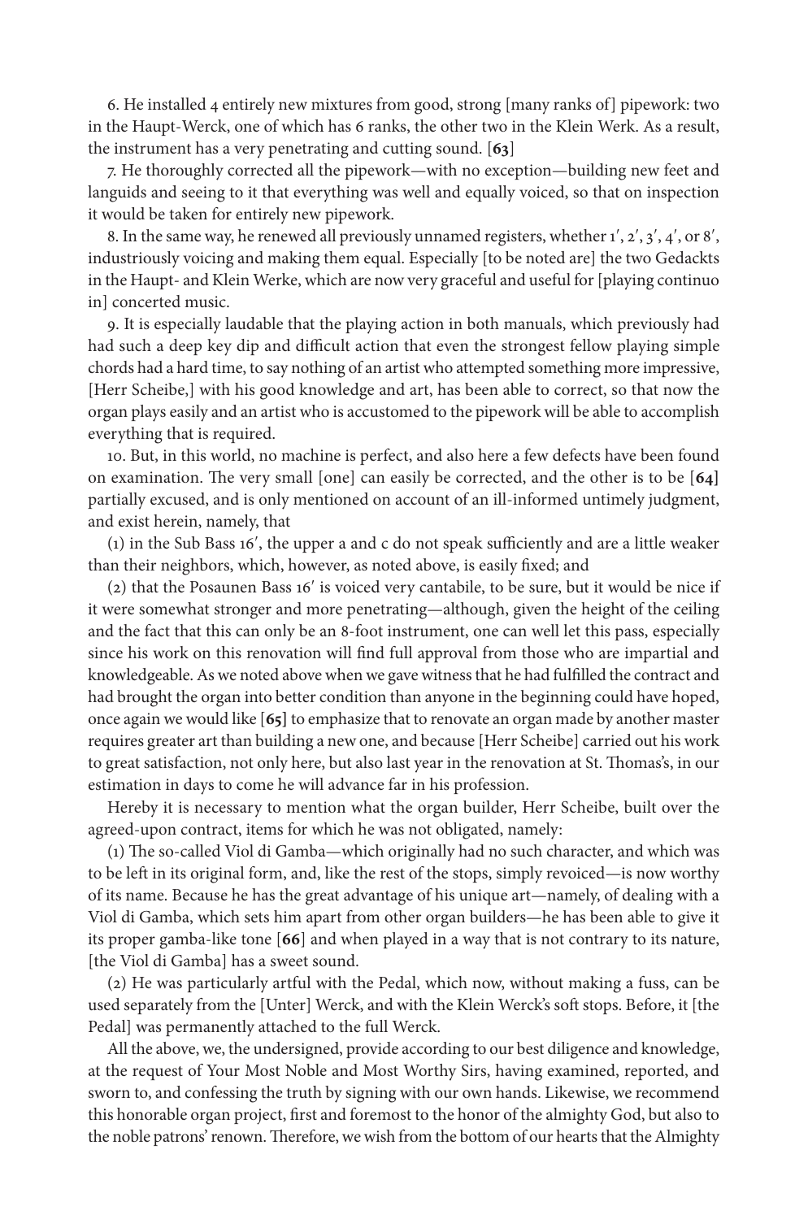6. He installed 4 entirely new mixtures from good, strong [many ranks of] pipework: two in the Haupt-Werck, one of which has 6 ranks, the other two in the Klein Werk. As a result, the instrument has a very penetrating and cutting sound. [**63**]

7. He thoroughly corrected all the pipework—with no exception—building new feet and languids and seeing to it that everything was well and equally voiced, so that on inspection it would be taken for entirely new pipework.

8. In the same way, he renewed all previously unnamed registers, whether 1′, 2′, 3′, 4′, or 8′, industriously voicing and making them equal. Especially [to be noted are] the two Gedackts in the Haupt- and Klein Werke, which are now very graceful and useful for [playing continuo in] concerted music.

9. It is especially laudable that the playing action in both manuals, which previously had had such a deep key dip and difficult action that even the strongest fellow playing simple chords had a hard time, to say nothing of an artist who attempted something more impressive, [Herr Scheibe,] with his good knowledge and art, has been able to correct, so that now the organ plays easily and an artist who is accustomed to the pipework will be able to accomplish everything that is required.

10. But, in this world, no machine is perfect, and also here a few defects have been found on examination. The very small [one] can easily be corrected, and the other is to be [**64**] partially excused, and is only mentioned on account of an ill-informed untimely judgment, and exist herein, namely, that

(1) in the Sub Bass 16′, the upper a and c do not speak sufficiently and are a little weaker than their neighbors, which, however, as noted above, is easily fixed; and

(2) that the Posaunen Bass 16′ is voiced very cantabile, to be sure, but it would be nice if it were somewhat stronger and more penetrating—although, given the height of the ceiling and the fact that this can only be an 8-foot instrument, one can well let this pass, especially since his work on this renovation will find full approval from those who are impartial and knowledgeable. As we noted above when we gave witness that he had fulfilled the contract and had brought the organ into better condition than anyone in the beginning could have hoped, once again we would like [**65**] to emphasize that to renovate an organ made by another master requires greater art than building a new one, and because [Herr Scheibe] carried out his work to great satisfaction, not only here, but also last year in the renovation at St. Thomas's, in our estimation in days to come he will advance far in his profession.

Hereby it is necessary to mention what the organ builder, Herr Scheibe, built over the agreed-upon contract, items for which he was not obligated, namely:

(1) The so-called Viol di Gamba—which originally had no such character, and which was to be left in its original form, and, like the rest of the stops, simply revoiced—is now worthy of its name. Because he has the great advantage of his unique art—namely, of dealing with a Viol di Gamba, which sets him apart from other organ builders—he has been able to give it its proper gamba-like tone [**66**] and when played in a way that is not contrary to its nature, [the Viol di Gamba] has a sweet sound.

(2) He was particularly artful with the Pedal, which now, without making a fuss, can be used separately from the [Unter] Werck, and with the Klein Werck's soft stops. Before, it [the Pedal] was permanently attached to the full Werck.

All the above, we, the undersigned, provide according to our best diligence and knowledge, at the request of Your Most Noble and Most Worthy Sirs, having examined, reported, and sworn to, and confessing the truth by signing with our own hands. Likewise, we recommend this honorable organ project, first and foremost to the honor of the almighty God, but also to the noble patrons' renown. Therefore, we wish from the bottom of our hearts that the Almighty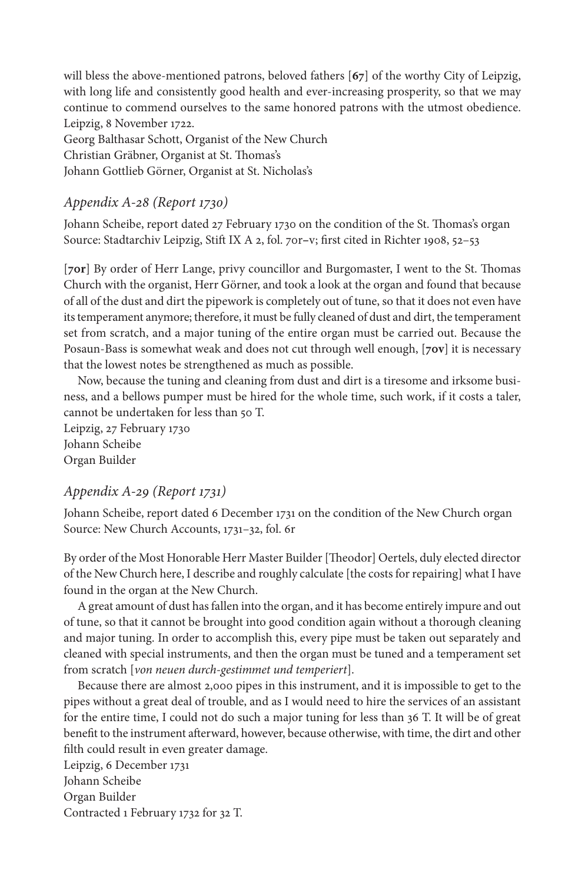will bless the above-mentioned patrons, beloved fathers [**67**] of the worthy City of Leipzig, with long life and consistently good health and ever-increasing prosperity, so that we may continue to commend ourselves to the same honored patrons with the utmost obedience.
Leipzig, 8 November 1722.
Georg Balthasar Schott, Organist of the New Church
Christian Gräbner, Organist at St. Thomas's
Johann Gottlieb Görner, Organist at St. Nicholas's

### *Appendix A-28 (Report 1730)*

Johann Scheibe, report dated 27 February 1730 on the condition of the St. Thomas's organ
Source: Stadtarchiv Leipzig, Stift IX A 2, fol. 70r–v; first cited in Richter 1908, 52–53

[**70r**] By order of Herr Lange, privy councillor and Burgomaster, I went to the St. Thomas Church with the organist, Herr Görner, and took a look at the organ and found that because of all of the dust and dirt the pipework is completely out of tune, so that it does not even have its temperament anymore; therefore, it must be fully cleaned of dust and dirt, the temperament set from scratch, and a major tuning of the entire organ must be carried out. Because the Posaun-Bass is somewhat weak and does not cut through well enough, [**70v**] it is necessary that the lowest notes be strengthened as much as possible.

Now, because the tuning and cleaning from dust and dirt is a tiresome and irksome business, and a bellows pumper must be hired for the whole time, such work, if it costs a taler, cannot be undertaken for less than 50 T.
Leipzig, 27 February 1730
Johann Scheibe
Organ Builder

### *Appendix A-29 (Report 1731)*

Johann Scheibe, report dated 6 December 1731 on the condition of the New Church organ
Source: New Church Accounts, 1731–32, fol. 6r

By order of the Most Honorable Herr Master Builder [Theodor] Oertels, duly elected director of the New Church here, I describe and roughly calculate [the costs for repairing] what I have found in the organ at the New Church.

A great amount of dust has fallen into the organ, and it has become entirely impure and out of tune, so that it cannot be brought into good condition again without a thorough cleaning and major tuning. In order to accomplish this, every pipe must be taken out separately and cleaned with special instruments, and then the organ must be tuned and a temperament set from scratch [*von neuen durch-gestimmet und temperiert*].

Because there are almost 2,000 pipes in this instrument, and it is impossible to get to the pipes without a great deal of trouble, and as I would need to hire the services of an assistant for the entire time, I could not do such a major tuning for less than 36 T. It will be of great benefit to the instrument afterward, however, because otherwise, with time, the dirt and other filth could result in even greater damage.
Leipzig, 6 December 1731
Johann Scheibe
Organ Builder
Contracted 1 February 1732 for 32 T.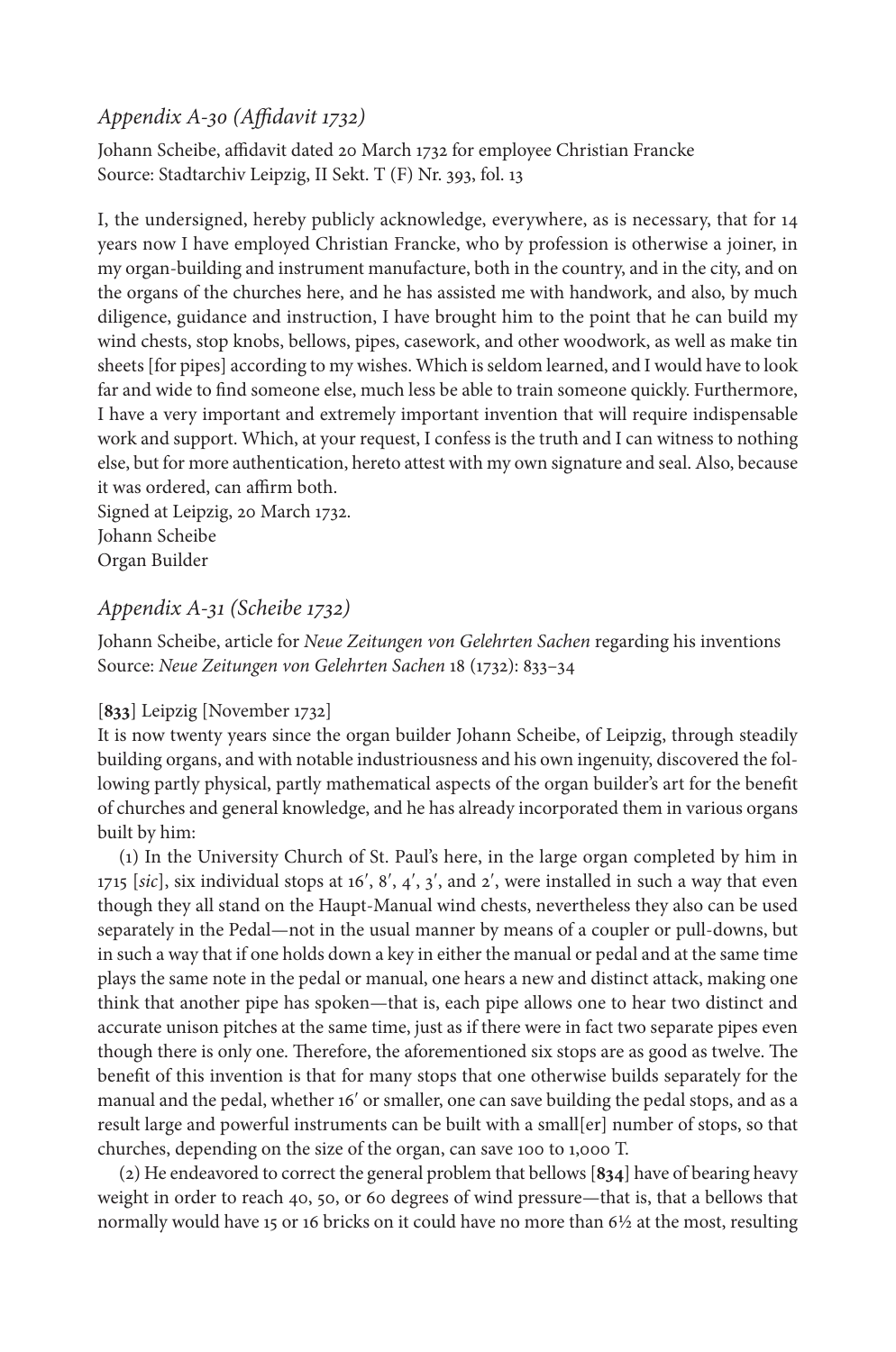## *Appendix A-30 (Affidavit 1732)*

Johann Scheibe, affidavit dated 20 March 1732 for employee Christian Francke
Source: Stadtarchiv Leipzig, II Sekt. T (F) Nr. 393, fol. 13

I, the undersigned, hereby publicly acknowledge, everywhere, as is necessary, that for 14 years now I have employed Christian Francke, who by profession is otherwise a joiner, in my organ-building and instrument manufacture, both in the country, and in the city, and on the organs of the churches here, and he has assisted me with handwork, and also, by much diligence, guidance and instruction, I have brought him to the point that he can build my wind chests, stop knobs, bellows, pipes, casework, and other woodwork, as well as make tin sheets [for pipes] according to my wishes. Which is seldom learned, and I would have to look far and wide to find someone else, much less be able to train someone quickly. Furthermore, I have a very important and extremely important invention that will require indispensable work and support. Which, at your request, I confess is the truth and I can witness to nothing else, but for more authentication, hereto attest with my own signature and seal. Also, because it was ordered, can affirm both.
Signed at Leipzig, 20 March 1732.
Johann Scheibe
Organ Builder

## *Appendix A-31 (Scheibe 1732)*

Johann Scheibe, article for *Neue Zeitungen von Gelehrten Sachen* regarding his inventions
Source: *Neue Zeitungen von Gelehrten Sachen* 18 (1732): 833–34

[**833**] Leipzig [November 1732]
It is now twenty years since the organ builder Johann Scheibe, of Leipzig, through steadily building organs, and with notable industriousness and his own ingenuity, discovered the following partly physical, partly mathematical aspects of the organ builder's art for the benefit of churches and general knowledge, and he has already incorporated them in various organs built by him:

(1) In the University Church of St. Paul's here, in the large organ completed by him in 1715 [*sic*], six individual stops at 16′, 8′, 4′, 3′, and 2′, were installed in such a way that even though they all stand on the Haupt-Manual wind chests, nevertheless they also can be used separately in the Pedal—not in the usual manner by means of a coupler or pull-downs, but in such a way that if one holds down a key in either the manual or pedal and at the same time plays the same note in the pedal or manual, one hears a new and distinct attack, making one think that another pipe has spoken—that is, each pipe allows one to hear two distinct and accurate unison pitches at the same time, just as if there were in fact two separate pipes even though there is only one. Therefore, the aforementioned six stops are as good as twelve. The benefit of this invention is that for many stops that one otherwise builds separately for the manual and the pedal, whether 16′ or smaller, one can save building the pedal stops, and as a result large and powerful instruments can be built with a small[er] number of stops, so that churches, depending on the size of the organ, can save 100 to 1,000 T.

(2) He endeavored to correct the general problem that bellows [**834**] have of bearing heavy weight in order to reach 40, 50, or 60 degrees of wind pressure—that is, that a bellows that normally would have 15 or 16 bricks on it could have no more than 6½ at the most, resulting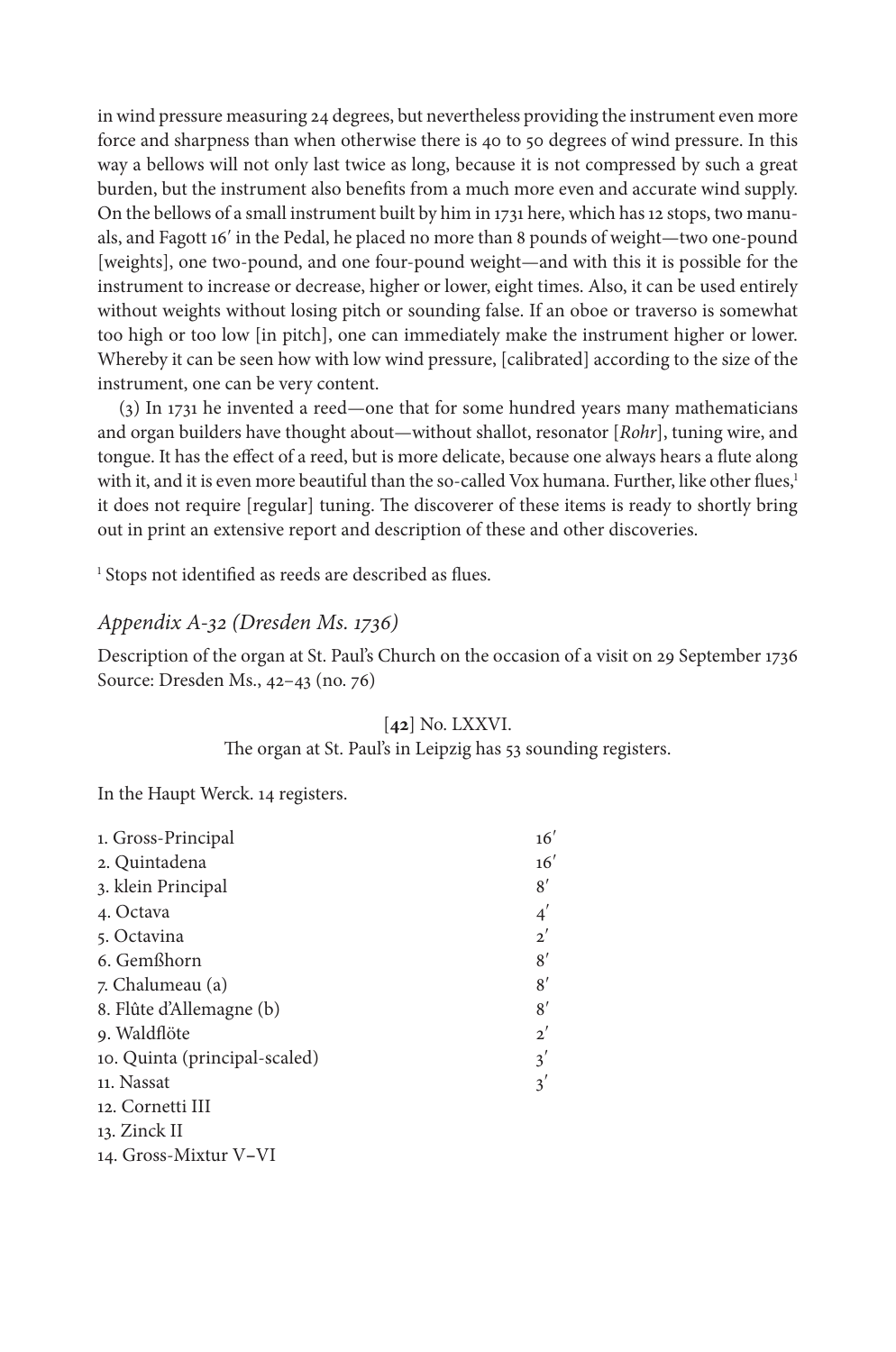in wind pressure measuring 24 degrees, but nevertheless providing the instrument even more force and sharpness than when otherwise there is 40 to 50 degrees of wind pressure. In this way a bellows will not only last twice as long, because it is not compressed by such a great burden, but the instrument also benefits from a much more even and accurate wind supply. On the bellows of a small instrument built by him in 1731 here, which has 12 stops, two manuals, and Fagott 16′ in the Pedal, he placed no more than 8 pounds of weight—two one-pound [weights], one two-pound, and one four-pound weight—and with this it is possible for the instrument to increase or decrease, higher or lower, eight times. Also, it can be used entirely without weights without losing pitch or sounding false. If an oboe or traverso is somewhat too high or too low [in pitch], one can immediately make the instrument higher or lower. Whereby it can be seen how with low wind pressure, [calibrated] according to the size of the instrument, one can be very content.

(3) In 1731 he invented a reed—one that for some hundred years many mathematicians and organ builders have thought about—without shallot, resonator [*Rohr*], tuning wire, and tongue. It has the effect of a reed, but is more delicate, because one always hears a flute along with it, and it is even more beautiful than the so-called Vox humana. Further, like other flues,[1] it does not require [regular] tuning. The discoverer of these items is ready to shortly bring out in print an extensive report and description of these and other discoveries.

[1] Stops not identified as reeds are described as flues.

## *Appendix A-32 (Dresden Ms. 1736)*

Description of the organ at St. Paul's Church on the occasion of a visit on 29 September 1736
Source: Dresden Ms., 42–43 (no. 76)

[**42**] No. LXXVI.
The organ at St. Paul's in Leipzig has 53 sounding registers.

In the Haupt Werck. 14 registers.

| | |
|---|---|
| 1. Gross-Principal | 16′ |
| 2. Quintadena | 16′ |
| 3. klein Principal | 8′ |
| 4. Octava | 4′ |
| 5. Octavina | 2′ |
| 6. Gemßhorn | 8′ |
| 7. Chalumeau (a) | 8′ |
| 8. Flûte d'Allemagne (b) | 8′ |
| 9. Waldflöte | 2′ |
| 10. Quinta (principal-scaled) | 3′ |
| 11. Nassat | 3′ |
| 12. Cornetti III | |
| 13. Zinck II | |
| 14. Gross-Mixtur V–VI | |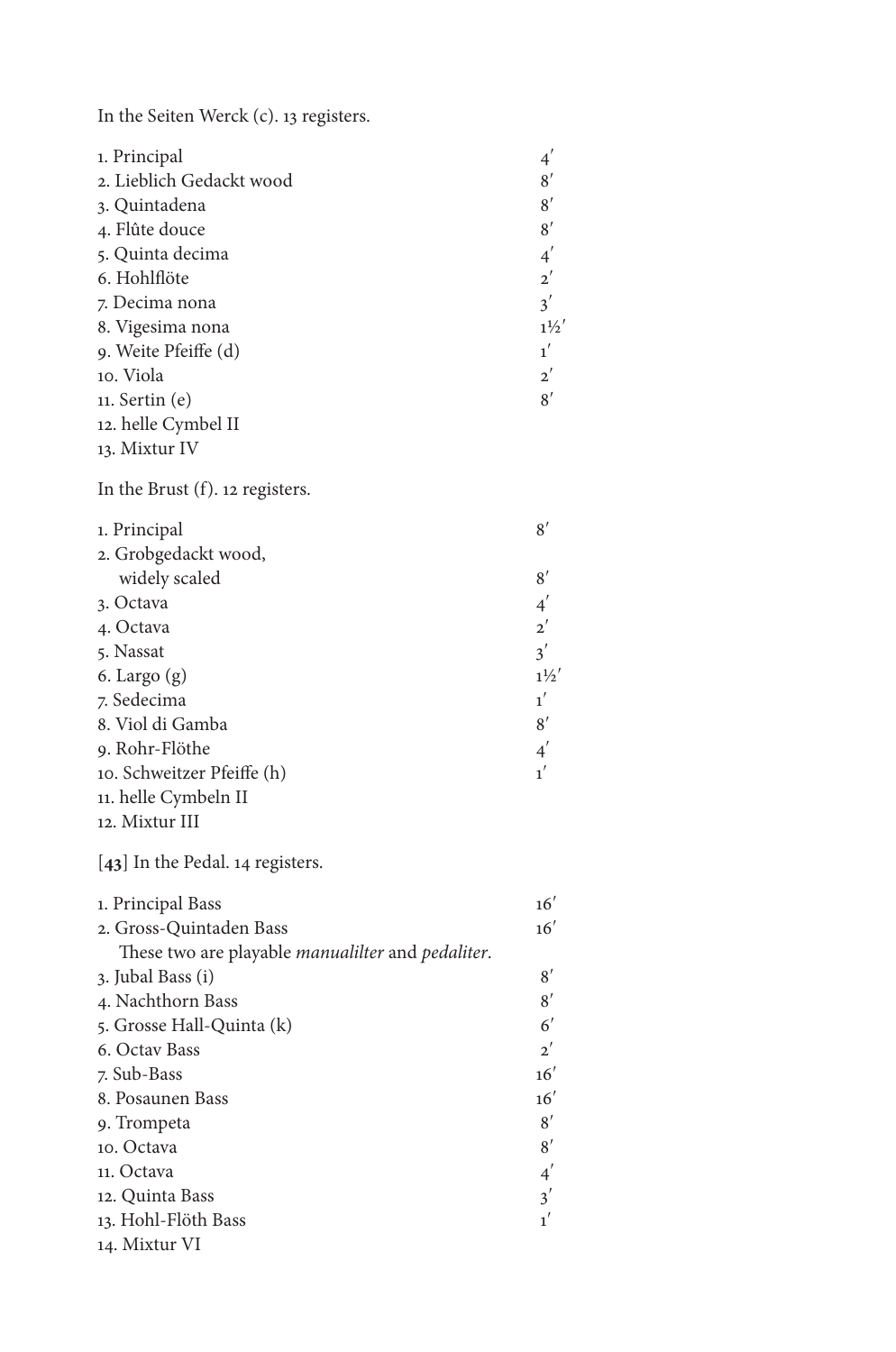In the Seiten Werck (c). 13 registers.

| | |
|---|---|
| 1. Principal | 4′ |
| 2. Lieblich Gedackt wood | 8′ |
| 3. Quintadena | 8′ |
| 4. Flûte douce | 8′ |
| 5. Quinta decima | 4′ |
| 6. Hohlflöte | 2′ |
| 7. Decima nona | 3′ |
| 8. Vigesima nona | 1½′ |
| 9. Weite Pfeiffe (d) | 1′ |
| 10. Viola | 2′ |
| 11. Sertin (e) | 8′ |
| 12. helle Cymbel II | |
| 13. Mixtur IV | |

In the Brust (f). 12 registers.

| | |
|---|---|
| 1. Principal | 8′ |
| 2. Grobgedackt wood, widely scaled | 8′ |
| 3. Octava | 4′ |
| 4. Octava | 2′ |
| 5. Nassat | 3′ |
| 6. Largo (g) | 1½′ |
| 7. Sedecima | 1′ |
| 8. Viol di Gamba | 8′ |
| 9. Rohr-Flöthe | 4′ |
| 10. Schweitzer Pfeiffe (h) | 1′ |
| 11. helle Cymbeln II | |
| 12. Mixtur III | |

[**43**] In the Pedal. 14 registers.

| | |
|---|---|
| 1. Principal Bass | 16′ |
| 2. Gross-Quintaden Bass | 16′ |
| These two are playable *manualilter* and *pedaliter*. | |
| 3. Jubal Bass (i) | 8′ |
| 4. Nachthorn Bass | 8′ |
| 5. Grosse Hall-Quinta (k) | 6′ |
| 6. Octav Bass | 2′ |
| 7. Sub-Bass | 16′ |
| 8. Posaunen Bass | 16′ |
| 9. Trompeta | 8′ |
| 10. Octava | 8′ |
| 11. Octava | 4′ |
| 12. Quinta Bass | 3′ |
| 13. Hohl-Flöth Bass | 1′ |
| 14. Mixtur VI | |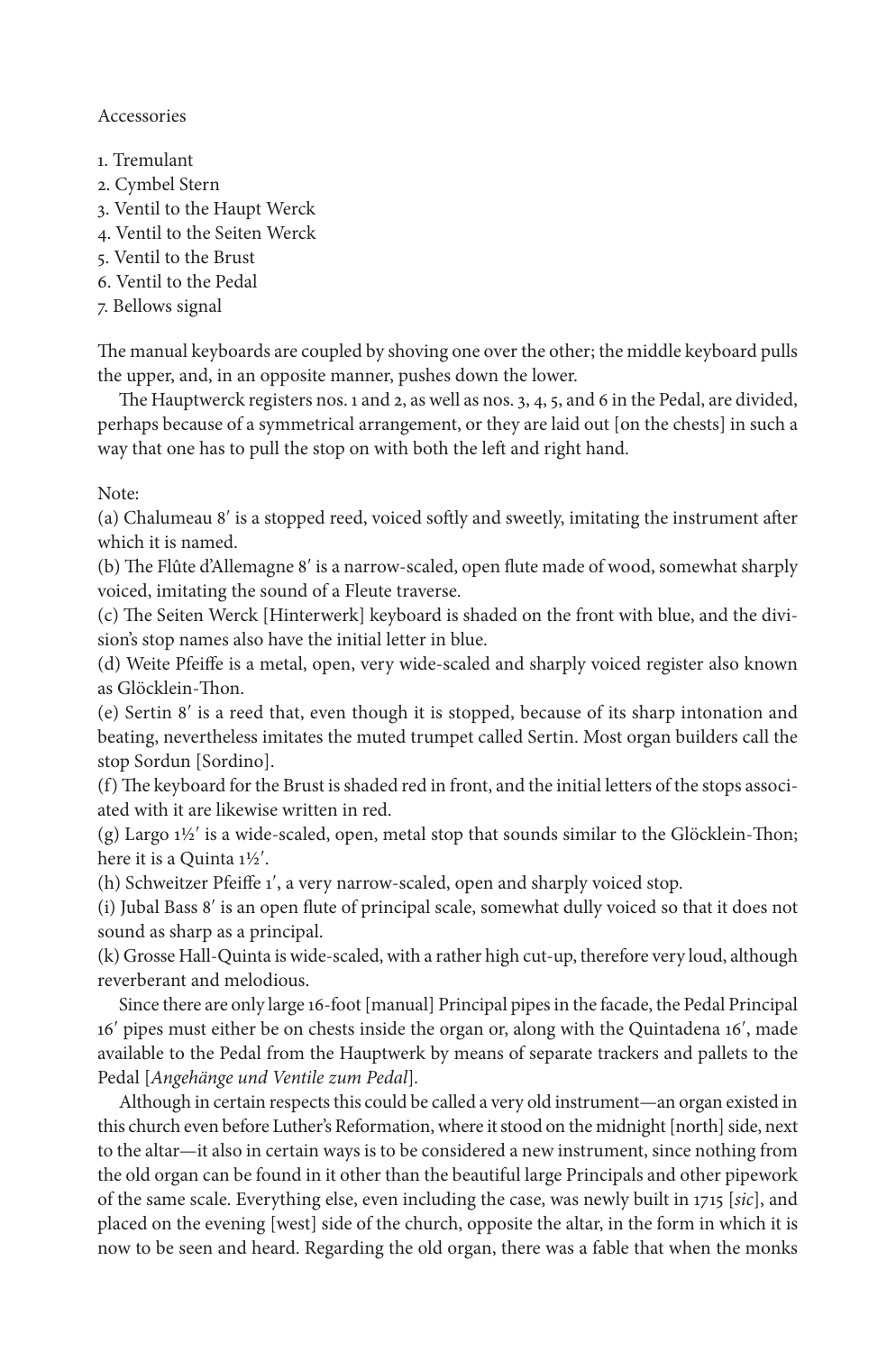Accessories

1. Tremulant
2. Cymbel Stern
3. Ventil to the Haupt Werck
4. Ventil to the Seiten Werck
5. Ventil to the Brust
6. Ventil to the Pedal
7. Bellows signal

The manual keyboards are coupled by shoving one over the other; the middle keyboard pulls the upper, and, in an opposite manner, pushes down the lower.

The Hauptwerck registers nos. 1 and 2, as well as nos. 3, 4, 5, and 6 in the Pedal, are divided, perhaps because of a symmetrical arrangement, or they are laid out [on the chests] in such a way that one has to pull the stop on with both the left and right hand.

Note:
(a) Chalumeau 8′ is a stopped reed, voiced softly and sweetly, imitating the instrument after which it is named.
(b) The Flûte d'Allemagne 8′ is a narrow-scaled, open flute made of wood, somewhat sharply voiced, imitating the sound of a Fleute traverse.
(c) The Seiten Werck [Hinterwerk] keyboard is shaded on the front with blue, and the division's stop names also have the initial letter in blue.
(d) Weite Pfeiffe is a metal, open, very wide-scaled and sharply voiced register also known as Glöcklein-Thon.
(e) Sertin 8′ is a reed that, even though it is stopped, because of its sharp intonation and beating, nevertheless imitates the muted trumpet called Sertin. Most organ builders call the stop Sordun [Sordino].
(f) The keyboard for the Brust is shaded red in front, and the initial letters of the stops associated with it are likewise written in red.
(g) Largo 1½′ is a wide-scaled, open, metal stop that sounds similar to the Glöcklein-Thon; here it is a Quinta 1½′.
(h) Schweitzer Pfeiffe 1′, a very narrow-scaled, open and sharply voiced stop.
(i) Jubal Bass 8′ is an open flute of principal scale, somewhat dully voiced so that it does not sound as sharp as a principal.
(k) Grosse Hall-Quinta is wide-scaled, with a rather high cut-up, therefore very loud, although reverberant and melodious.

Since there are only large 16-foot [manual] Principal pipes in the facade, the Pedal Principal 16′ pipes must either be on chests inside the organ or, along with the Quintadena 16′, made available to the Pedal from the Hauptwerk by means of separate trackers and pallets to the Pedal [*Angehänge und Ventile zum Pedal*].

Although in certain respects this could be called a very old instrument—an organ existed in this church even before Luther's Reformation, where it stood on the midnight [north] side, next to the altar—it also in certain ways is to be considered a new instrument, since nothing from the old organ can be found in it other than the beautiful large Principals and other pipework of the same scale. Everything else, even including the case, was newly built in 1715 [*sic*], and placed on the evening [west] side of the church, opposite the altar, in the form in which it is now to be seen and heard. Regarding the old organ, there was a fable that when the monks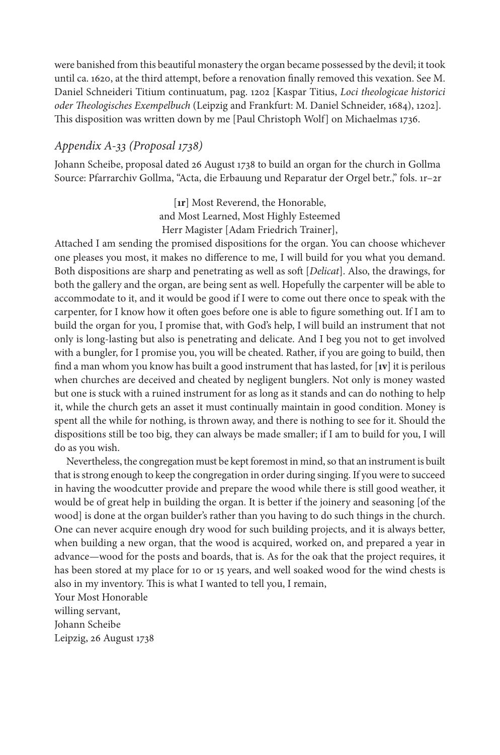were banished from this beautiful monastery the organ became possessed by the devil; it took until ca. 1620, at the third attempt, before a renovation finally removed this vexation. See M. Daniel Schneideri Titium continuatum, pag. 1202 [Kaspar Titius, *Loci theologicae historici oder Theologisches Exempelbuch* (Leipzig and Frankfurt: M. Daniel Schneider, 1684), 1202]. This disposition was written down by me [Paul Christoph Wolf] on Michaelmas 1736.

## *Appendix A-33 (Proposal 1738)*

Johann Scheibe, proposal dated 26 August 1738 to build an organ for the church in Gollma
Source: Pfarrarchiv Gollma, "Acta, die Erbauung und Reparatur der Orgel betr.," fols. 1r–2r

[**1r**] Most Reverend, the Honorable,
and Most Learned, Most Highly Esteemed
Herr Magister [Adam Friedrich Trainer],

Attached I am sending the promised dispositions for the organ. You can choose whichever one pleases you most, it makes no difference to me, I will build for you what you demand. Both dispositions are sharp and penetrating as well as soft [*Delicat*]. Also, the drawings, for both the gallery and the organ, are being sent as well. Hopefully the carpenter will be able to accommodate to it, and it would be good if I were to come out there once to speak with the carpenter, for I know how it often goes before one is able to figure something out. If I am to build the organ for you, I promise that, with God's help, I will build an instrument that not only is long-lasting but also is penetrating and delicate. And I beg you not to get involved with a bungler, for I promise you, you will be cheated. Rather, if you are going to build, then find a man whom you know has built a good instrument that has lasted, for [**1v**] it is perilous when churches are deceived and cheated by negligent bunglers. Not only is money wasted but one is stuck with a ruined instrument for as long as it stands and can do nothing to help it, while the church gets an asset it must continually maintain in good condition. Money is spent all the while for nothing, is thrown away, and there is nothing to see for it. Should the dispositions still be too big, they can always be made smaller; if I am to build for you, I will do as you wish.

Nevertheless, the congregation must be kept foremost in mind, so that an instrument is built that is strong enough to keep the congregation in order during singing. If you were to succeed in having the woodcutter provide and prepare the wood while there is still good weather, it would be of great help in building the organ. It is better if the joinery and seasoning [of the wood] is done at the organ builder's rather than you having to do such things in the church. One can never acquire enough dry wood for such building projects, and it is always better, when building a new organ, that the wood is acquired, worked on, and prepared a year in advance—wood for the posts and boards, that is. As for the oak that the project requires, it has been stored at my place for 10 or 15 years, and well soaked wood for the wind chests is also in my inventory. This is what I wanted to tell you, I remain,

Your Most Honorable
willing servant,
Johann Scheibe
Leipzig, 26 August 1738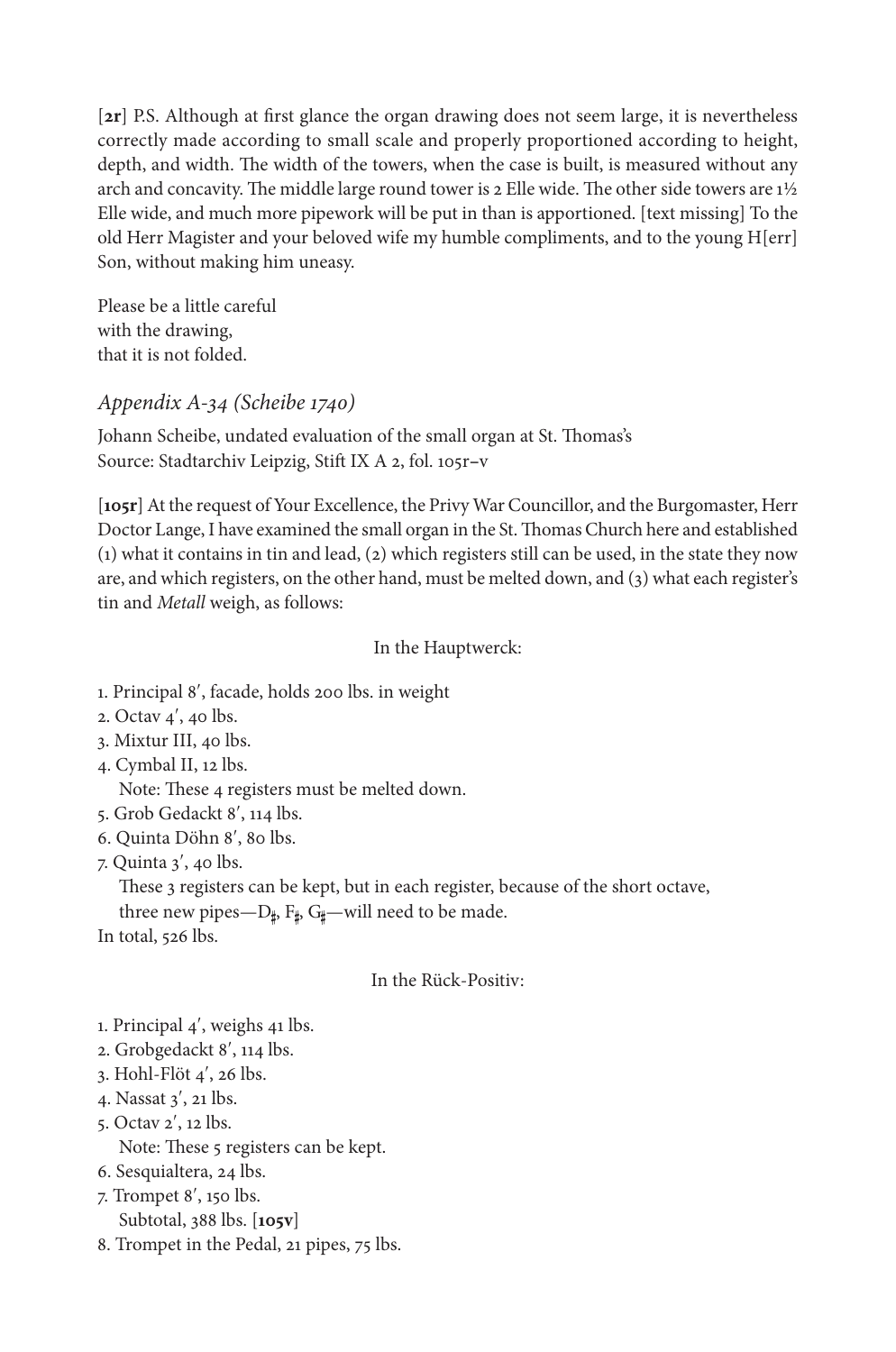[**2r**] P.S. Although at first glance the organ drawing does not seem large, it is nevertheless correctly made according to small scale and properly proportioned according to height, depth, and width. The width of the towers, when the case is built, is measured without any arch and concavity. The middle large round tower is 2 Elle wide. The other side towers are 1½ Elle wide, and much more pipework will be put in than is apportioned. [text missing] To the old Herr Magister and your beloved wife my humble compliments, and to the young H[err] Son, without making him uneasy.

Please be a little careful
with the drawing,
that it is not folded.

### *Appendix A-34 (Scheibe 1740)*

Johann Scheibe, undated evaluation of the small organ at St. Thomas's
Source: Stadtarchiv Leipzig, Stift IX A 2, fol. 105r–v

[**105r**] At the request of Your Excellence, the Privy War Councillor, and the Burgomaster, Herr Doctor Lange, I have examined the small organ in the St. Thomas Church here and established (1) what it contains in tin and lead, (2) which registers still can be used, in the state they now are, and which registers, on the other hand, must be melted down, and (3) what each register's tin and *Metall* weigh, as follows:

In the Hauptwerck:

1. Principal 8′, facade, holds 200 lbs. in weight
2. Octav 4′, 40 lbs.
3. Mixtur III, 40 lbs.
4. Cymbal II, 12 lbs.
   Note: These 4 registers must be melted down.
5. Grob Gedackt 8′, 114 lbs.
6. Quinta Döhn 8′, 80 lbs.
7. Quinta 3′, 40 lbs.
   These 3 registers can be kept, but in each register, because of the short octave, three new pipes—D♯, F♯, G♯—will need to be made.

In total, 526 lbs.

In the Rück-Positiv:

1. Principal 4′, weighs 41 lbs.
2. Grobgedackt 8′, 114 lbs.
3. Hohl-Flöt 4′, 26 lbs.
4. Nassat 3′, 21 lbs.
5. Octav 2′, 12 lbs.
   Note: These 5 registers can be kept.
6. Sesquialtera, 24 lbs.
7. Trompet 8′, 150 lbs.
   Subtotal, 388 lbs. [**105v**]
8. Trompet in the Pedal, 21 pipes, 75 lbs.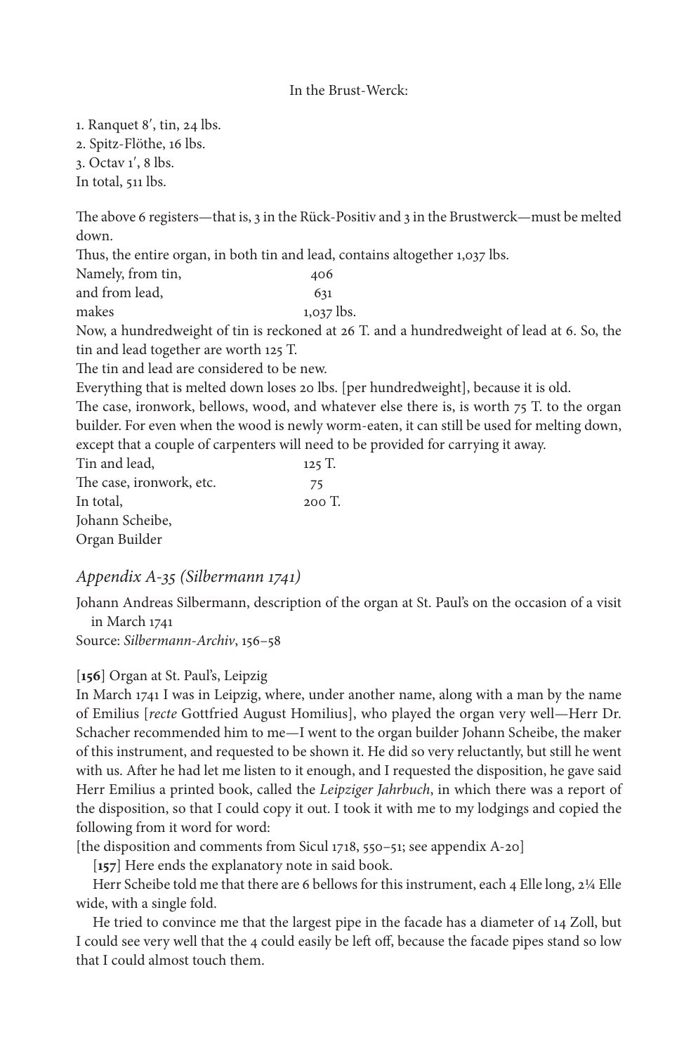In the Brust-Werck:

1. Ranquet 8′, tin, 24 lbs.
2. Spitz-Flöthe, 16 lbs.
3. Octav 1′, 8 lbs.
In total, 511 lbs.

The above 6 registers—that is, 3 in the Rück-Positiv and 3 in the Brustwerck—must be melted down.

Thus, the entire organ, in both tin and lead, contains altogether 1,037 lbs.

| | |
|---|---|
| Namely, from tin, | 406 |
| and from lead, | 631 |
| makes | 1,037 lbs. |

Now, a hundredweight of tin is reckoned at 26 T. and a hundredweight of lead at 6. So, the tin and lead together are worth 125 T.

The tin and lead are considered to be new.

Everything that is melted down loses 20 lbs. [per hundredweight], because it is old.

The case, ironwork, bellows, wood, and whatever else there is, is worth 75 T. to the organ builder. For even when the wood is newly worm-eaten, it can still be used for melting down, except that a couple of carpenters will need to be provided for carrying it away.

| | |
|---|---|
| Tin and lead, | 125 T. |
| The case, ironwork, etc. | 75 |
| In total, | 200 T. |

Johann Scheibe,
Organ Builder

### *Appendix A-35 (Silbermann 1741)*

Johann Andreas Silbermann, description of the organ at St. Paul's on the occasion of a visit in March 1741
Source: *Silbermann-Archiv*, 156–58

[**156**] Organ at St. Paul's, Leipzig
In March 1741 I was in Leipzig, where, under another name, along with a man by the name of Emilius [*recte* Gottfried August Homilius], who played the organ very well—Herr Dr. Schacher recommended him to me—I went to the organ builder Johann Scheibe, the maker of this instrument, and requested to be shown it. He did so very reluctantly, but still he went with us. After he had let me listen to it enough, and I requested the disposition, he gave said Herr Emilius a printed book, called the *Leipziger Jahrbuch*, in which there was a report of the disposition, so that I could copy it out. I took it with me to my lodgings and copied the following from it word for word:
[the disposition and comments from Sicul 1718, 550–51; see appendix A-20]

[**157**] Here ends the explanatory note in said book.

Herr Scheibe told me that there are 6 bellows for this instrument, each 4 Elle long, 2¼ Elle wide, with a single fold.

He tried to convince me that the largest pipe in the facade has a diameter of 14 Zoll, but I could see very well that the 4 could easily be left off, because the facade pipes stand so low that I could almost touch them.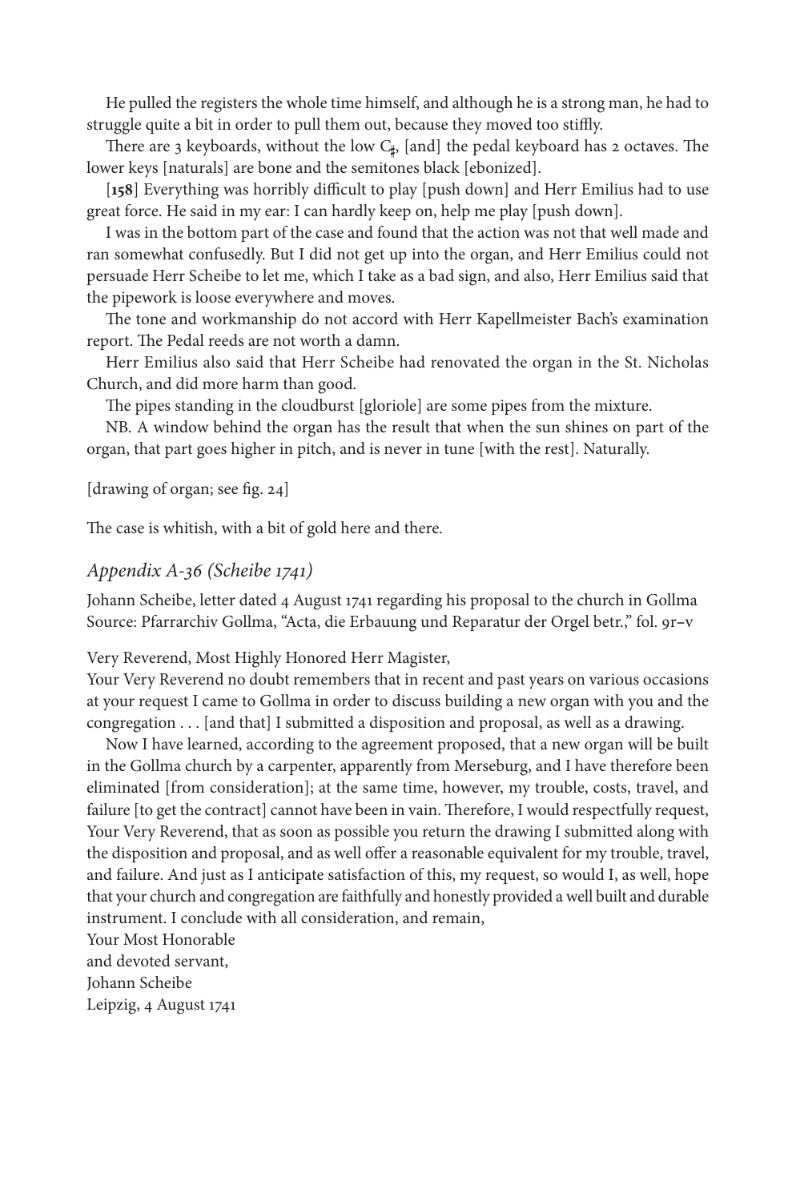He pulled the registers the whole time himself, and although he is a strong man, he had to struggle quite a bit in order to pull them out, because they moved too stiffly.

There are 3 keyboards, without the low C♯, [and] the pedal keyboard has 2 octaves. The lower keys [naturals] are bone and the semitones black [ebonized].

[**158**] Everything was horribly difficult to play [push down] and Herr Emilius had to use great force. He said in my ear: I can hardly keep on, help me play [push down].

I was in the bottom part of the case and found that the action was not that well made and ran somewhat confusedly. But I did not get up into the organ, and Herr Emilius could not persuade Herr Scheibe to let me, which I take as a bad sign, and also, Herr Emilius said that the pipework is loose everywhere and moves.

The tone and workmanship do not accord with Herr Kapellmeister Bach's examination report. The Pedal reeds are not worth a damn.

Herr Emilius also said that Herr Scheibe had renovated the organ in the St. Nicholas Church, and did more harm than good.

The pipes standing in the cloudburst [gloriole] are some pipes from the mixture.

NB. A window behind the organ has the result that when the sun shines on part of the organ, that part goes higher in pitch, and is never in tune [with the rest]. Naturally.

[drawing of organ; see fig. 24]

The case is whitish, with a bit of gold here and there.

## *Appendix A-36 (Scheibe 1741)*

Johann Scheibe, letter dated 4 August 1741 regarding his proposal to the church in Gollma
Source: Pfarrarchiv Gollma, "Acta, die Erbauung und Reparatur der Orgel betr.," fol. 9r–v

Very Reverend, Most Highly Honored Herr Magister,
Your Very Reverend no doubt remembers that in recent and past years on various occasions at your request I came to Gollma in order to discuss building a new organ with you and the congregation . . . [and that] I submitted a disposition and proposal, as well as a drawing.

Now I have learned, according to the agreement proposed, that a new organ will be built in the Gollma church by a carpenter, apparently from Merseburg, and I have therefore been eliminated [from consideration]; at the same time, however, my trouble, costs, travel, and failure [to get the contract] cannot have been in vain. Therefore, I would respectfully request, Your Very Reverend, that as soon as possible you return the drawing I submitted along with the disposition and proposal, and as well offer a reasonable equivalent for my trouble, travel, and failure. And just as I anticipate satisfaction of this, my request, so would I, as well, hope that your church and congregation are faithfully and honestly provided a well built and durable instrument. I conclude with all consideration, and remain,
Your Most Honorable
and devoted servant,
Johann Scheibe
Leipzig, 4 August 1741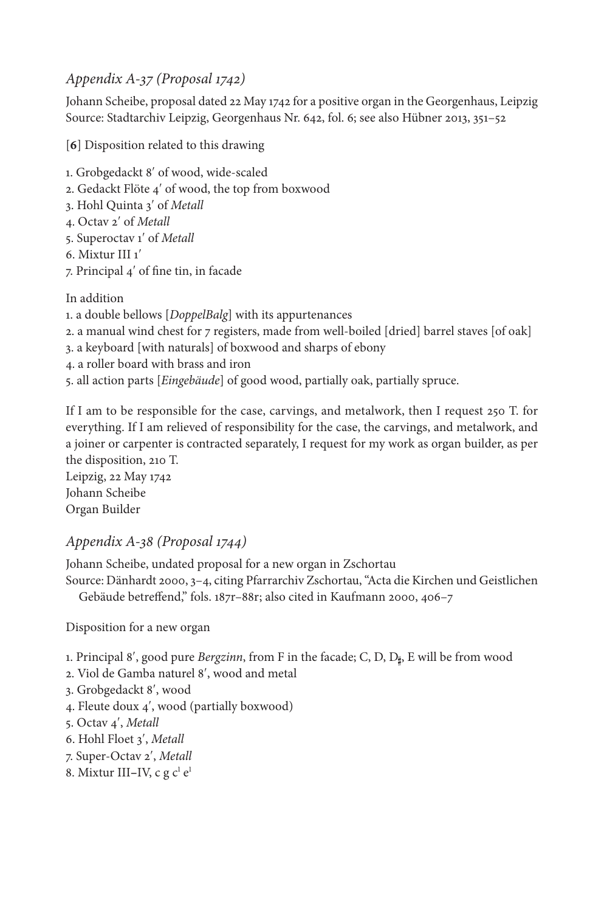### *Appendix A-37 (Proposal 1742)*

Johann Scheibe, proposal dated 22 May 1742 for a positive organ in the Georgenhaus, Leipzig
Source: Stadtarchiv Leipzig, Georgenhaus Nr. 642, fol. 6; see also Hübner 2013, 351–52

[**6**] Disposition related to this drawing

1. Grobgedackt 8′ of wood, wide-scaled
2. Gedackt Flöte 4′ of wood, the top from boxwood
3. Hohl Quinta 3′ of *Metall*
4. Octav 2′ of *Metall*
5. Superoctav 1′ of *Metall*
6. Mixtur III 1′
7. Principal 4′ of fine tin, in facade

In addition

1. a double bellows [*DoppelBalg*] with its appurtenances
2. a manual wind chest for 7 registers, made from well-boiled [dried] barrel staves [of oak]
3. a keyboard [with naturals] of boxwood and sharps of ebony
4. a roller board with brass and iron
5. all action parts [*Eingebäude*] of good wood, partially oak, partially spruce.

If I am to be responsible for the case, carvings, and metalwork, then I request 250 T. for everything. If I am relieved of responsibility for the case, the carvings, and metalwork, and a joiner or carpenter is contracted separately, I request for my work as organ builder, as per the disposition, 210 T.
Leipzig, 22 May 1742
Johann Scheibe
Organ Builder

### *Appendix A-38 (Proposal 1744)*

Johann Scheibe, undated proposal for a new organ in Zschortau
Source: Dänhardt 2000, 3–4, citing Pfarrarchiv Zschortau, "Acta die Kirchen und Geistlichen Gebäude betreffend," fols. 187r–88r; also cited in Kaufmann 2000, 406–7

Disposition for a new organ

1. Principal 8′, good pure *Bergzinn*, from F in the facade; C, D, D♯, E will be from wood
2. Viol de Gamba naturel 8′, wood and metal
3. Grobgedackt 8′, wood
4. Fleute doux 4′, wood (partially boxwood)
5. Octav 4′, *Metall*
6. Hohl Floet 3′, *Metall*
7. Super-Octav 2′, *Metall*
8. Mixtur III–IV, c g $c^1$ $e^1$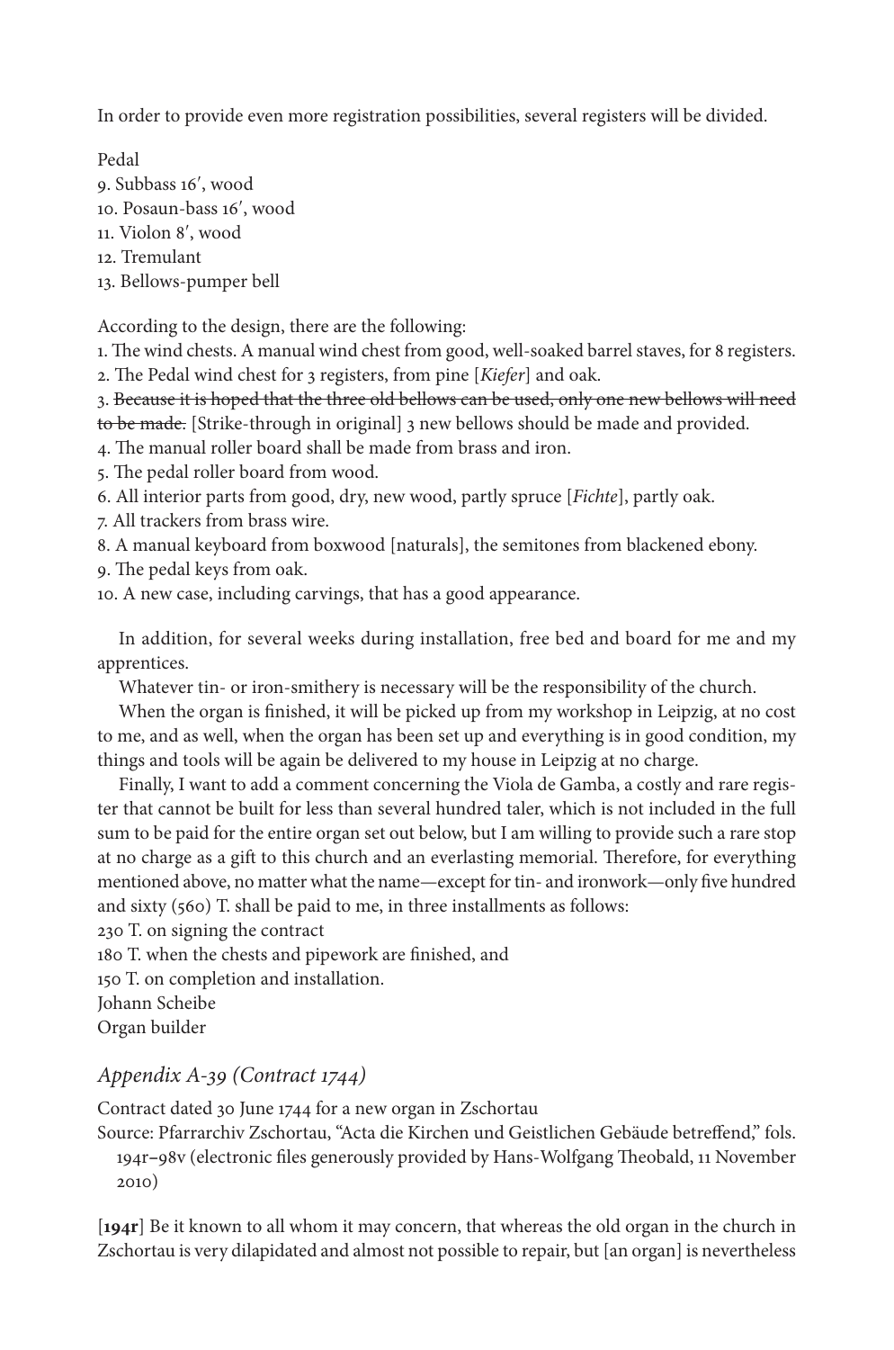In order to provide even more registration possibilities, several registers will be divided.

Pedal
9. Subbass 16′, wood
10. Posaun-bass 16′, wood
11. Violon 8′, wood
12. Tremulant
13. Bellows-pumper bell

According to the design, there are the following:
1. The wind chests. A manual wind chest from good, well-soaked barrel staves, for 8 registers.
2. The Pedal wind chest for 3 registers, from pine [*Kiefer*] and oak.
3. ~~Because it is hoped that the three old bellows can be used, only one new bellows will need to be made.~~ [Strike-through in original] 3 new bellows should be made and provided.
4. The manual roller board shall be made from brass and iron.
5. The pedal roller board from wood.
6. All interior parts from good, dry, new wood, partly spruce [*Fichte*], partly oak.
7. All trackers from brass wire.
8. A manual keyboard from boxwood [naturals], the semitones from blackened ebony.
9. The pedal keys from oak.
10. A new case, including carvings, that has a good appearance.

In addition, for several weeks during installation, free bed and board for me and my apprentices.

Whatever tin- or iron-smithery is necessary will be the responsibility of the church.

When the organ is finished, it will be picked up from my workshop in Leipzig, at no cost to me, and as well, when the organ has been set up and everything is in good condition, my things and tools will be again be delivered to my house in Leipzig at no charge.

Finally, I want to add a comment concerning the Viola de Gamba, a costly and rare register that cannot be built for less than several hundred taler, which is not included in the full sum to be paid for the entire organ set out below, but I am willing to provide such a rare stop at no charge as a gift to this church and an everlasting memorial. Therefore, for everything mentioned above, no matter what the name—except for tin- and ironwork—only five hundred and sixty (560) T. shall be paid to me, in three installments as follows:
230 T. on signing the contract
180 T. when the chests and pipework are finished, and
150 T. on completion and installation.
Johann Scheibe
Organ builder

## *Appendix A-39 (Contract 1744)*

Contract dated 30 June 1744 for a new organ in Zschortau

Source: Pfarrarchiv Zschortau, "Acta die Kirchen und Geistlichen Gebäude betreffend," fols. 194r–98v (electronic files generously provided by Hans-Wolfgang Theobald, 11 November 2010)

[**194r**] Be it known to all whom it may concern, that whereas the old organ in the church in Zschortau is very dilapidated and almost not possible to repair, but [an organ] is nevertheless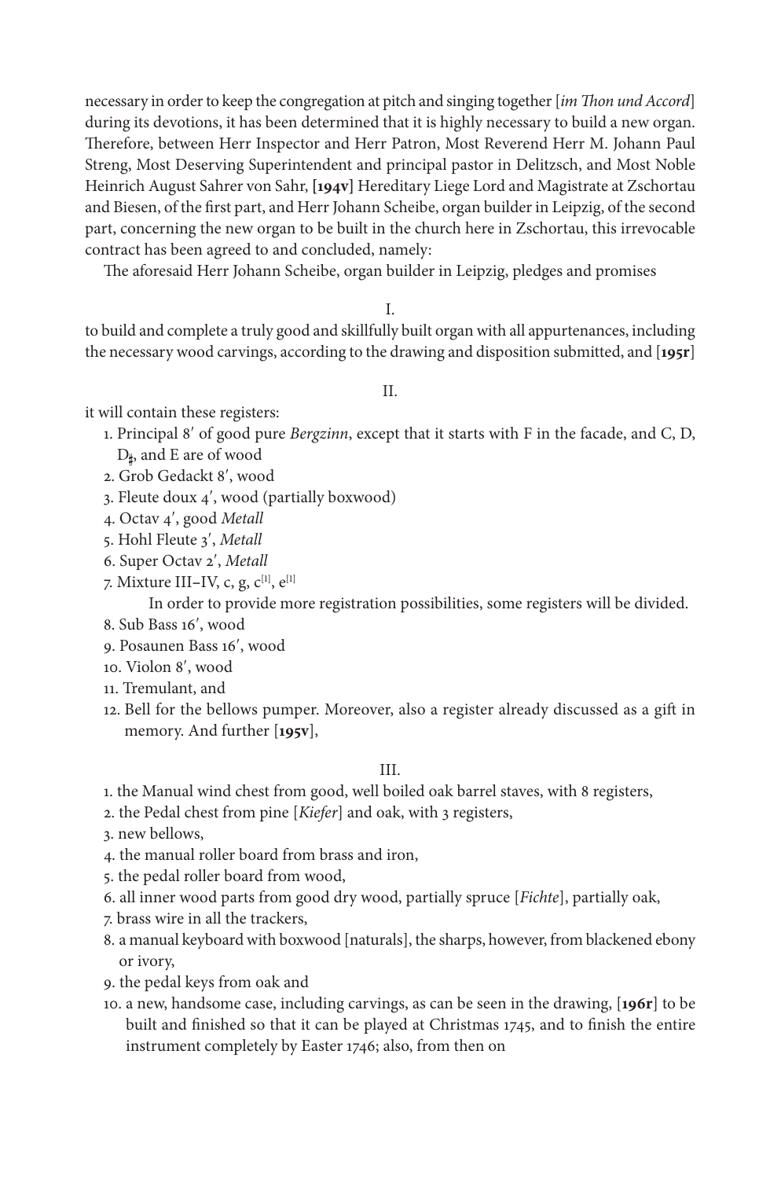necessary in order to keep the congregation at pitch and singing together [*im Thon und Accord*] during its devotions, it has been determined that it is highly necessary to build a new organ. Therefore, between Herr Inspector and Herr Patron, Most Reverend Herr M. Johann Paul Streng, Most Deserving Superintendent and principal pastor in Delitzsch, and Most Noble Heinrich August Sahrer von Sahr, **[194v]** Hereditary Liege Lord and Magistrate at Zschortau and Biesen, of the first part, and Herr Johann Scheibe, organ builder in Leipzig, of the second part, concerning the new organ to be built in the church here in Zschortau, this irrevocable contract has been agreed to and concluded, namely:

The aforesaid Herr Johann Scheibe, organ builder in Leipzig, pledges and promises

I.

to build and complete a truly good and skillfully built organ with all appurtenances, including the necessary wood carvings, according to the drawing and disposition submitted, and [**195r**]

II.

it will contain these registers:

1. Principal 8′ of good pure *Bergzinn*, except that it starts with F in the facade, and C, D, D♯, and E are of wood
2. Grob Gedackt 8′, wood
3. Fleute doux 4′, wood (partially boxwood)
4. Octav 4′, good *Metall*
5. Hohl Fleute 3′, *Metall*
6. Super Octav 2′, *Metall*
7. Mixture III–IV, c, g, c[1], e[1]

   In order to provide more registration possibilities, some registers will be divided.
8. Sub Bass 16′, wood
9. Posaunen Bass 16′, wood
10. Violon 8′, wood
11. Tremulant, and
12. Bell for the bellows pumper. Moreover, also a register already discussed as a gift in memory. And further [**195v**],

III.

1. the Manual wind chest from good, well boiled oak barrel staves, with 8 registers,
2. the Pedal chest from pine [*Kiefer*] and oak, with 3 registers,
3. new bellows,
4. the manual roller board from brass and iron,
5. the pedal roller board from wood,
6. all inner wood parts from good dry wood, partially spruce [*Fichte*], partially oak,
7. brass wire in all the trackers,
8. a manual keyboard with boxwood [naturals], the sharps, however, from blackened ebony or ivory,
9. the pedal keys from oak and
10. a new, handsome case, including carvings, as can be seen in the drawing, [**196r**] to be built and finished so that it can be played at Christmas 1745, and to finish the entire instrument completely by Easter 1746; also, from then on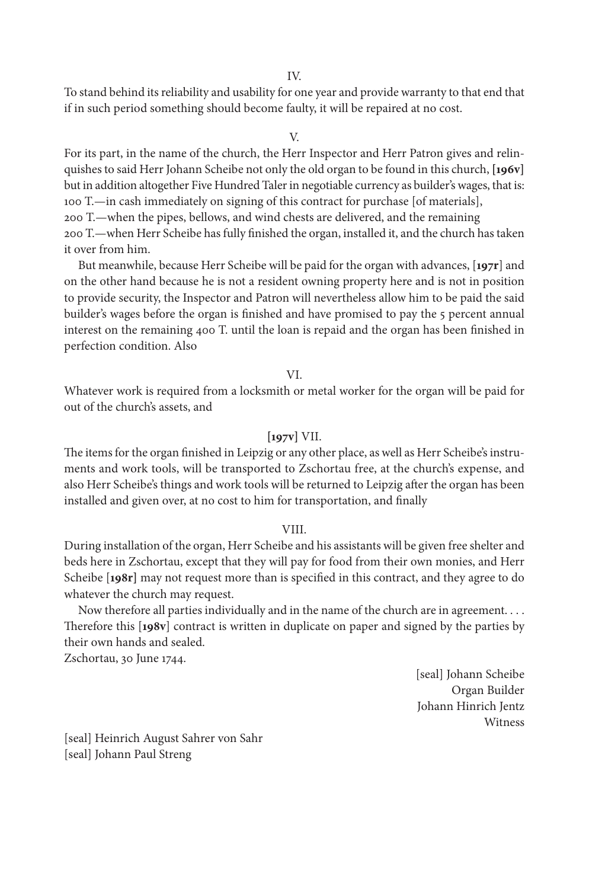IV.

To stand behind its reliability and usability for one year and provide warranty to that end that if in such period something should become faulty, it will be repaired at no cost.

V.

For its part, in the name of the church, the Herr Inspector and Herr Patron gives and relinquishes to said Herr Johann Scheibe not only the old organ to be found in this church, **[196v]** but in addition altogether Five Hundred Taler in negotiable currency as builder's wages, that is:
100 T.—in cash immediately on signing of this contract for purchase [of materials],
200 T.—when the pipes, bellows, and wind chests are delivered, and the remaining
200 T.—when Herr Scheibe has fully finished the organ, installed it, and the church has taken it over from him.

But meanwhile, because Herr Scheibe will be paid for the organ with advances, [**197r**] and on the other hand because he is not a resident owning property here and is not in position to provide security, the Inspector and Patron will nevertheless allow him to be paid the said builder's wages before the organ is finished and have promised to pay the 5 percent annual interest on the remaining 400 T. until the loan is repaid and the organ has been finished in perfection condition. Also

VI.

Whatever work is required from a locksmith or metal worker for the organ will be paid for out of the church's assets, and

**[197v]** VII.

The items for the organ finished in Leipzig or any other place, as well as Herr Scheibe's instruments and work tools, will be transported to Zschortau free, at the church's expense, and also Herr Scheibe's things and work tools will be returned to Leipzig after the organ has been installed and given over, at no cost to him for transportation, and finally

VIII.

During installation of the organ, Herr Scheibe and his assistants will be given free shelter and beds here in Zschortau, except that they will pay for food from their own monies, and Herr Scheibe **[198r]** may not request more than is specified in this contract, and they agree to do whatever the church may request.

Now therefore all parties individually and in the name of the church are in agreement. . . . Therefore this [**198v**] contract is written in duplicate on paper and signed by the parties by their own hands and sealed.
Zschortau, 30 June 1744.

[seal] Johann Scheibe
Organ Builder
Johann Hinrich Jentz
Witness

[seal] Heinrich August Sahrer von Sahr
[seal] Johann Paul Streng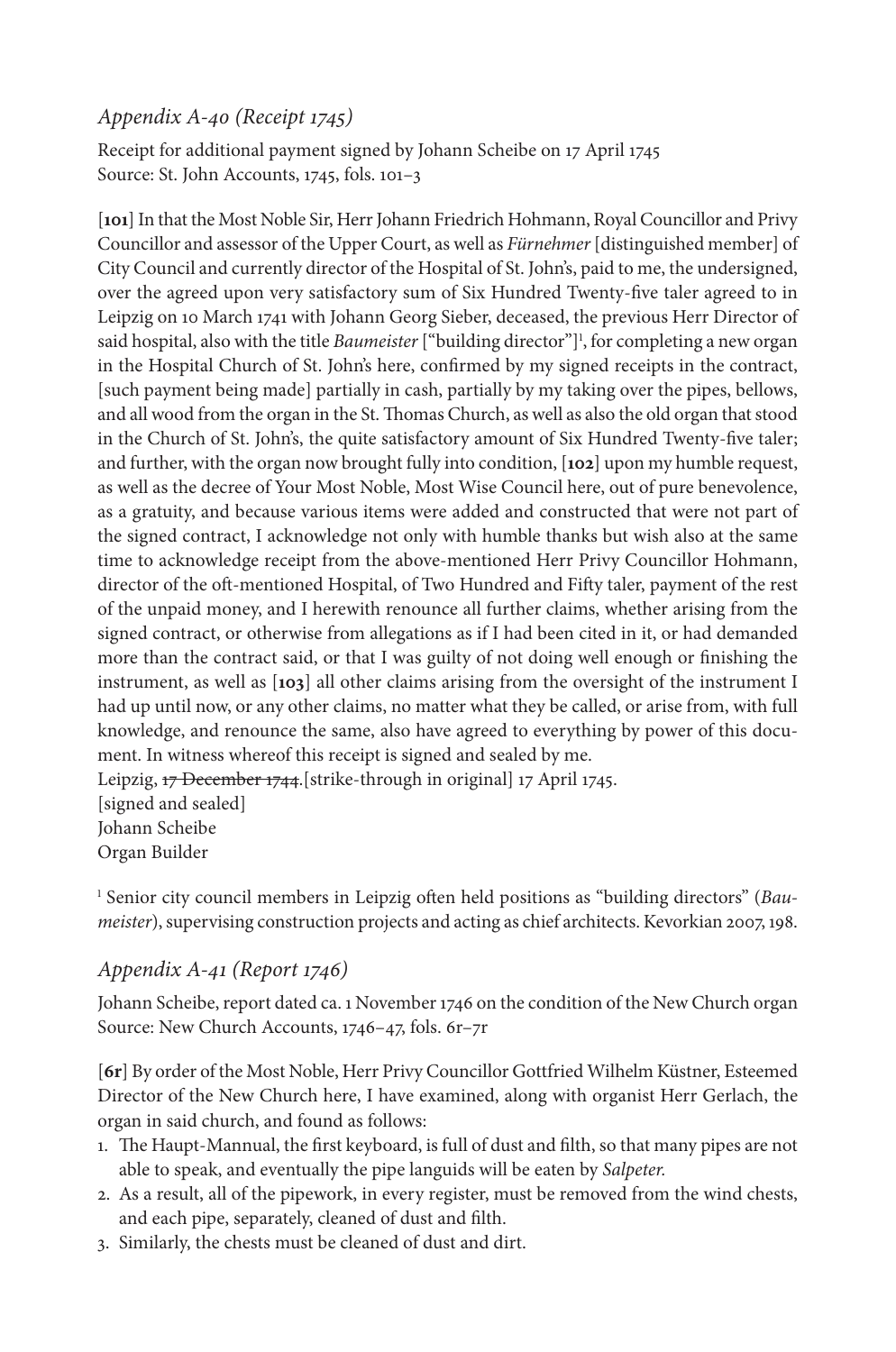## *Appendix A-40 (Receipt 1745)*

Receipt for additional payment signed by Johann Scheibe on 17 April 1745
Source: St. John Accounts, 1745, fols. 101–3

[**101**] In that the Most Noble Sir, Herr Johann Friedrich Hohmann, Royal Councillor and Privy Councillor and assessor of the Upper Court, as well as *Fürnehmer* [distinguished member] of City Council and currently director of the Hospital of St. John's, paid to me, the undersigned, over the agreed upon very satisfactory sum of Six Hundred Twenty-five taler agreed to in Leipzig on 10 March 1741 with Johann Georg Sieber, deceased, the previous Herr Director of said hospital, also with the title *Baumeister* ["building director"][1], for completing a new organ in the Hospital Church of St. John's here, confirmed by my signed receipts in the contract, [such payment being made] partially in cash, partially by my taking over the pipes, bellows, and all wood from the organ in the St. Thomas Church, as well as also the old organ that stood in the Church of St. John's, the quite satisfactory amount of Six Hundred Twenty-five taler; and further, with the organ now brought fully into condition, [**102**] upon my humble request, as well as the decree of Your Most Noble, Most Wise Council here, out of pure benevolence, as a gratuity, and because various items were added and constructed that were not part of the signed contract, I acknowledge not only with humble thanks but wish also at the same time to acknowledge receipt from the above-mentioned Herr Privy Councillor Hohmann, director of the oft-mentioned Hospital, of Two Hundred and Fifty taler, payment of the rest of the unpaid money, and I herewith renounce all further claims, whether arising from the signed contract, or otherwise from allegations as if I had been cited in it, or had demanded more than the contract said, or that I was guilty of not doing well enough or finishing the instrument, as well as [**103**] all other claims arising from the oversight of the instrument I had up until now, or any other claims, no matter what they be called, or arise from, with full knowledge, and renounce the same, also have agreed to everything by power of this document. In witness whereof this receipt is signed and sealed by me.

Leipzig, ~~17 December 1744~~.[strike-through in original] 17 April 1745.
[signed and sealed]
Johann Scheibe
Organ Builder

[1] Senior city council members in Leipzig often held positions as "building directors" (*Baumeister*), supervising construction projects and acting as chief architects. Kevorkian 2007, 198.

## *Appendix A-41 (Report 1746)*

Johann Scheibe, report dated ca. 1 November 1746 on the condition of the New Church organ
Source: New Church Accounts, 1746–47, fols. 6r–7r

[**6r**] By order of the Most Noble, Herr Privy Councillor Gottfried Wilhelm Küstner, Esteemed Director of the New Church here, I have examined, along with organist Herr Gerlach, the organ in said church, and found as follows:

1. The Haupt-Mannual, the first keyboard, is full of dust and filth, so that many pipes are not able to speak, and eventually the pipe languids will be eaten by *Salpeter.*
2. As a result, all of the pipework, in every register, must be removed from the wind chests, and each pipe, separately, cleaned of dust and filth.
3. Similarly, the chests must be cleaned of dust and dirt.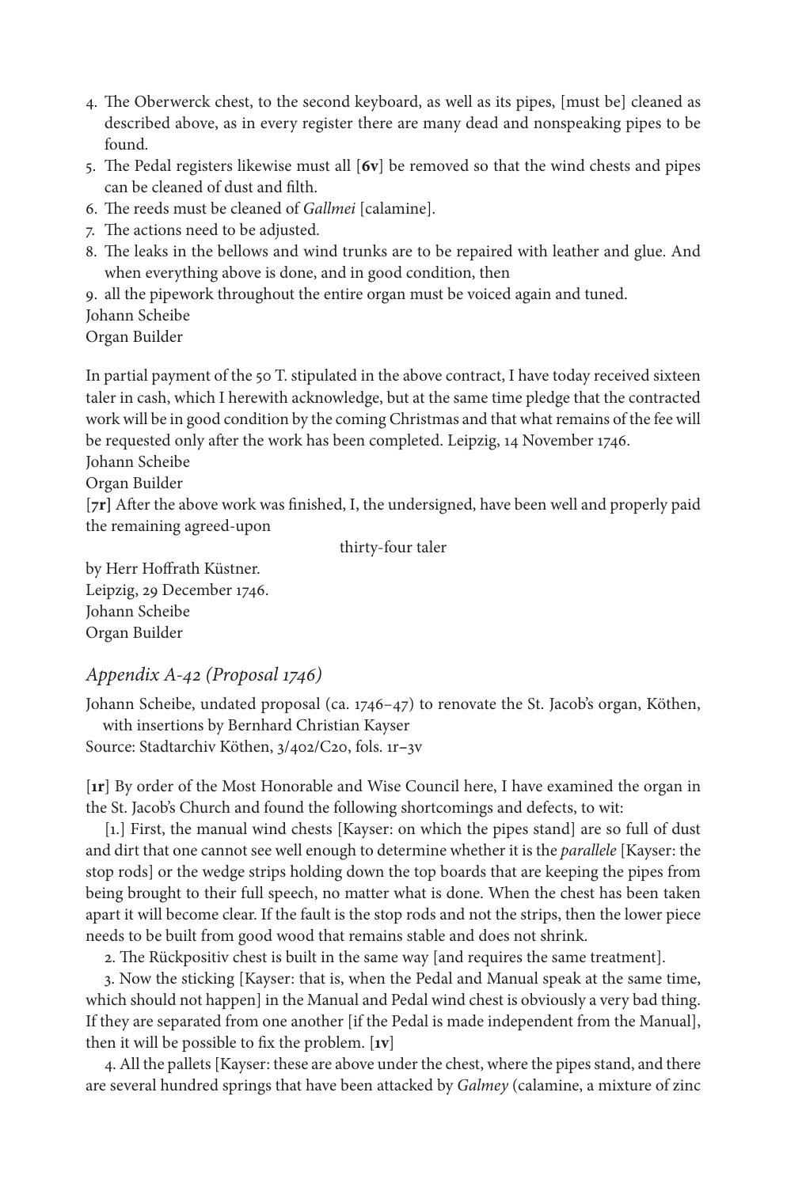4. The Oberwerck chest, to the second keyboard, as well as its pipes, [must be] cleaned as described above, as in every register there are many dead and nonspeaking pipes to be found.
5. The Pedal registers likewise must all [**6v**] be removed so that the wind chests and pipes can be cleaned of dust and filth.
6. The reeds must be cleaned of *Gallmei* [calamine].
7. The actions need to be adjusted.
8. The leaks in the bellows and wind trunks are to be repaired with leather and glue. And when everything above is done, and in good condition, then
9. all the pipework throughout the entire organ must be voiced again and tuned.

Johann Scheibe
Organ Builder

In partial payment of the 50 T. stipulated in the above contract, I have today received sixteen taler in cash, which I herewith acknowledge, but at the same time pledge that the contracted work will be in good condition by the coming Christmas and that what remains of the fee will be requested only after the work has been completed. Leipzig, 14 November 1746.
Johann Scheibe
Organ Builder
[**7r**] After the above work was finished, I, the undersigned, have been well and properly paid the remaining agreed-upon

thirty-four taler

by Herr Hoffrath Küstner.
Leipzig, 29 December 1746.
Johann Scheibe
Organ Builder

## *Appendix A-42 (Proposal 1746)*

Johann Scheibe, undated proposal (ca. 1746–47) to renovate the St. Jacob's organ, Köthen, with insertions by Bernhard Christian Kayser
Source: Stadtarchiv Köthen, 3/402/C20, fols. 1r–3v

[**1r**] By order of the Most Honorable and Wise Council here, I have examined the organ in the St. Jacob's Church and found the following shortcomings and defects, to wit:

[1.] First, the manual wind chests [Kayser: on which the pipes stand] are so full of dust and dirt that one cannot see well enough to determine whether it is the *parallele* [Kayser: the stop rods] or the wedge strips holding down the top boards that are keeping the pipes from being brought to their full speech, no matter what is done. When the chest has been taken apart it will become clear. If the fault is the stop rods and not the strips, then the lower piece needs to be built from good wood that remains stable and does not shrink.

2. The Rückpositiv chest is built in the same way [and requires the same treatment].

3. Now the sticking [Kayser: that is, when the Pedal and Manual speak at the same time, which should not happen] in the Manual and Pedal wind chest is obviously a very bad thing. If they are separated from one another [if the Pedal is made independent from the Manual], then it will be possible to fix the problem. [**1v**]

4. All the pallets [Kayser: these are above under the chest, where the pipes stand, and there are several hundred springs that have been attacked by *Galmey* (calamine, a mixture of zinc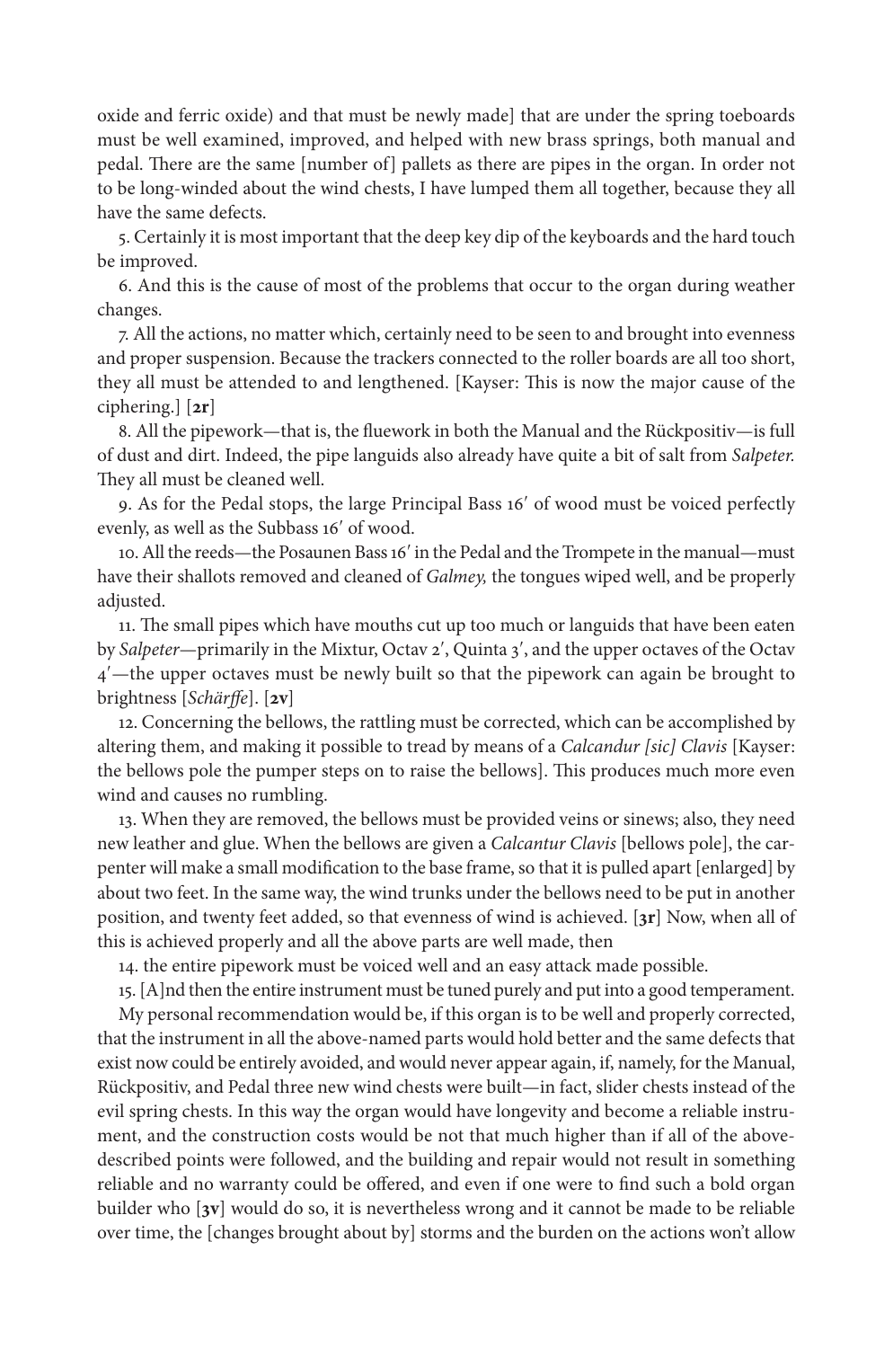oxide and ferric oxide) and that must be newly made] that are under the spring toeboards must be well examined, improved, and helped with new brass springs, both manual and pedal. There are the same [number of] pallets as there are pipes in the organ. In order not to be long-winded about the wind chests, I have lumped them all together, because they all have the same defects.

5. Certainly it is most important that the deep key dip of the keyboards and the hard touch be improved.

6. And this is the cause of most of the problems that occur to the organ during weather changes.

7. All the actions, no matter which, certainly need to be seen to and brought into evenness and proper suspension. Because the trackers connected to the roller boards are all too short, they all must be attended to and lengthened. [Kayser: This is now the major cause of the ciphering.] [**2r**]

8. All the pipework—that is, the fluework in both the Manual and the Rückpositiv—is full of dust and dirt. Indeed, the pipe languids also already have quite a bit of salt from *Salpeter.* They all must be cleaned well.

9. As for the Pedal stops, the large Principal Bass 16′ of wood must be voiced perfectly evenly, as well as the Subbass 16′ of wood.

10. All the reeds—the Posaunen Bass 16′ in the Pedal and the Trompete in the manual—must have their shallots removed and cleaned of *Galmey,* the tongues wiped well, and be properly adjusted.

11. The small pipes which have mouths cut up too much or languids that have been eaten by *Salpeter*—primarily in the Mixtur, Octav 2′, Quinta 3′, and the upper octaves of the Octav 4′—the upper octaves must be newly built so that the pipework can again be brought to brightness [*Schärffe*]. [**2v**]

12. Concerning the bellows, the rattling must be corrected, which can be accomplished by altering them, and making it possible to tread by means of a *Calcandur [sic] Clavis* [Kayser: the bellows pole the pumper steps on to raise the bellows]. This produces much more even wind and causes no rumbling.

13. When they are removed, the bellows must be provided veins or sinews; also, they need new leather and glue. When the bellows are given a *Calcantur Clavis* [bellows pole], the carpenter will make a small modification to the base frame, so that it is pulled apart [enlarged] by about two feet. In the same way, the wind trunks under the bellows need to be put in another position, and twenty feet added, so that evenness of wind is achieved. [**3r**] Now, when all of this is achieved properly and all the above parts are well made, then

14. the entire pipework must be voiced well and an easy attack made possible.

15. [A]nd then the entire instrument must be tuned purely and put into a good temperament.

My personal recommendation would be, if this organ is to be well and properly corrected, that the instrument in all the above-named parts would hold better and the same defects that exist now could be entirely avoided, and would never appear again, if, namely, for the Manual, Rückpositiv, and Pedal three new wind chests were built—in fact, slider chests instead of the evil spring chests. In this way the organ would have longevity and become a reliable instrument, and the construction costs would be not that much higher than if all of the above-described points were followed, and the building and repair would not result in something reliable and no warranty could be offered, and even if one were to find such a bold organ builder who [**3v**] would do so, it is nevertheless wrong and it cannot be made to be reliable over time, the [changes brought about by] storms and the burden on the actions won't allow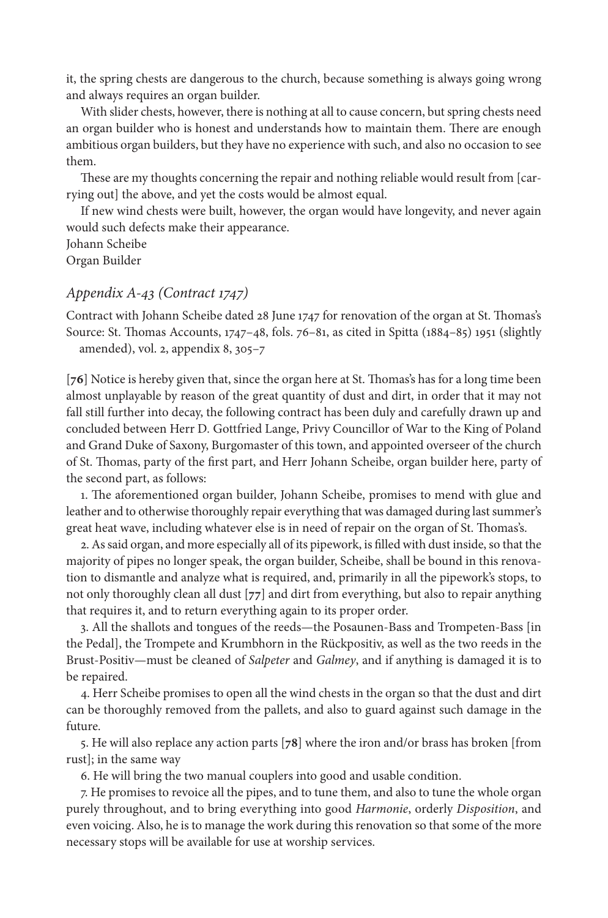it, the spring chests are dangerous to the church, because something is always going wrong and always requires an organ builder.

With slider chests, however, there is nothing at all to cause concern, but spring chests need an organ builder who is honest and understands how to maintain them. There are enough ambitious organ builders, but they have no experience with such, and also no occasion to see them.

These are my thoughts concerning the repair and nothing reliable would result from [carrying out] the above, and yet the costs would be almost equal.

If new wind chests were built, however, the organ would have longevity, and never again would such defects make their appearance.

Johann Scheibe
Organ Builder

### *Appendix A-43 (Contract 1747)*

Contract with Johann Scheibe dated 28 June 1747 for renovation of the organ at St. Thomas's
Source: St. Thomas Accounts, 1747–48, fols. 76–81, as cited in Spitta (1884–85) 1951 (slightly amended), vol. 2, appendix 8, 305–7

[**76**] Notice is hereby given that, since the organ here at St. Thomas's has for a long time been almost unplayable by reason of the great quantity of dust and dirt, in order that it may not fall still further into decay, the following contract has been duly and carefully drawn up and concluded between Herr D. Gottfried Lange, Privy Councillor of War to the King of Poland and Grand Duke of Saxony, Burgomaster of this town, and appointed overseer of the church of St. Thomas, party of the first part, and Herr Johann Scheibe, organ builder here, party of the second part, as follows:

1. The aforementioned organ builder, Johann Scheibe, promises to mend with glue and leather and to otherwise thoroughly repair everything that was damaged during last summer's great heat wave, including whatever else is in need of repair on the organ of St. Thomas's.

2. As said organ, and more especially all of its pipework, is filled with dust inside, so that the majority of pipes no longer speak, the organ builder, Scheibe, shall be bound in this renovation to dismantle and analyze what is required, and, primarily in all the pipework's stops, to not only thoroughly clean all dust [**77**] and dirt from everything, but also to repair anything that requires it, and to return everything again to its proper order.

3. All the shallots and tongues of the reeds—the Posaunen-Bass and Trompeten-Bass [in the Pedal], the Trompete and Krumbhorn in the Rückpositiv, as well as the two reeds in the Brust-Positiv—must be cleaned of *Salpeter* and *Galmey*, and if anything is damaged it is to be repaired.

4. Herr Scheibe promises to open all the wind chests in the organ so that the dust and dirt can be thoroughly removed from the pallets, and also to guard against such damage in the future.

5. He will also replace any action parts [**78**] where the iron and/or brass has broken [from rust]; in the same way

6. He will bring the two manual couplers into good and usable condition.

7. He promises to revoice all the pipes, and to tune them, and also to tune the whole organ purely throughout, and to bring everything into good *Harmonie*, orderly *Disposition*, and even voicing. Also, he is to manage the work during this renovation so that some of the more necessary stops will be available for use at worship services.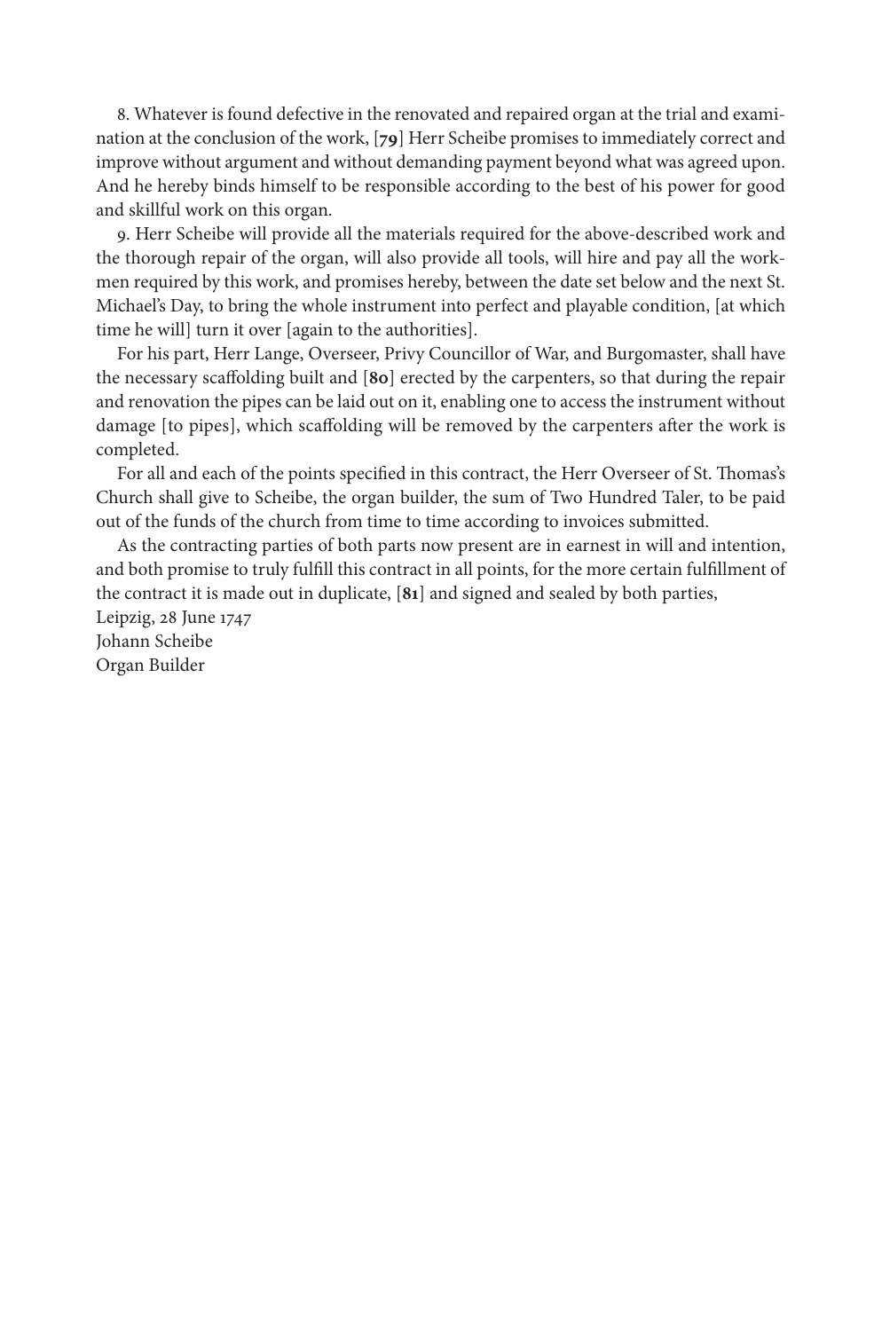8. Whatever is found defective in the renovated and repaired organ at the trial and examination at the conclusion of the work, [**79**] Herr Scheibe promises to immediately correct and improve without argument and without demanding payment beyond what was agreed upon. And he hereby binds himself to be responsible according to the best of his power for good and skillful work on this organ.

9. Herr Scheibe will provide all the materials required for the above-described work and the thorough repair of the organ, will also provide all tools, will hire and pay all the workmen required by this work, and promises hereby, between the date set below and the next St. Michael's Day, to bring the whole instrument into perfect and playable condition, [at which time he will] turn it over [again to the authorities].

For his part, Herr Lange, Overseer, Privy Councillor of War, and Burgomaster, shall have the necessary scaffolding built and [**80**] erected by the carpenters, so that during the repair and renovation the pipes can be laid out on it, enabling one to access the instrument without damage [to pipes], which scaffolding will be removed by the carpenters after the work is completed.

For all and each of the points specified in this contract, the Herr Overseer of St. Thomas's Church shall give to Scheibe, the organ builder, the sum of Two Hundred Taler, to be paid out of the funds of the church from time to time according to invoices submitted.

As the contracting parties of both parts now present are in earnest in will and intention, and both promise to truly fulfill this contract in all points, for the more certain fulfillment of the contract it is made out in duplicate, [**81**] and signed and sealed by both parties,

Leipzig, 28 June 1747
Johann Scheibe
Organ Builder